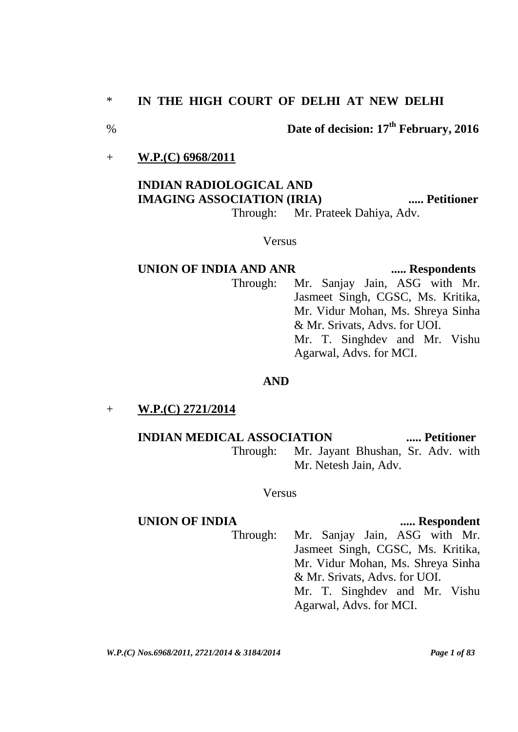\* **IN THE HIGH COURT OF DELHI AT NEW DELHI**

% **Date of decision: 17th February, 2016**

\+ **W.P.(C) 6968/2011**

**INDIAN RADIOLOGICAL AND IMAGING ASSOCIATION (IRIA)** ..... **Petitioner**

Through: Mr. Prateek Dahiya, Adv.

Versus

**UNION OF INDIA AND ANR** ..... **Respondents**

Through: Mr. Sanjay Jain, ASG with Mr. Jasmeet Singh, CGSC, Ms. Kritika, Mr. Vidur Mohan, Ms. Shreya Sinha & Mr. Srivats, Advs. for UOI.
Mr. T. Singhdev and Mr. Vishu Agarwal, Advs. for MCI.

**AND**

\+ **W.P.(C) 2721/2014**

**INDIAN MEDICAL ASSOCIATION** ..... **Petitioner**

Through: Mr. Jayant Bhushan, Sr. Adv. with Mr. Netesh Jain, Adv.

Versus

**UNION OF INDIA** ..... **Respondent**

Through: Mr. Sanjay Jain, ASG with Mr. Jasmeet Singh, CGSC, Ms. Kritika, Mr. Vidur Mohan, Ms. Shreya Sinha & Mr. Srivats, Advs. for UOI.
Mr. T. Singhdev and Mr. Vishu Agarwal, Advs. for MCI.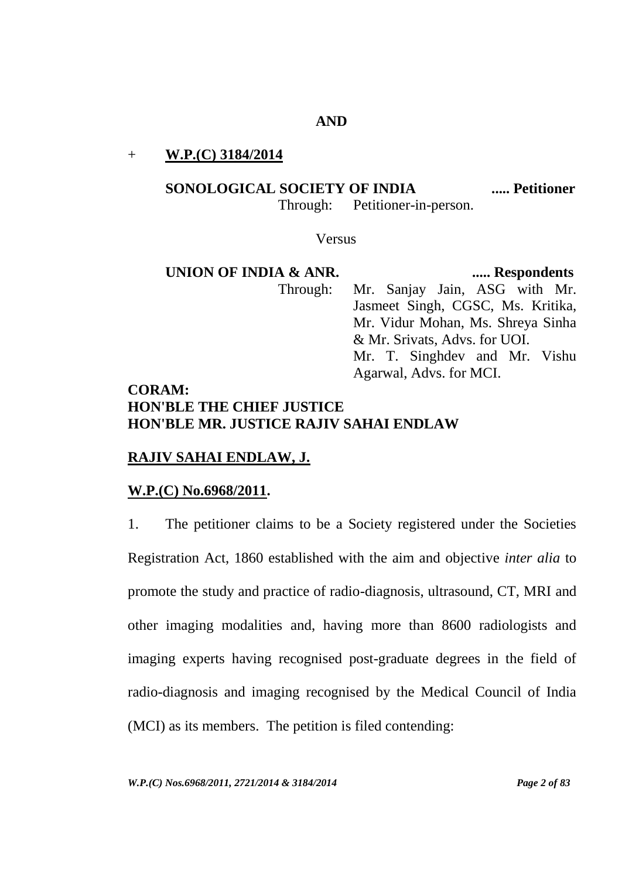**AND**

\+ **W.P.(C) 3184/2014**

**SONOLOGICAL SOCIETY OF INDIA** ..... **Petitioner**
Through: Petitioner-in-person.

Versus

**UNION OF INDIA & ANR.** ..... **Respondents**
Through: Mr. Sanjay Jain, ASG with Mr. Jasmeet Singh, CGSC, Ms. Kritika, Mr. Vidur Mohan, Ms. Shreya Sinha & Mr. Srivats, Advs. for UOI.
Mr. T. Singhdev and Mr. Vishu Agarwal, Advs. for MCI.

**CORAM:**
**HON'BLE THE CHIEF JUSTICE**
**HON'BLE MR. JUSTICE RAJIV SAHAI ENDLAW**

**RAJIV SAHAI ENDLAW, J.**

**W.P.(C) No.6968/2011.**

1. The petitioner claims to be a Society registered under the Societies Registration Act, 1860 established with the aim and objective *inter alia* to promote the study and practice of radio-diagnosis, ultrasound, CT, MRI and other imaging modalities and, having more than 8600 radiologists and imaging experts having recognised post-graduate degrees in the field of radio-diagnosis and imaging recognised by the Medical Council of India (MCI) as its members. The petition is filed contending: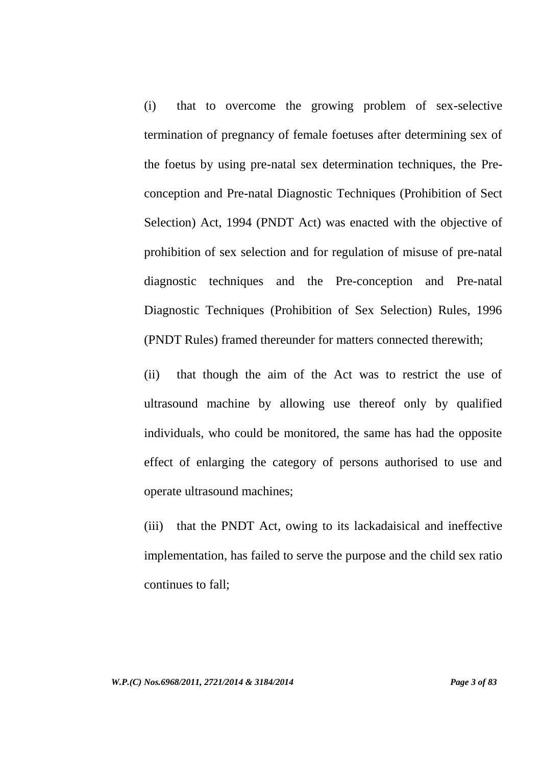(i) that to overcome the growing problem of sex-selective termination of pregnancy of female foetuses after determining sex of the foetus by using pre-natal sex determination techniques, the Pre-conception and Pre-natal Diagnostic Techniques (Prohibition of Sect Selection) Act, 1994 (PNDT Act) was enacted with the objective of prohibition of sex selection and for regulation of misuse of pre-natal diagnostic techniques and the Pre-conception and Pre-natal Diagnostic Techniques (Prohibition of Sex Selection) Rules, 1996 (PNDT Rules) framed thereunder for matters connected therewith;

(ii) that though the aim of the Act was to restrict the use of ultrasound machine by allowing use thereof only by qualified individuals, who could be monitored, the same has had the opposite effect of enlarging the category of persons authorised to use and operate ultrasound machines;

(iii) that the PNDT Act, owing to its lackadaisical and ineffective implementation, has failed to serve the purpose and the child sex ratio continues to fall;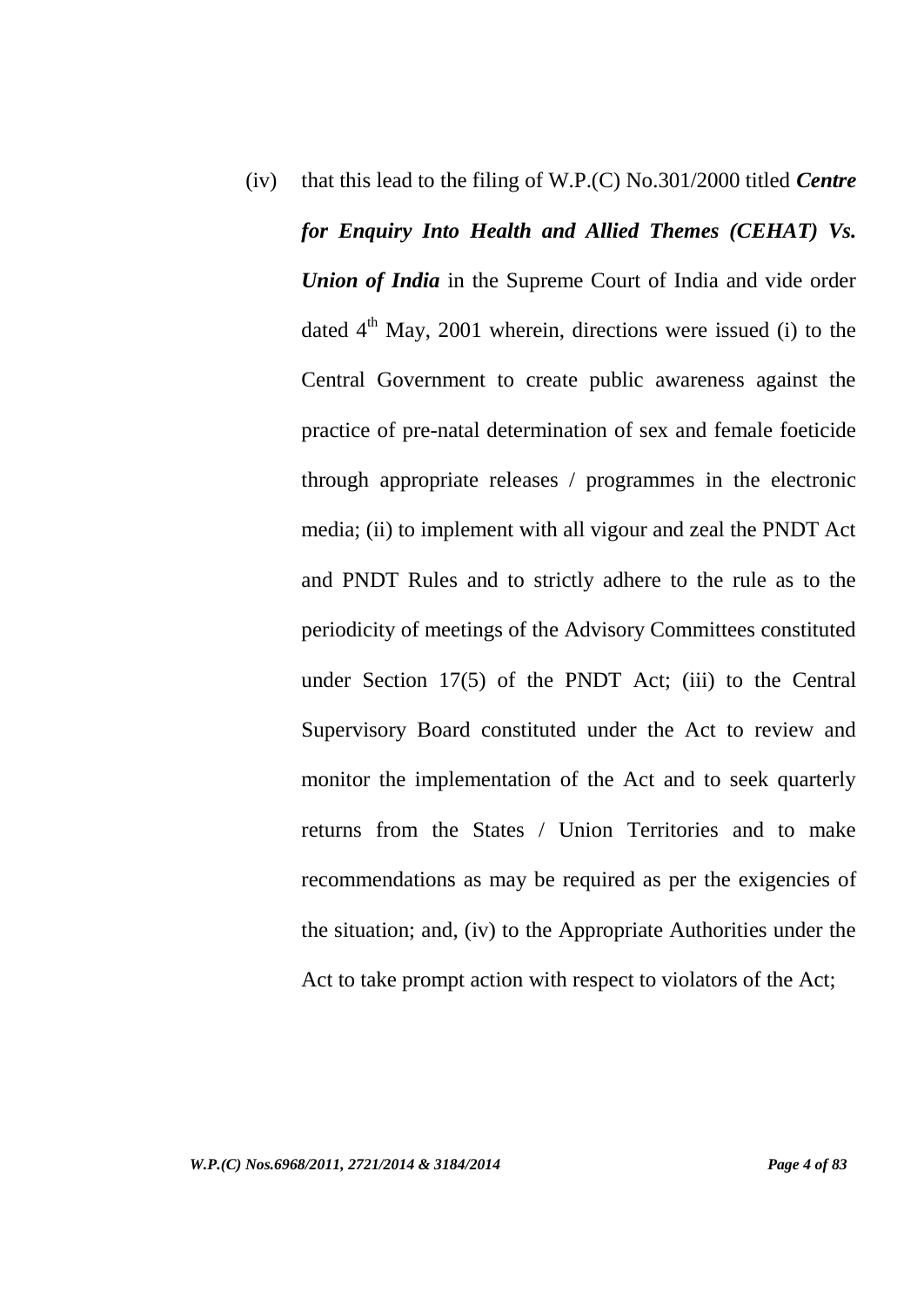(iv) that this lead to the filing of W.P.(C) No.301/2000 titled ***Centre for Enquiry Into Health and Allied Themes (CEHAT) Vs. Union of India*** in the Supreme Court of India and vide order dated 4th May, 2001 wherein, directions were issued (i) to the Central Government to create public awareness against the practice of pre-natal determination of sex and female foeticide through appropriate releases / programmes in the electronic media; (ii) to implement with all vigour and zeal the PNDT Act and PNDT Rules and to strictly adhere to the rule as to the periodicity of meetings of the Advisory Committees constituted under Section 17(5) of the PNDT Act; (iii) to the Central Supervisory Board constituted under the Act to review and monitor the implementation of the Act and to seek quarterly returns from the States / Union Territories and to make recommendations as may be required as per the exigencies of the situation; and, (iv) to the Appropriate Authorities under the Act to take prompt action with respect to violators of the Act;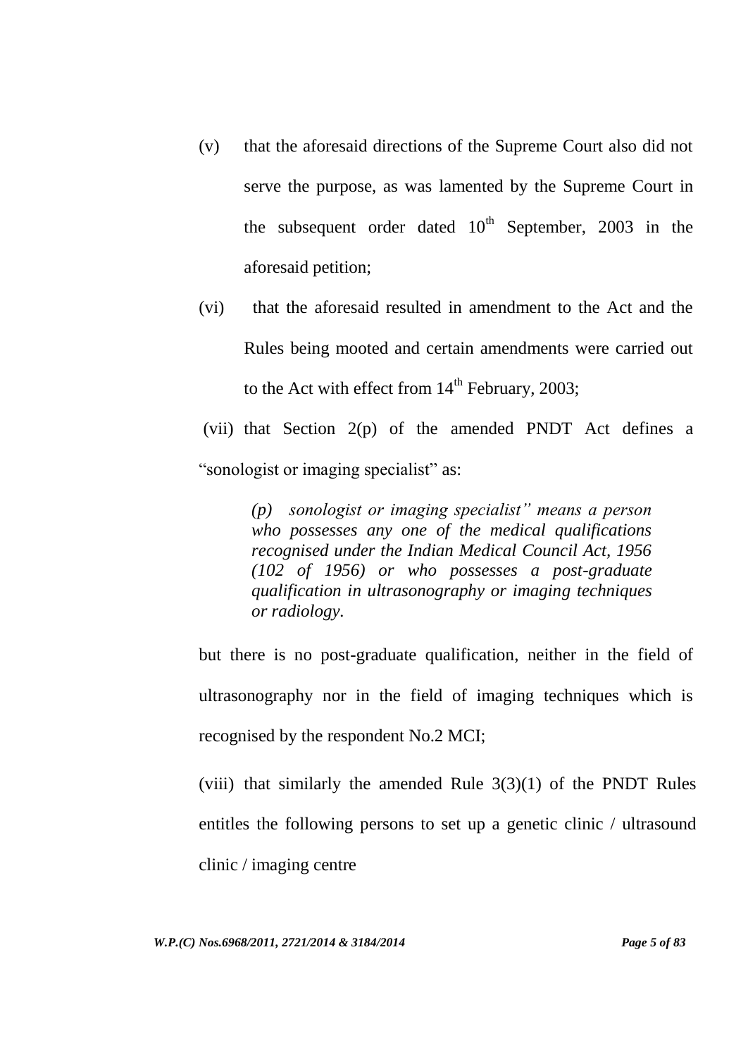(v) that the aforesaid directions of the Supreme Court also did not serve the purpose, as was lamented by the Supreme Court in the subsequent order dated 10th September, 2003 in the aforesaid petition;

(vi) that the aforesaid resulted in amendment to the Act and the Rules being mooted and certain amendments were carried out to the Act with effect from 14th February, 2003;

(vii) that Section 2(p) of the amended PNDT Act defines a "sonologist or imaging specialist" as:

> *(p) sonologist or imaging specialist" means a person who possesses any one of the medical qualifications recognised under the Indian Medical Council Act, 1956 (102 of 1956) or who possesses a post-graduate qualification in ultrasonography or imaging techniques or radiology.*

but there is no post-graduate qualification, neither in the field of ultrasonography nor in the field of imaging techniques which is recognised by the respondent No.2 MCI;

(viii) that similarly the amended Rule 3(3)(1) of the PNDT Rules entitles the following persons to set up a genetic clinic / ultrasound clinic / imaging centre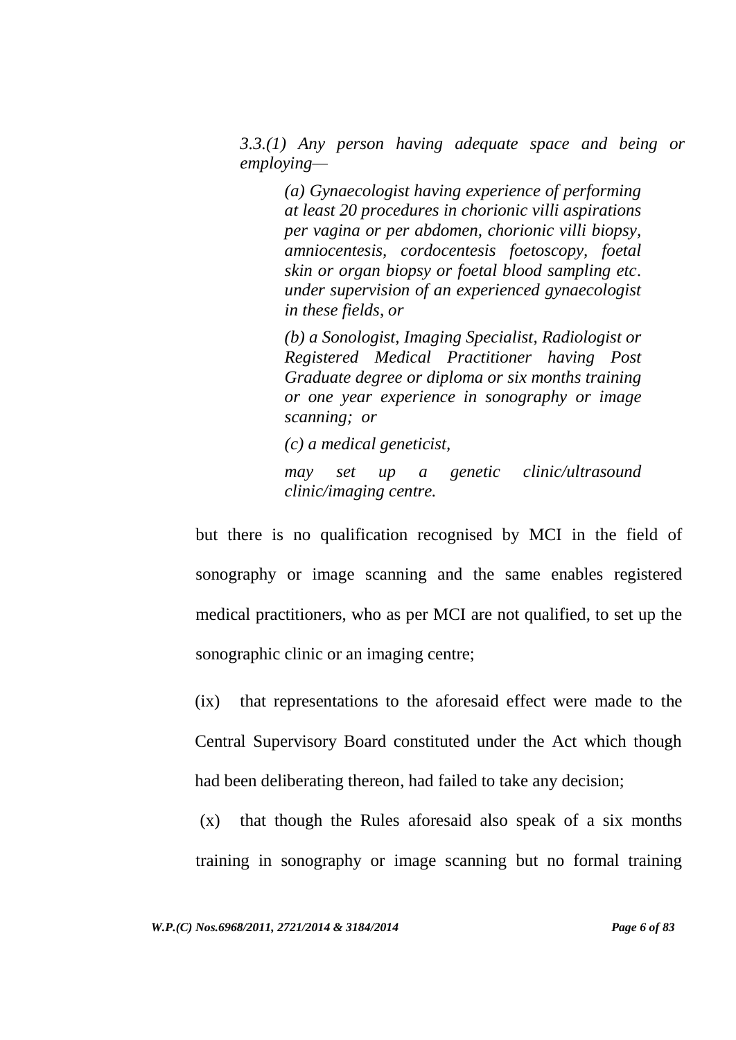> *3.3.(1) Any person having adequate space and being or employing—*
>
> > *(a) Gynaecologist having experience of performing at least 20 procedures in chorionic villi aspirations per vagina or per abdomen, chorionic villi biopsy, amniocentesis, cordocentesis foetoscopy, foetal skin or organ biopsy or foetal blood sampling etc. under supervision of an experienced gynaecologist in these fields, or*
> >
> > *(b) a Sonologist, Imaging Specialist, Radiologist or Registered Medical Practitioner having Post Graduate degree or diploma or six months training or one year experience in sonography or image scanning; or*
> >
> > *(c) a medical geneticist,*
> >
> > *may set up a genetic clinic/ultrasound clinic/imaging centre.*

but there is no qualification recognised by MCI in the field of sonography or image scanning and the same enables registered medical practitioners, who as per MCI are not qualified, to set up the sonographic clinic or an imaging centre;

(ix) that representations to the aforesaid effect were made to the Central Supervisory Board constituted under the Act which though had been deliberating thereon, had failed to take any decision;

(x) that though the Rules aforesaid also speak of a six months training in sonography or image scanning but no formal training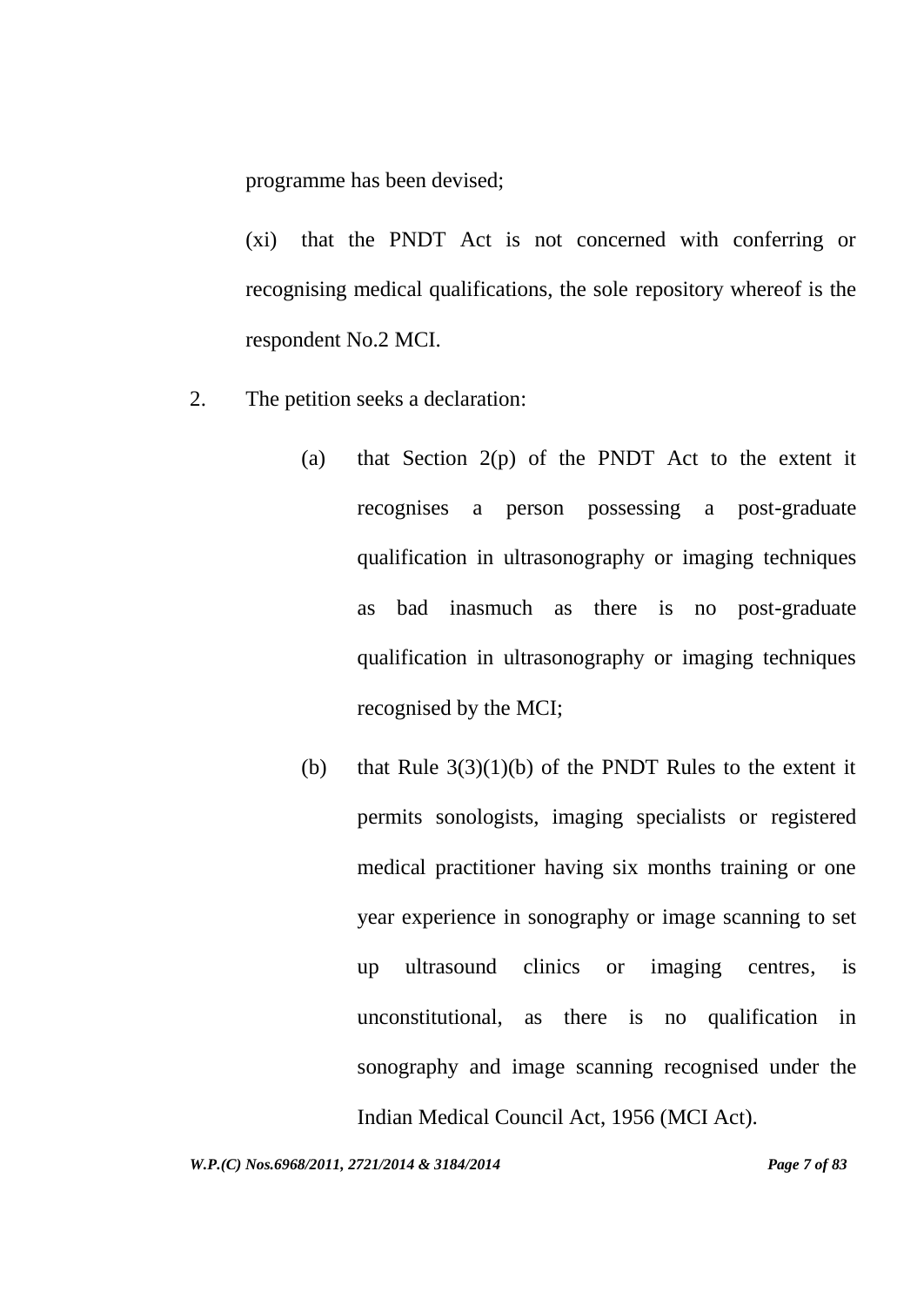programme has been devised;

(xi) that the PNDT Act is not concerned with conferring or recognising medical qualifications, the sole repository whereof is the respondent No.2 MCI.

2. The petition seeks a declaration:

   (a) that Section 2(p) of the PNDT Act to the extent it recognises a person possessing a post-graduate qualification in ultrasonography or imaging techniques as bad inasmuch as there is no post-graduate qualification in ultrasonography or imaging techniques recognised by the MCI;

   (b) that Rule 3(3)(1)(b) of the PNDT Rules to the extent it permits sonologists, imaging specialists or registered medical practitioner having six months training or one year experience in sonography or image scanning to set up ultrasound clinics or imaging centres, is unconstitutional, as there is no qualification in sonography and image scanning recognised under the Indian Medical Council Act, 1956 (MCI Act).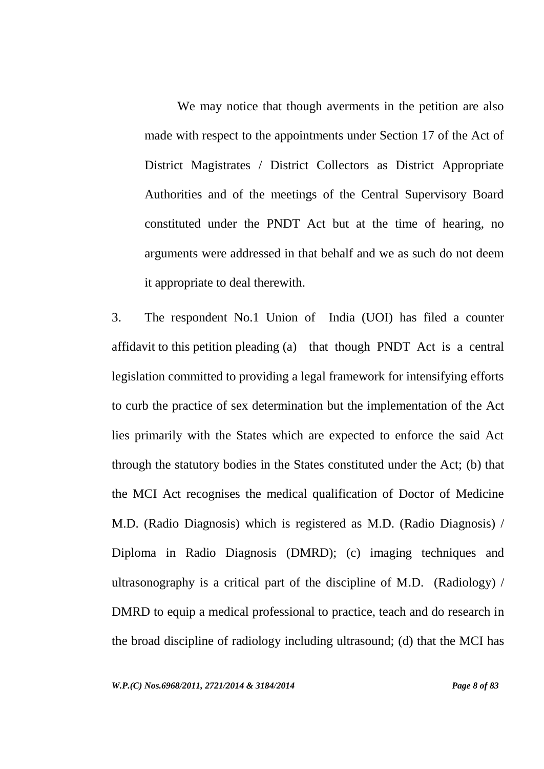We may notice that though averments in the petition are also made with respect to the appointments under Section 17 of the Act of District Magistrates / District Collectors as District Appropriate Authorities and of the meetings of the Central Supervisory Board constituted under the PNDT Act but at the time of hearing, no arguments were addressed in that behalf and we as such do not deem it appropriate to deal therewith.

3. The respondent No.1 Union of India (UOI) has filed a counter affidavit to this petition pleading (a) that though PNDT Act is a central legislation committed to providing a legal framework for intensifying efforts to curb the practice of sex determination but the implementation of the Act lies primarily with the States which are expected to enforce the said Act through the statutory bodies in the States constituted under the Act; (b) that the MCI Act recognises the medical qualification of Doctor of Medicine M.D. (Radio Diagnosis) which is registered as M.D. (Radio Diagnosis) / Diploma in Radio Diagnosis (DMRD); (c) imaging techniques and ultrasonography is a critical part of the discipline of M.D. (Radiology) / DMRD to equip a medical professional to practice, teach and do research in the broad discipline of radiology including ultrasound; (d) that the MCI has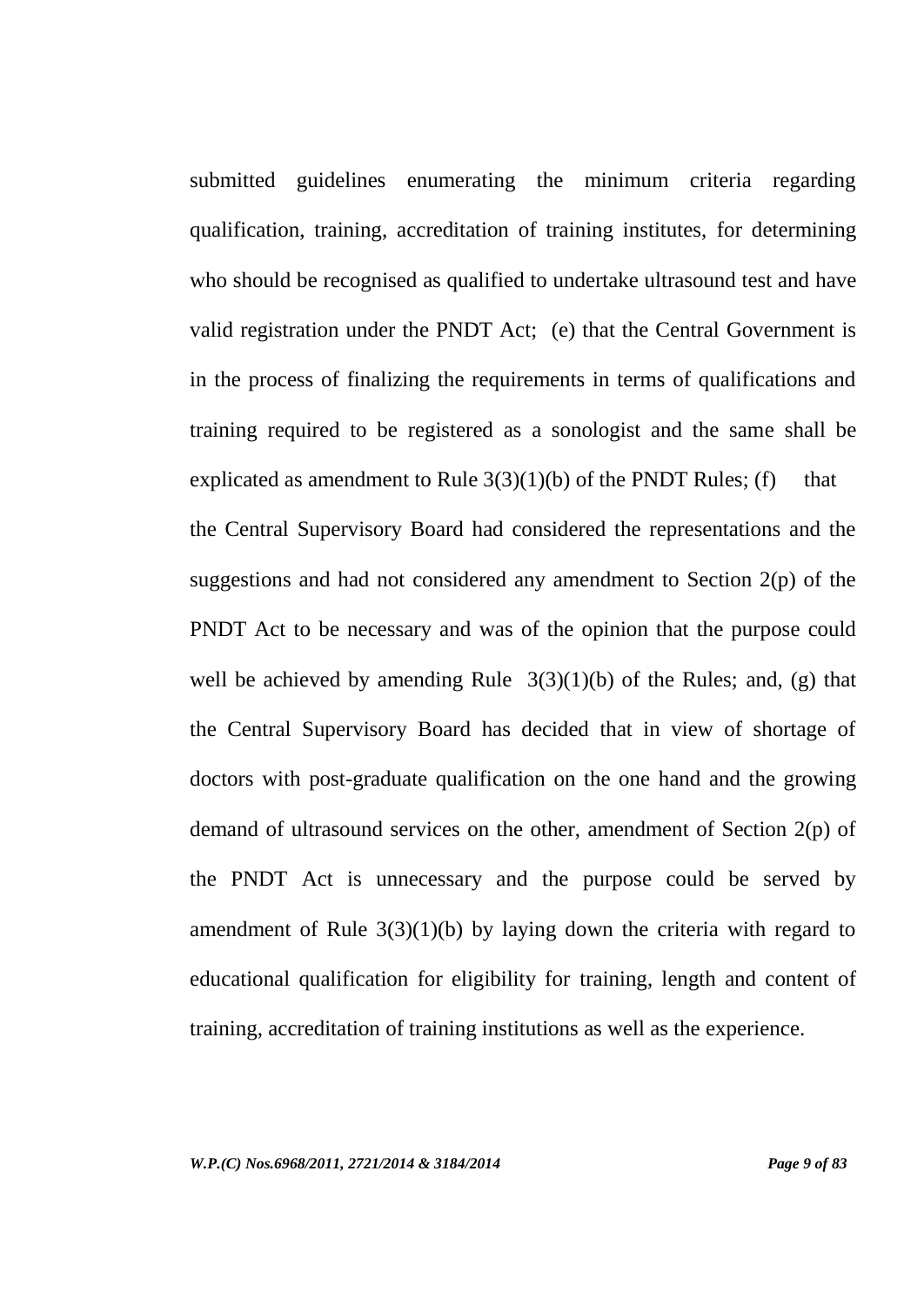submitted guidelines enumerating the minimum criteria regarding qualification, training, accreditation of training institutes, for determining who should be recognised as qualified to undertake ultrasound test and have valid registration under the PNDT Act; (e) that the Central Government is in the process of finalizing the requirements in terms of qualifications and training required to be registered as a sonologist and the same shall be explicated as amendment to Rule 3(3)(1)(b) of the PNDT Rules; (f) that the Central Supervisory Board had considered the representations and the suggestions and had not considered any amendment to Section 2(p) of the PNDT Act to be necessary and was of the opinion that the purpose could well be achieved by amending Rule 3(3)(1)(b) of the Rules; and, (g) that the Central Supervisory Board has decided that in view of shortage of doctors with post-graduate qualification on the one hand and the growing demand of ultrasound services on the other, amendment of Section 2(p) of the PNDT Act is unnecessary and the purpose could be served by amendment of Rule 3(3)(1)(b) by laying down the criteria with regard to educational qualification for eligibility for training, length and content of training, accreditation of training institutions as well as the experience.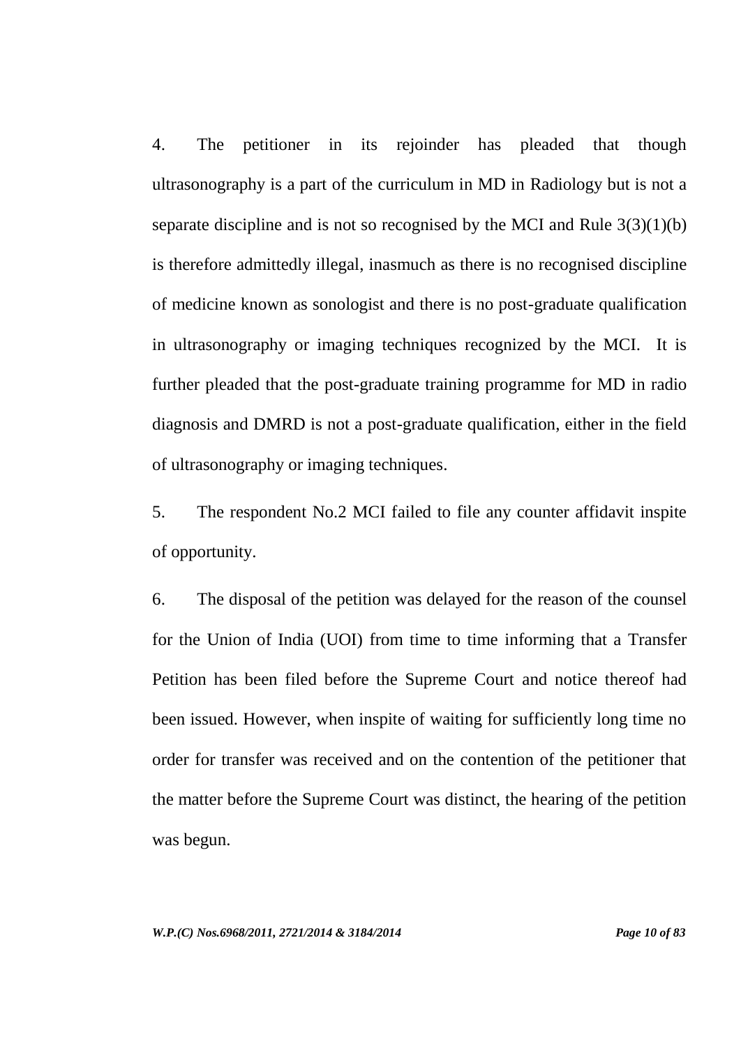4. The petitioner in its rejoinder has pleaded that though ultrasonography is a part of the curriculum in MD in Radiology but is not a separate discipline and is not so recognised by the MCI and Rule 3(3)(1)(b) is therefore admittedly illegal, inasmuch as there is no recognised discipline of medicine known as sonologist and there is no post-graduate qualification in ultrasonography or imaging techniques recognized by the MCI. It is further pleaded that the post-graduate training programme for MD in radio diagnosis and DMRD is not a post-graduate qualification, either in the field of ultrasonography or imaging techniques.

5. The respondent No.2 MCI failed to file any counter affidavit inspite of opportunity.

6. The disposal of the petition was delayed for the reason of the counsel for the Union of India (UOI) from time to time informing that a Transfer Petition has been filed before the Supreme Court and notice thereof had been issued. However, when inspite of waiting for sufficiently long time no order for transfer was received and on the contention of the petitioner that the matter before the Supreme Court was distinct, the hearing of the petition was begun.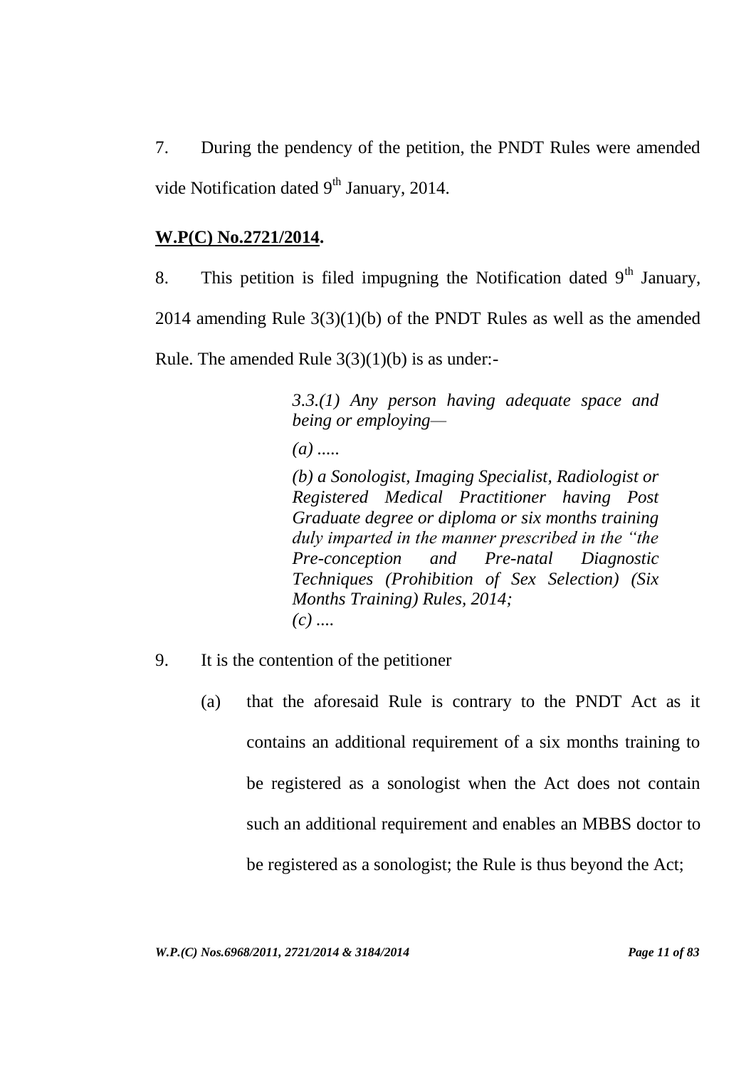7. During the pendency of the petition, the PNDT Rules were amended vide Notification dated 9th January, 2014.

**W.P(C) No.2721/2014.**

8. This petition is filed impugning the Notification dated 9th January, 2014 amending Rule 3(3)(1)(b) of the PNDT Rules as well as the amended Rule. The amended Rule 3(3)(1)(b) is as under:-

> *3.3.(1) Any person having adequate space and being or employing—*
>
> *(a) .....*
>
> *(b) a Sonologist, Imaging Specialist, Radiologist or Registered Medical Practitioner having Post Graduate degree or diploma or six months training duly imparted in the manner prescribed in the "the Pre-conception and Pre-natal Diagnostic Techniques (Prohibition of Sex Selection) (Six Months Training) Rules, 2014;*
> *(c) ....*

9. It is the contention of the petitioner

   (a) that the aforesaid Rule is contrary to the PNDT Act as it contains an additional requirement of a six months training to be registered as a sonologist when the Act does not contain such an additional requirement and enables an MBBS doctor to be registered as a sonologist; the Rule is thus beyond the Act;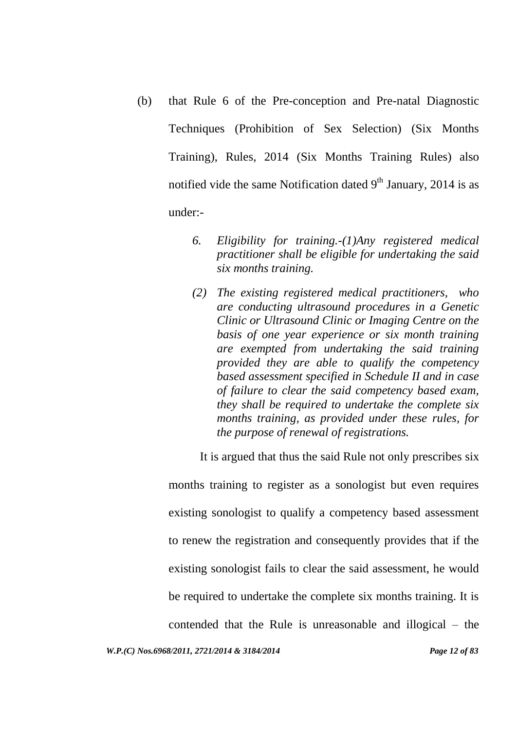(b) that Rule 6 of the Pre-conception and Pre-natal Diagnostic Techniques (Prohibition of Sex Selection) (Six Months Training), Rules, 2014 (Six Months Training Rules) also notified vide the same Notification dated 9th January, 2014 is as under:-

> *6. Eligibility for training.-(1)Any registered medical practitioner shall be eligible for undertaking the said six months training.*
>
> *(2) The existing registered medical practitioners, who are conducting ultrasound procedures in a Genetic Clinic or Ultrasound Clinic or Imaging Centre on the basis of one year experience or six month training are exempted from undertaking the said training provided they are able to qualify the competency based assessment specified in Schedule II and in case of failure to clear the said competency based exam, they shall be required to undertake the complete six months training, as provided under these rules, for the purpose of renewal of registrations.*

It is argued that thus the said Rule not only prescribes six months training to register as a sonologist but even requires existing sonologist to qualify a competency based assessment to renew the registration and consequently provides that if the existing sonologist fails to clear the said assessment, he would be required to undertake the complete six months training. It is contended that the Rule is unreasonable and illogical – the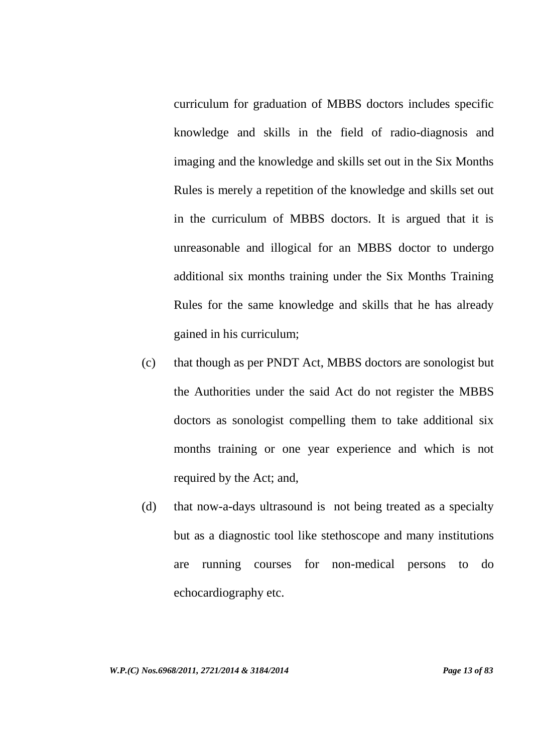curriculum for graduation of MBBS doctors includes specific knowledge and skills in the field of radio-diagnosis and imaging and the knowledge and skills set out in the Six Months Rules is merely a repetition of the knowledge and skills set out in the curriculum of MBBS doctors. It is argued that it is unreasonable and illogical for an MBBS doctor to undergo additional six months training under the Six Months Training Rules for the same knowledge and skills that he has already gained in his curriculum;

(c) that though as per PNDT Act, MBBS doctors are sonologist but the Authorities under the said Act do not register the MBBS doctors as sonologist compelling them to take additional six months training or one year experience and which is not required by the Act; and,

(d) that now-a-days ultrasound is not being treated as a specialty but as a diagnostic tool like stethoscope and many institutions are running courses for non-medical persons to do echocardiography etc.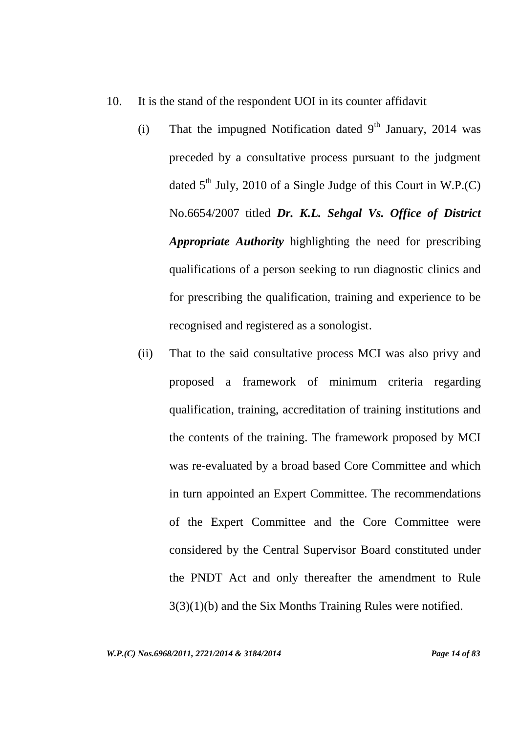10. It is the stand of the respondent UOI in its counter affidavit

    (i) That the impugned Notification dated 9th January, 2014 was preceded by a consultative process pursuant to the judgment dated 5th July, 2010 of a Single Judge of this Court in W.P.(C) No.6654/2007 titled ***Dr. K.L. Sehgal Vs. Office of District Appropriate Authority*** highlighting the need for prescribing qualifications of a person seeking to run diagnostic clinics and for prescribing the qualification, training and experience to be recognised and registered as a sonologist.

    (ii) That to the said consultative process MCI was also privy and proposed a framework of minimum criteria regarding qualification, training, accreditation of training institutions and the contents of the training. The framework proposed by MCI was re-evaluated by a broad based Core Committee and which in turn appointed an Expert Committee. The recommendations of the Expert Committee and the Core Committee were considered by the Central Supervisor Board constituted under the PNDT Act and only thereafter the amendment to Rule 3(3)(1)(b) and the Six Months Training Rules were notified.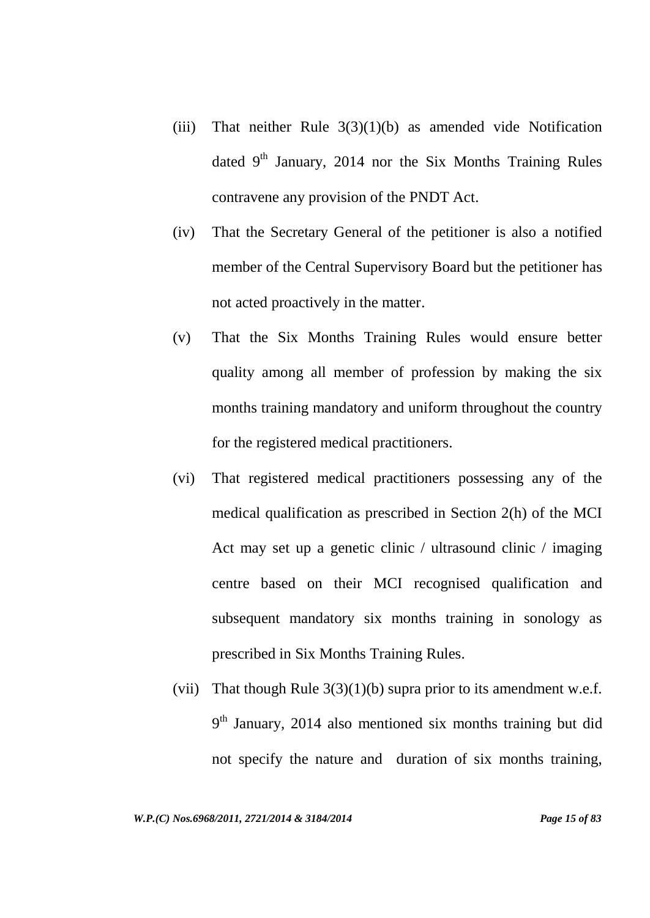(iii) That neither Rule 3(3)(1)(b) as amended vide Notification dated 9th January, 2014 nor the Six Months Training Rules contravene any provision of the PNDT Act.

(iv) That the Secretary General of the petitioner is also a notified member of the Central Supervisory Board but the petitioner has not acted proactively in the matter.

(v) That the Six Months Training Rules would ensure better quality among all member of profession by making the six months training mandatory and uniform throughout the country for the registered medical practitioners.

(vi) That registered medical practitioners possessing any of the medical qualification as prescribed in Section 2(h) of the MCI Act may set up a genetic clinic / ultrasound clinic / imaging centre based on their MCI recognised qualification and subsequent mandatory six months training in sonology as prescribed in Six Months Training Rules.

(vii) That though Rule 3(3)(1)(b) supra prior to its amendment w.e.f. 9th January, 2014 also mentioned six months training but did not specify the nature and duration of six months training,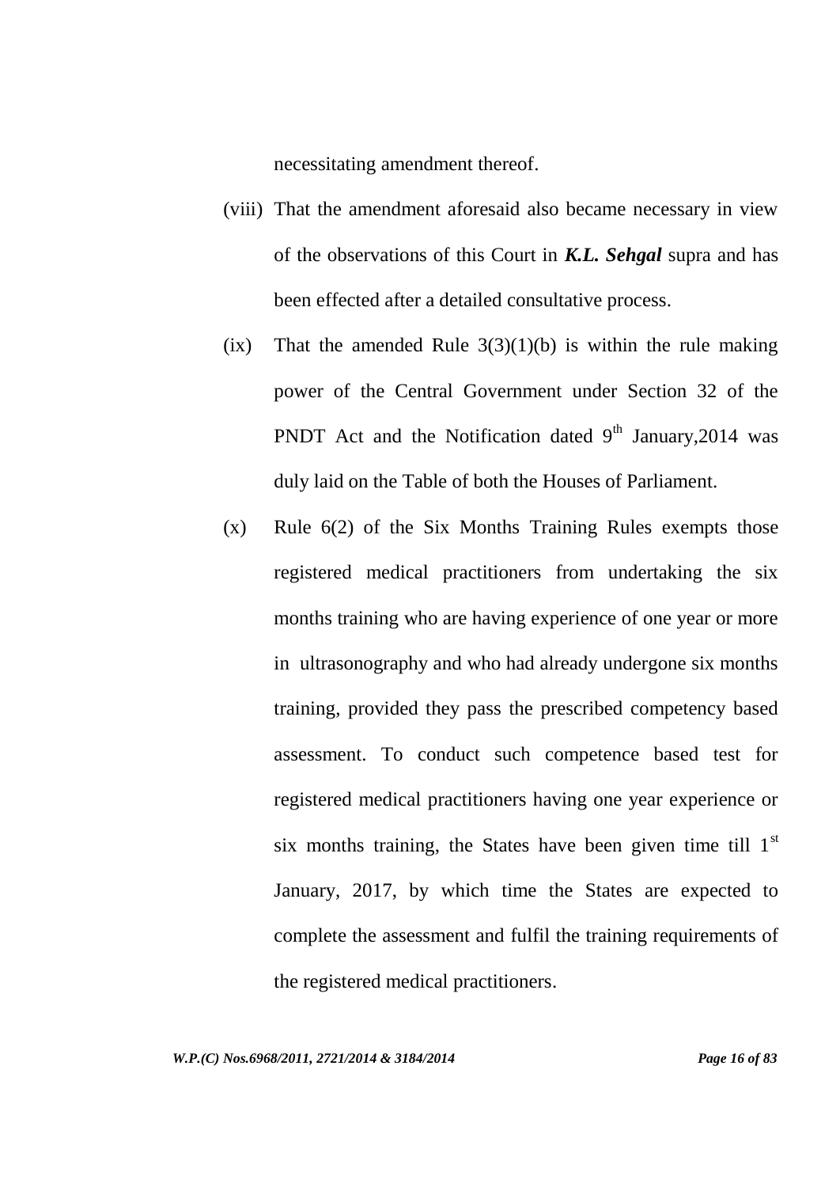necessitating amendment thereof.

(viii) That the amendment aforesaid also became necessary in view of the observations of this Court in ***K.L. Sehgal*** supra and has been effected after a detailed consultative process.

(ix) That the amended Rule 3(3)(1)(b) is within the rule making power of the Central Government under Section 32 of the PNDT Act and the Notification dated 9th January,2014 was duly laid on the Table of both the Houses of Parliament.

(x) Rule 6(2) of the Six Months Training Rules exempts those registered medical practitioners from undertaking the six months training who are having experience of one year or more in ultrasonography and who had already undergone six months training, provided they pass the prescribed competency based assessment. To conduct such competence based test for registered medical practitioners having one year experience or six months training, the States have been given time till 1st January, 2017, by which time the States are expected to complete the assessment and fulfil the training requirements of the registered medical practitioners.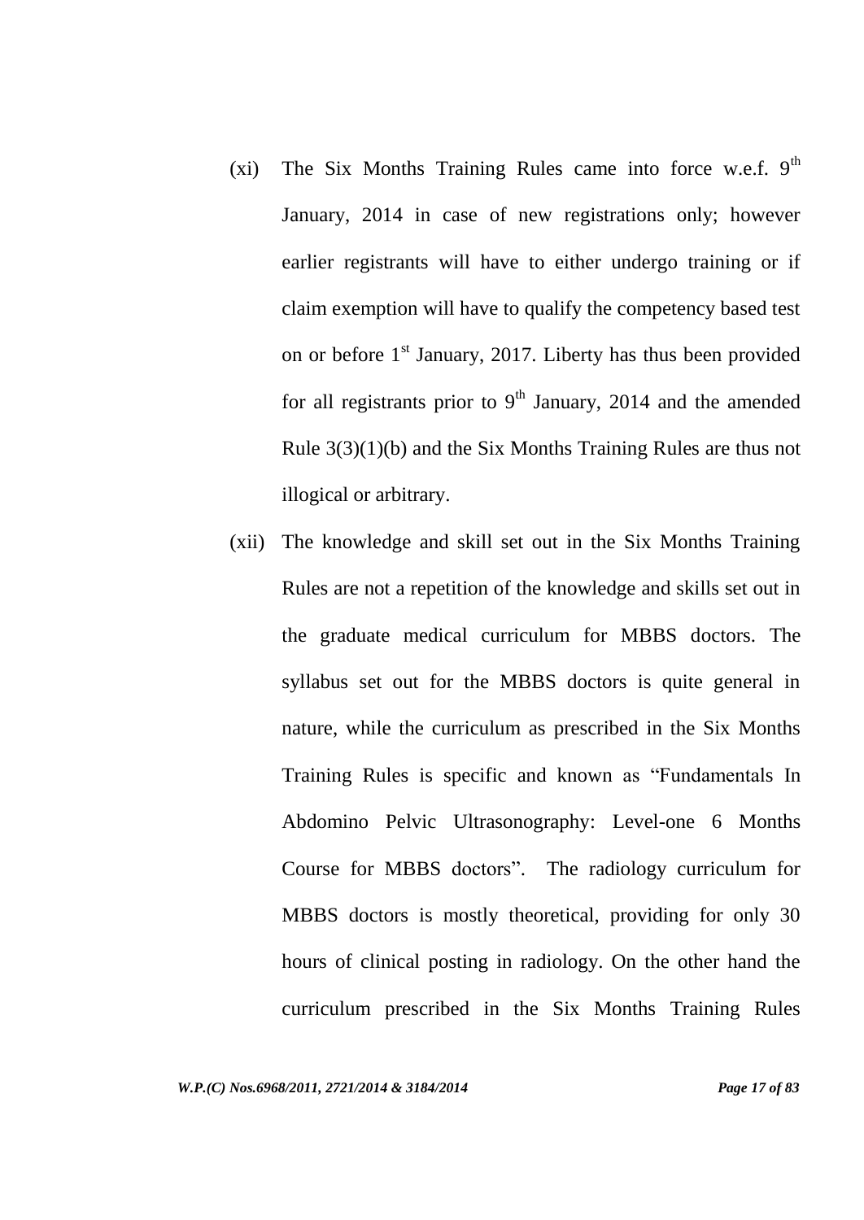(xi) The Six Months Training Rules came into force w.e.f. 9th January, 2014 in case of new registrations only; however earlier registrants will have to either undergo training or if claim exemption will have to qualify the competency based test on or before 1st January, 2017. Liberty has thus been provided for all registrants prior to 9th January, 2014 and the amended Rule 3(3)(1)(b) and the Six Months Training Rules are thus not illogical or arbitrary.

(xii) The knowledge and skill set out in the Six Months Training Rules are not a repetition of the knowledge and skills set out in the graduate medical curriculum for MBBS doctors. The syllabus set out for the MBBS doctors is quite general in nature, while the curriculum as prescribed in the Six Months Training Rules is specific and known as "Fundamentals In Abdomino Pelvic Ultrasonography: Level-one 6 Months Course for MBBS doctors". The radiology curriculum for MBBS doctors is mostly theoretical, providing for only 30 hours of clinical posting in radiology. On the other hand the curriculum prescribed in the Six Months Training Rules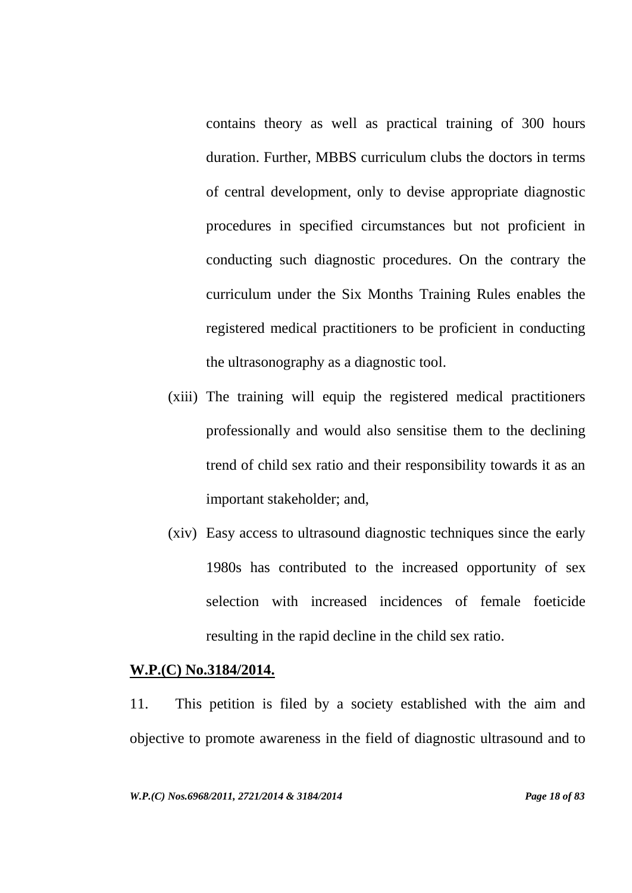contains theory as well as practical training of 300 hours duration. Further, MBBS curriculum clubs the doctors in terms of central development, only to devise appropriate diagnostic procedures in specified circumstances but not proficient in conducting such diagnostic procedures. On the contrary the curriculum under the Six Months Training Rules enables the registered medical practitioners to be proficient in conducting the ultrasonography as a diagnostic tool.

(xiii) The training will equip the registered medical practitioners professionally and would also sensitise them to the declining trend of child sex ratio and their responsibility towards it as an important stakeholder; and,

(xiv) Easy access to ultrasound diagnostic techniques since the early 1980s has contributed to the increased opportunity of sex selection with increased incidences of female foeticide resulting in the rapid decline in the child sex ratio.

**W.P.(C) No.3184/2014.**

11. This petition is filed by a society established with the aim and objective to promote awareness in the field of diagnostic ultrasound and to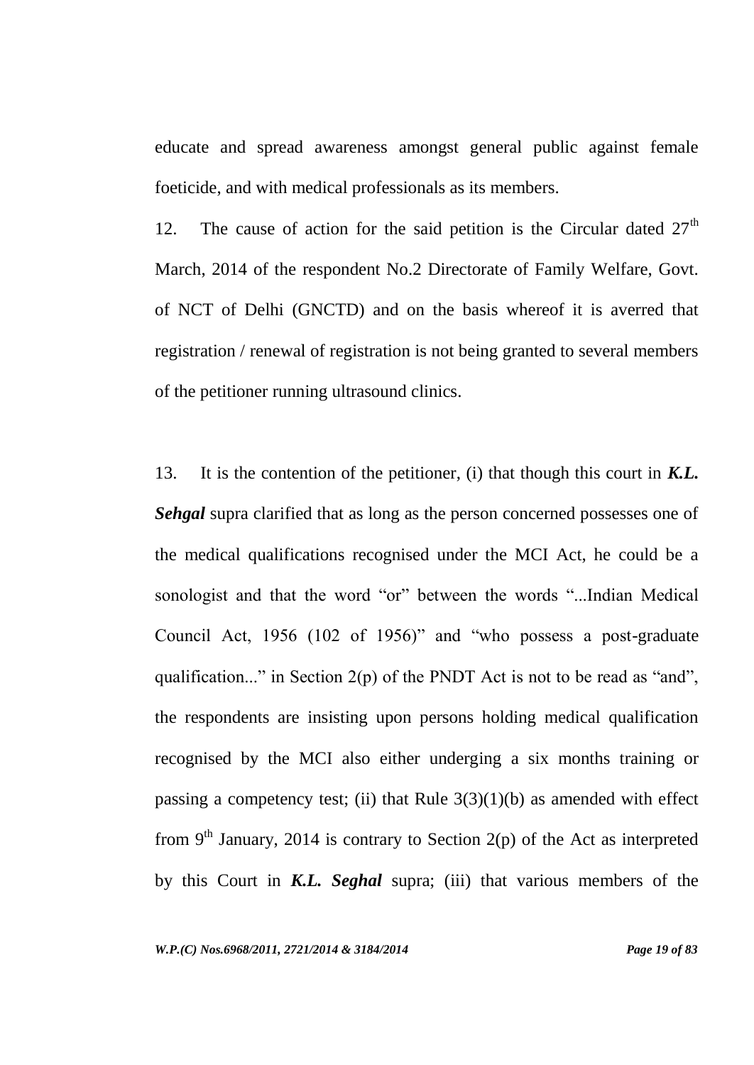educate and spread awareness amongst general public against female foeticide, and with medical professionals as its members.

12. The cause of action for the said petition is the Circular dated 27th March, 2014 of the respondent No.2 Directorate of Family Welfare, Govt. of NCT of Delhi (GNCTD) and on the basis whereof it is averred that registration / renewal of registration is not being granted to several members of the petitioner running ultrasound clinics.

13. It is the contention of the petitioner, (i) that though this court in ***K.L. Sehgal*** supra clarified that as long as the person concerned possesses one of the medical qualifications recognised under the MCI Act, he could be a sonologist and that the word "or" between the words "...Indian Medical Council Act, 1956 (102 of 1956)" and "who possess a post-graduate qualification..." in Section 2(p) of the PNDT Act is not to be read as "and", the respondents are insisting upon persons holding medical qualification recognised by the MCI also either underging a six months training or passing a competency test; (ii) that Rule 3(3)(1)(b) as amended with effect from 9th January, 2014 is contrary to Section 2(p) of the Act as interpreted by this Court in ***K.L. Seghal*** supra; (iii) that various members of the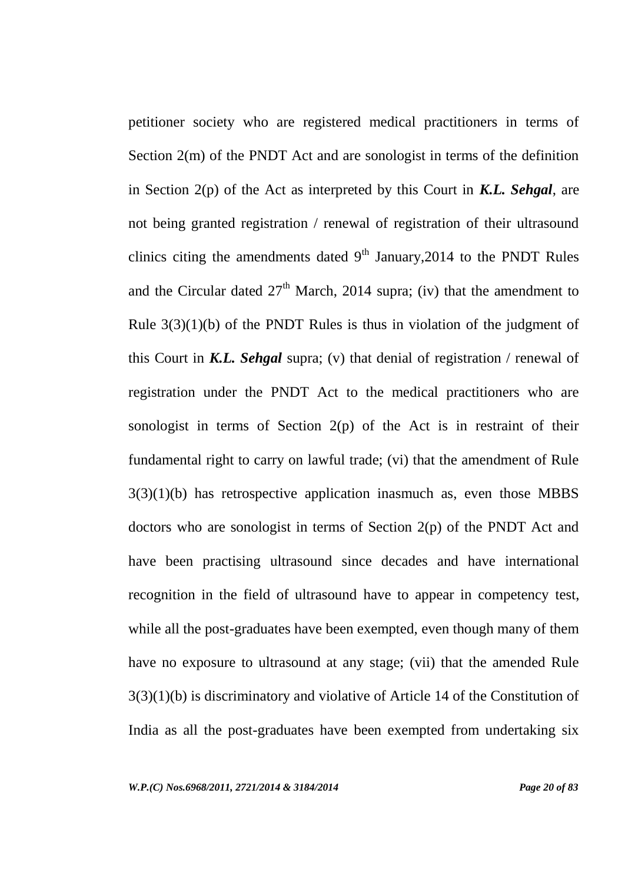petitioner society who are registered medical practitioners in terms of Section 2(m) of the PNDT Act and are sonologist in terms of the definition in Section 2(p) of the Act as interpreted by this Court in ***K.L. Sehgal***, are not being granted registration / renewal of registration of their ultrasound clinics citing the amendments dated 9th January,2014 to the PNDT Rules and the Circular dated 27th March, 2014 supra; (iv) that the amendment to Rule 3(3)(1)(b) of the PNDT Rules is thus in violation of the judgment of this Court in ***K.L. Sehgal*** supra; (v) that denial of registration / renewal of registration under the PNDT Act to the medical practitioners who are sonologist in terms of Section 2(p) of the Act is in restraint of their fundamental right to carry on lawful trade; (vi) that the amendment of Rule 3(3)(1)(b) has retrospective application inasmuch as, even those MBBS doctors who are sonologist in terms of Section 2(p) of the PNDT Act and have been practising ultrasound since decades and have international recognition in the field of ultrasound have to appear in competency test, while all the post-graduates have been exempted, even though many of them have no exposure to ultrasound at any stage; (vii) that the amended Rule 3(3)(1)(b) is discriminatory and violative of Article 14 of the Constitution of India as all the post-graduates have been exempted from undertaking six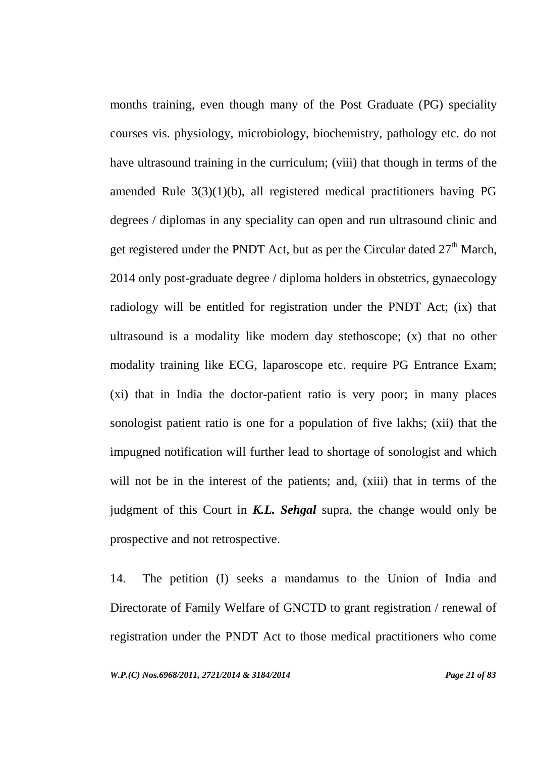months training, even though many of the Post Graduate (PG) speciality courses vis. physiology, microbiology, biochemistry, pathology etc. do not have ultrasound training in the curriculum; (viii) that though in terms of the amended Rule 3(3)(1)(b), all registered medical practitioners having PG degrees / diplomas in any speciality can open and run ultrasound clinic and get registered under the PNDT Act, but as per the Circular dated 27th March, 2014 only post-graduate degree / diploma holders in obstetrics, gynaecology radiology will be entitled for registration under the PNDT Act; (ix) that ultrasound is a modality like modern day stethoscope; (x) that no other modality training like ECG, laparoscope etc. require PG Entrance Exam; (xi) that in India the doctor-patient ratio is very poor; in many places sonologist patient ratio is one for a population of five lakhs; (xii) that the impugned notification will further lead to shortage of sonologist and which will not be in the interest of the patients; and, (xiii) that in terms of the judgment of this Court in ***K.L. Sehgal*** supra, the change would only be prospective and not retrospective.

14. The petition (I) seeks a mandamus to the Union of India and Directorate of Family Welfare of GNCTD to grant registration / renewal of registration under the PNDT Act to those medical practitioners who come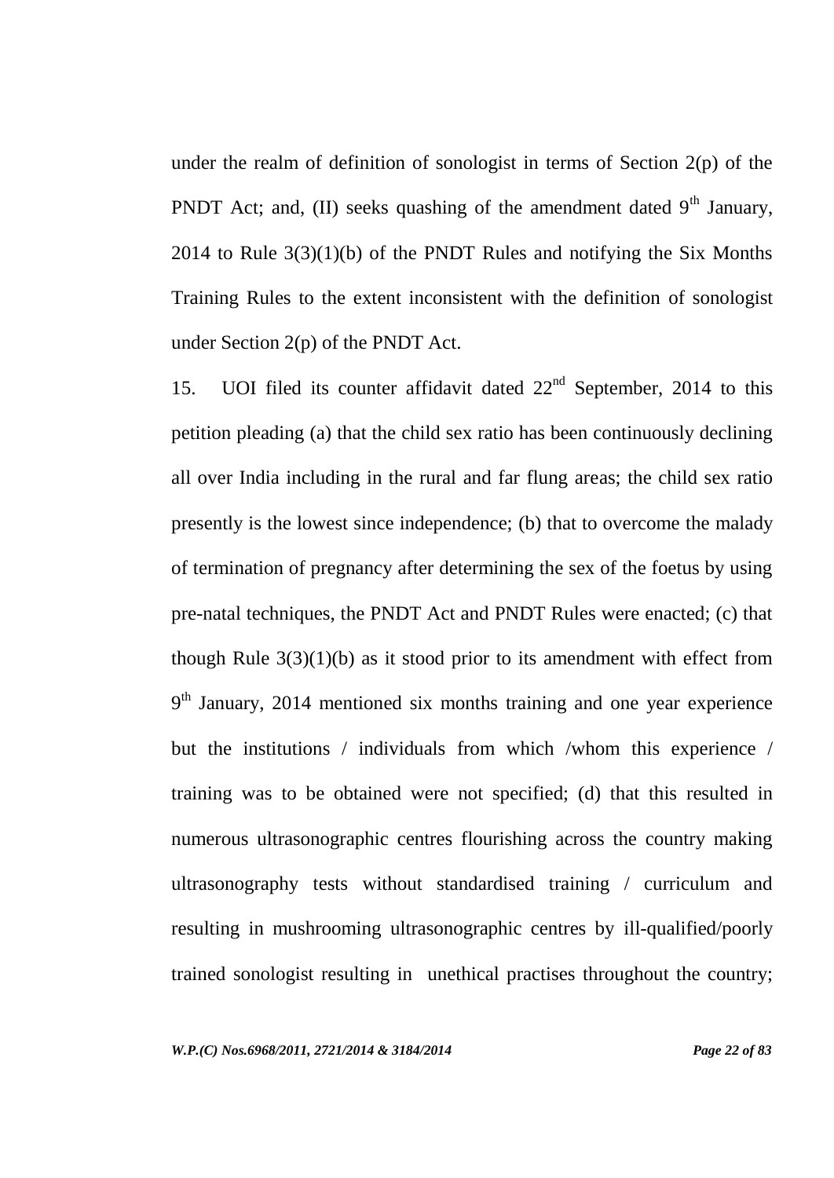under the realm of definition of sonologist in terms of Section 2(p) of the PNDT Act; and, (II) seeks quashing of the amendment dated 9th January, 2014 to Rule 3(3)(1)(b) of the PNDT Rules and notifying the Six Months Training Rules to the extent inconsistent with the definition of sonologist under Section 2(p) of the PNDT Act.

15. UOI filed its counter affidavit dated 22nd September, 2014 to this petition pleading (a) that the child sex ratio has been continuously declining all over India including in the rural and far flung areas; the child sex ratio presently is the lowest since independence; (b) that to overcome the malady of termination of pregnancy after determining the sex of the foetus by using pre-natal techniques, the PNDT Act and PNDT Rules were enacted; (c) that though Rule 3(3)(1)(b) as it stood prior to its amendment with effect from 9th January, 2014 mentioned six months training and one year experience but the institutions / individuals from which /whom this experience / training was to be obtained were not specified; (d) that this resulted in numerous ultrasonographic centres flourishing across the country making ultrasonography tests without standardised training / curriculum and resulting in mushrooming ultrasonographic centres by ill-qualified/poorly trained sonologist resulting in unethical practises throughout the country;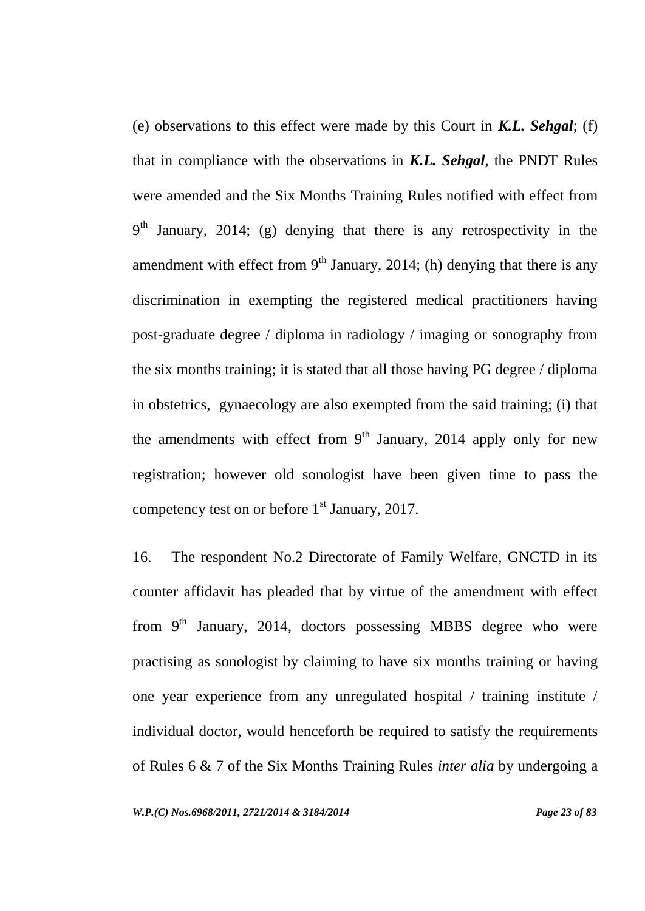(e) observations to this effect were made by this Court in ***K.L. Sehgal***; (f) that in compliance with the observations in ***K.L. Sehgal***, the PNDT Rules were amended and the Six Months Training Rules notified with effect from 9th January, 2014; (g) denying that there is any retrospectivity in the amendment with effect from 9th January, 2014; (h) denying that there is any discrimination in exempting the registered medical practitioners having post-graduate degree / diploma in radiology / imaging or sonography from the six months training; it is stated that all those having PG degree / diploma in obstetrics, gynaecology are also exempted from the said training; (i) that the amendments with effect from 9th January, 2014 apply only for new registration; however old sonologist have been given time to pass the competency test on or before 1st January, 2017.

16. The respondent No.2 Directorate of Family Welfare, GNCTD in its counter affidavit has pleaded that by virtue of the amendment with effect from 9th January, 2014, doctors possessing MBBS degree who were practising as sonologist by claiming to have six months training or having one year experience from any unregulated hospital / training institute / individual doctor, would henceforth be required to satisfy the requirements of Rules 6 & 7 of the Six Months Training Rules *inter alia* by undergoing a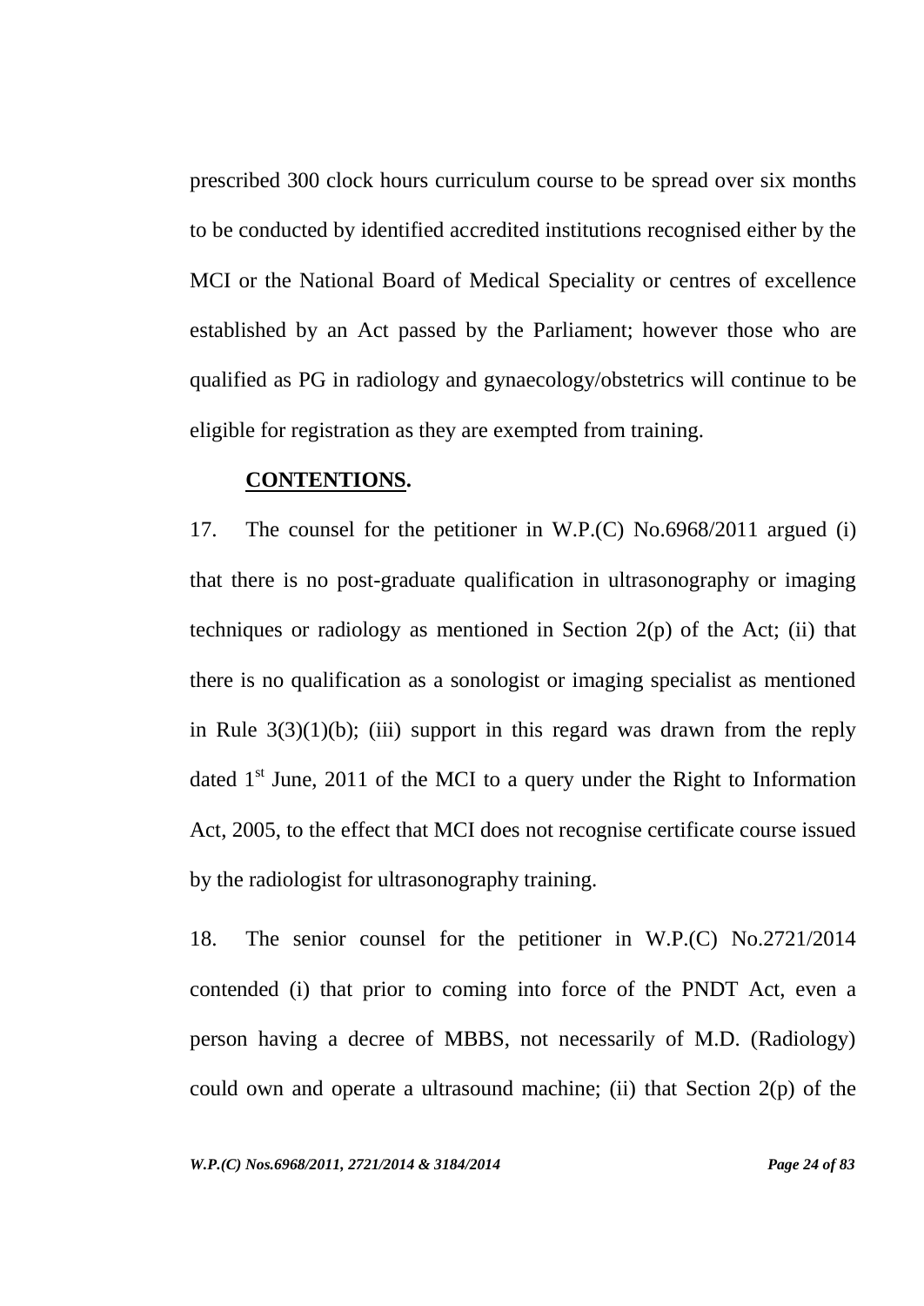prescribed 300 clock hours curriculum course to be spread over six months to be conducted by identified accredited institutions recognised either by the MCI or the National Board of Medical Speciality or centres of excellence established by an Act passed by the Parliament; however those who are qualified as PG in radiology and gynaecology/obstetrics will continue to be eligible for registration as they are exempted from training.

**CONTENTIONS.**

17. The counsel for the petitioner in W.P.(C) No.6968/2011 argued (i) that there is no post-graduate qualification in ultrasonography or imaging techniques or radiology as mentioned in Section 2(p) of the Act; (ii) that there is no qualification as a sonologist or imaging specialist as mentioned in Rule 3(3)(1)(b); (iii) support in this regard was drawn from the reply dated 1st June, 2011 of the MCI to a query under the Right to Information Act, 2005, to the effect that MCI does not recognise certificate course issued by the radiologist for ultrasonography training.

18. The senior counsel for the petitioner in W.P.(C) No.2721/2014 contended (i) that prior to coming into force of the PNDT Act, even a person having a decree of MBBS, not necessarily of M.D. (Radiology) could own and operate a ultrasound machine; (ii) that Section 2(p) of the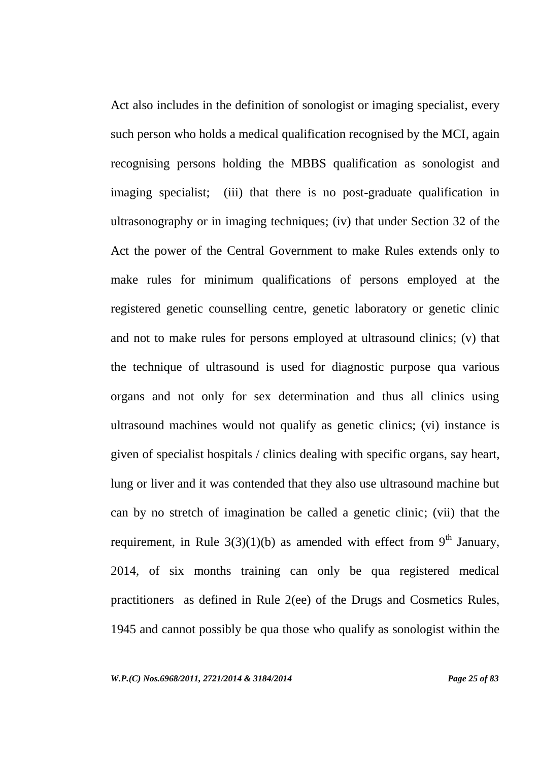Act also includes in the definition of sonologist or imaging specialist, every such person who holds a medical qualification recognised by the MCI, again recognising persons holding the MBBS qualification as sonologist and imaging specialist; (iii) that there is no post-graduate qualification in ultrasonography or in imaging techniques; (iv) that under Section 32 of the Act the power of the Central Government to make Rules extends only to make rules for minimum qualifications of persons employed at the registered genetic counselling centre, genetic laboratory or genetic clinic and not to make rules for persons employed at ultrasound clinics; (v) that the technique of ultrasound is used for diagnostic purpose qua various organs and not only for sex determination and thus all clinics using ultrasound machines would not qualify as genetic clinics; (vi) instance is given of specialist hospitals / clinics dealing with specific organs, say heart, lung or liver and it was contended that they also use ultrasound machine but can by no stretch of imagination be called a genetic clinic; (vii) that the requirement, in Rule 3(3)(1)(b) as amended with effect from 9th January, 2014, of six months training can only be qua registered medical practitioners as defined in Rule 2(ee) of the Drugs and Cosmetics Rules, 1945 and cannot possibly be qua those who qualify as sonologist within the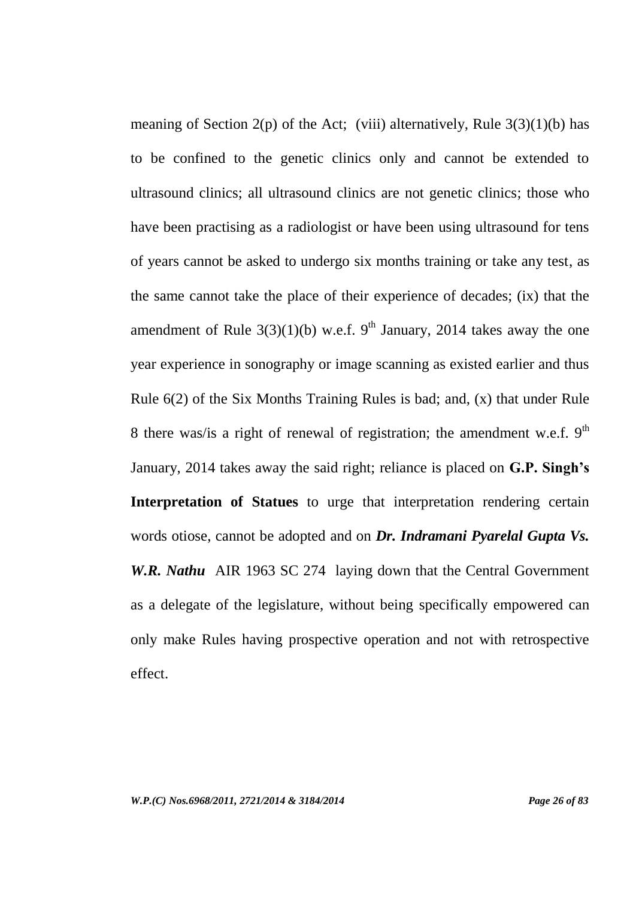meaning of Section 2(p) of the Act; (viii) alternatively, Rule 3(3)(1)(b) has to be confined to the genetic clinics only and cannot be extended to ultrasound clinics; all ultrasound clinics are not genetic clinics; those who have been practising as a radiologist or have been using ultrasound for tens of years cannot be asked to undergo six months training or take any test, as the same cannot take the place of their experience of decades; (ix) that the amendment of Rule 3(3)(1)(b) w.e.f. 9th January, 2014 takes away the one year experience in sonography or image scanning as existed earlier and thus Rule 6(2) of the Six Months Training Rules is bad; and, (x) that under Rule 8 there was/is a right of renewal of registration; the amendment w.e.f. 9th January, 2014 takes away the said right; reliance is placed on **G.P. Singh's Interpretation of Statues** to urge that interpretation rendering certain words otiose, cannot be adopted and on ***Dr. Indramani Pyarelal Gupta Vs. W.R. Nathu*** AIR 1963 SC 274 laying down that the Central Government as a delegate of the legislature, without being specifically empowered can only make Rules having prospective operation and not with retrospective effect.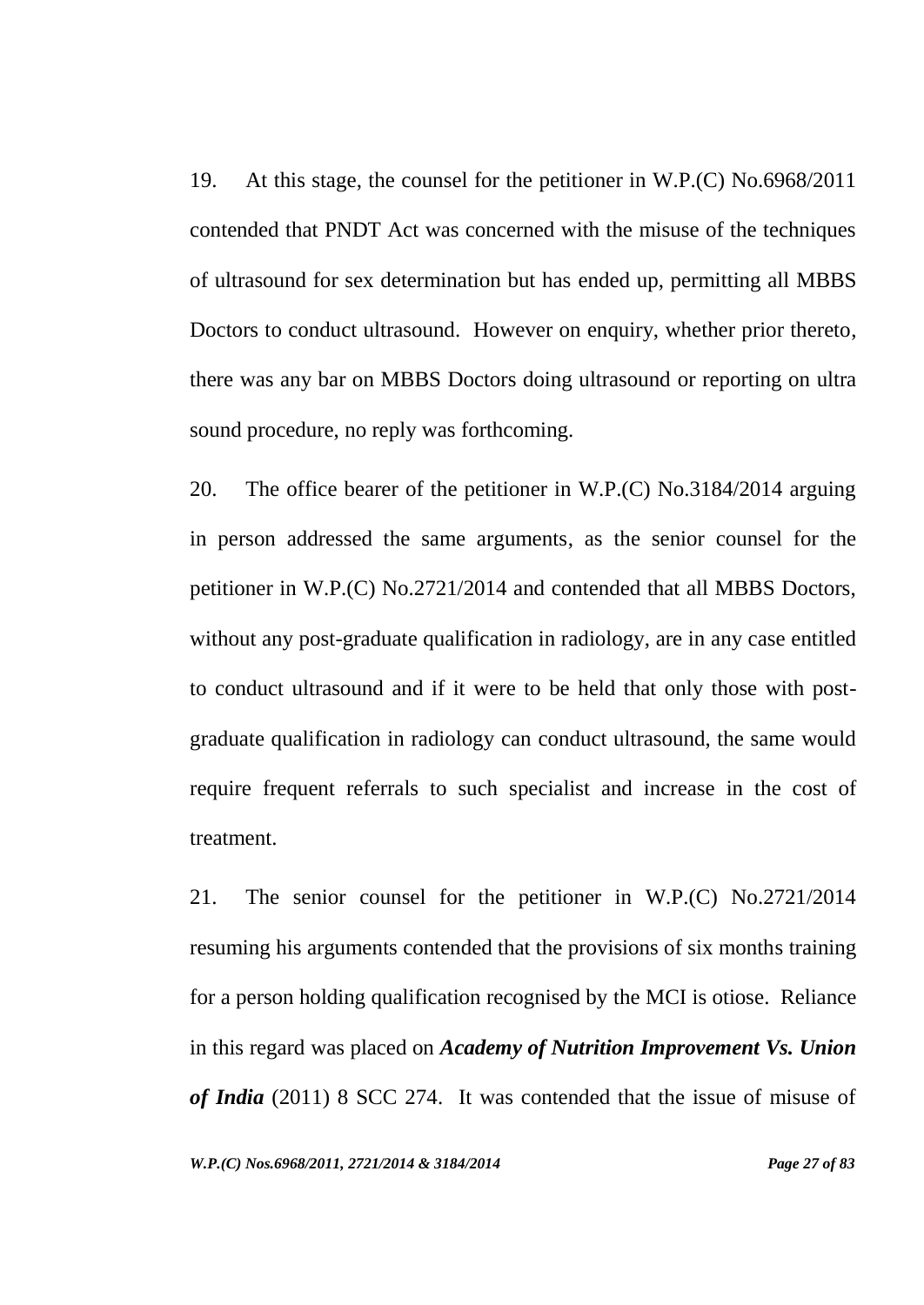19. At this stage, the counsel for the petitioner in W.P.(C) No.6968/2011 contended that PNDT Act was concerned with the misuse of the techniques of ultrasound for sex determination but has ended up, permitting all MBBS Doctors to conduct ultrasound. However on enquiry, whether prior thereto, there was any bar on MBBS Doctors doing ultrasound or reporting on ultra sound procedure, no reply was forthcoming.

20. The office bearer of the petitioner in W.P.(C) No.3184/2014 arguing in person addressed the same arguments, as the senior counsel for the petitioner in W.P.(C) No.2721/2014 and contended that all MBBS Doctors, without any post-graduate qualification in radiology, are in any case entitled to conduct ultrasound and if it were to be held that only those with post-graduate qualification in radiology can conduct ultrasound, the same would require frequent referrals to such specialist and increase in the cost of treatment.

21. The senior counsel for the petitioner in W.P.(C) No.2721/2014 resuming his arguments contended that the provisions of six months training for a person holding qualification recognised by the MCI is otiose. Reliance in this regard was placed on ***Academy of Nutrition Improvement Vs. Union of India*** (2011) 8 SCC 274. It was contended that the issue of misuse of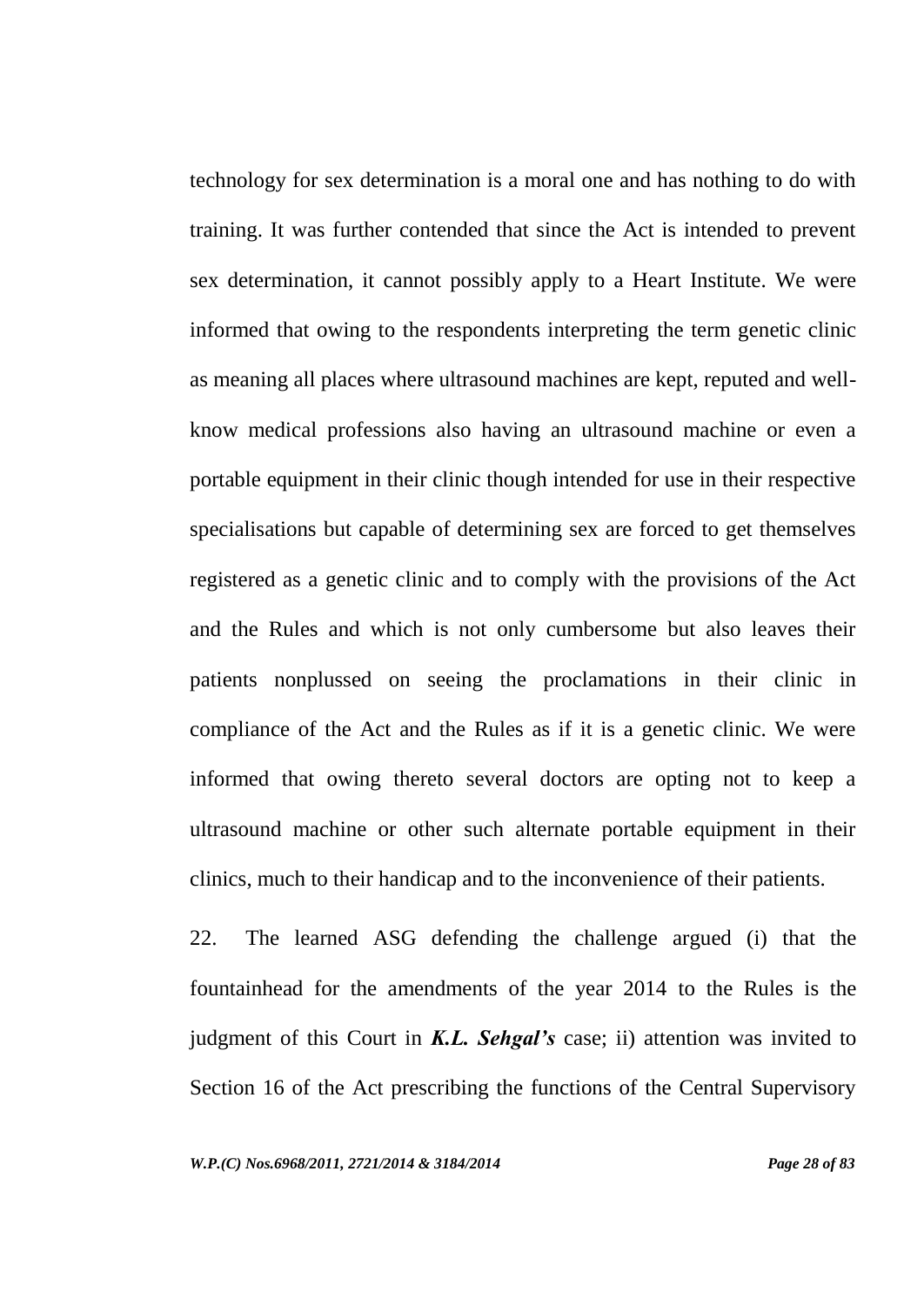technology for sex determination is a moral one and has nothing to do with training. It was further contended that since the Act is intended to prevent sex determination, it cannot possibly apply to a Heart Institute. We were informed that owing to the respondents interpreting the term genetic clinic as meaning all places where ultrasound machines are kept, reputed and well-know medical professions also having an ultrasound machine or even a portable equipment in their clinic though intended for use in their respective specialisations but capable of determining sex are forced to get themselves registered as a genetic clinic and to comply with the provisions of the Act and the Rules and which is not only cumbersome but also leaves their patients nonplussed on seeing the proclamations in their clinic in compliance of the Act and the Rules as if it is a genetic clinic. We were informed that owing thereto several doctors are opting not to keep a ultrasound machine or other such alternate portable equipment in their clinics, much to their handicap and to the inconvenience of their patients.

22. The learned ASG defending the challenge argued (i) that the fountainhead for the amendments of the year 2014 to the Rules is the judgment of this Court in ***K.L. Sehgal's*** case; ii) attention was invited to Section 16 of the Act prescribing the functions of the Central Supervisory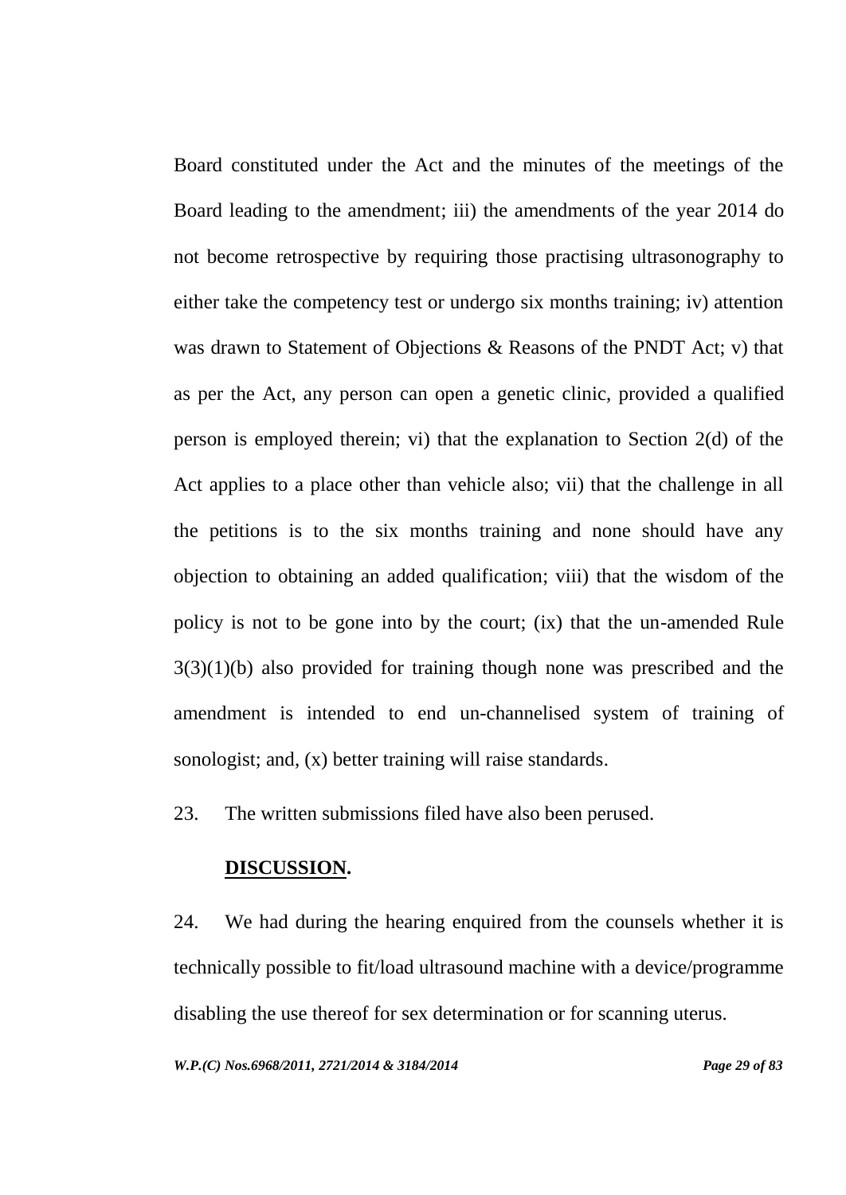Board constituted under the Act and the minutes of the meetings of the Board leading to the amendment; iii) the amendments of the year 2014 do not become retrospective by requiring those practising ultrasonography to either take the competency test or undergo six months training; iv) attention was drawn to Statement of Objections & Reasons of the PNDT Act; v) that as per the Act, any person can open a genetic clinic, provided a qualified person is employed therein; vi) that the explanation to Section 2(d) of the Act applies to a place other than vehicle also; vii) that the challenge in all the petitions is to the six months training and none should have any objection to obtaining an added qualification; viii) that the wisdom of the policy is not to be gone into by the court; (ix) that the un-amended Rule 3(3)(1)(b) also provided for training though none was prescribed and the amendment is intended to end un-channelised system of training of sonologist; and, (x) better training will raise standards.

23. The written submissions filed have also been perused.

**DISCUSSION.**

24. We had during the hearing enquired from the counsels whether it is technically possible to fit/load ultrasound machine with a device/programme disabling the use thereof for sex determination or for scanning uterus.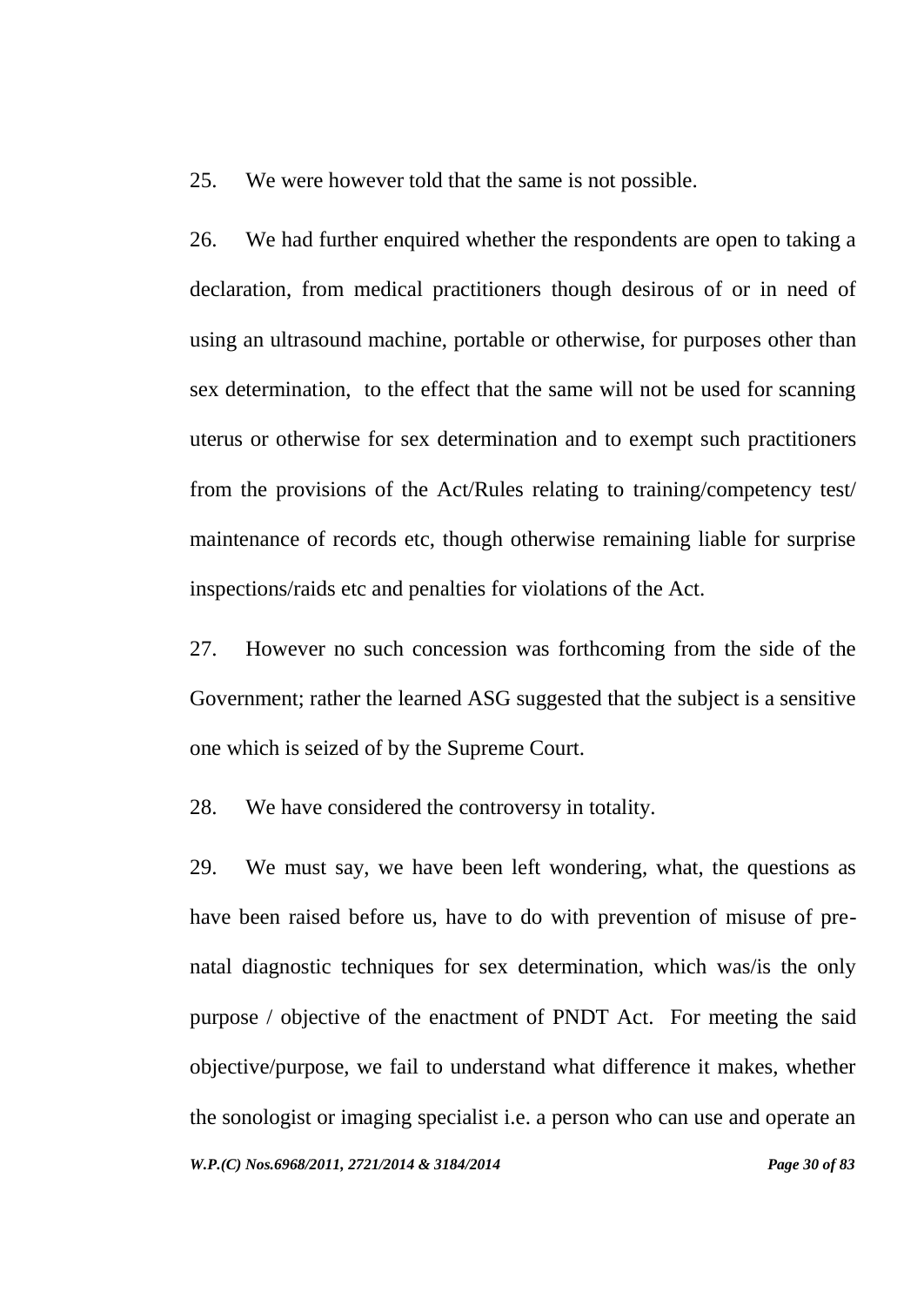25. We were however told that the same is not possible.

26. We had further enquired whether the respondents are open to taking a declaration, from medical practitioners though desirous of or in need of using an ultrasound machine, portable or otherwise, for purposes other than sex determination, to the effect that the same will not be used for scanning uterus or otherwise for sex determination and to exempt such practitioners from the provisions of the Act/Rules relating to training/competency test/ maintenance of records etc, though otherwise remaining liable for surprise inspections/raids etc and penalties for violations of the Act.

27. However no such concession was forthcoming from the side of the Government; rather the learned ASG suggested that the subject is a sensitive one which is seized of by the Supreme Court.

28. We have considered the controversy in totality.

29. We must say, we have been left wondering, what, the questions as have been raised before us, have to do with prevention of misuse of pre-natal diagnostic techniques for sex determination, which was/is the only purpose / objective of the enactment of PNDT Act. For meeting the said objective/purpose, we fail to understand what difference it makes, whether the sonologist or imaging specialist i.e. a person who can use and operate an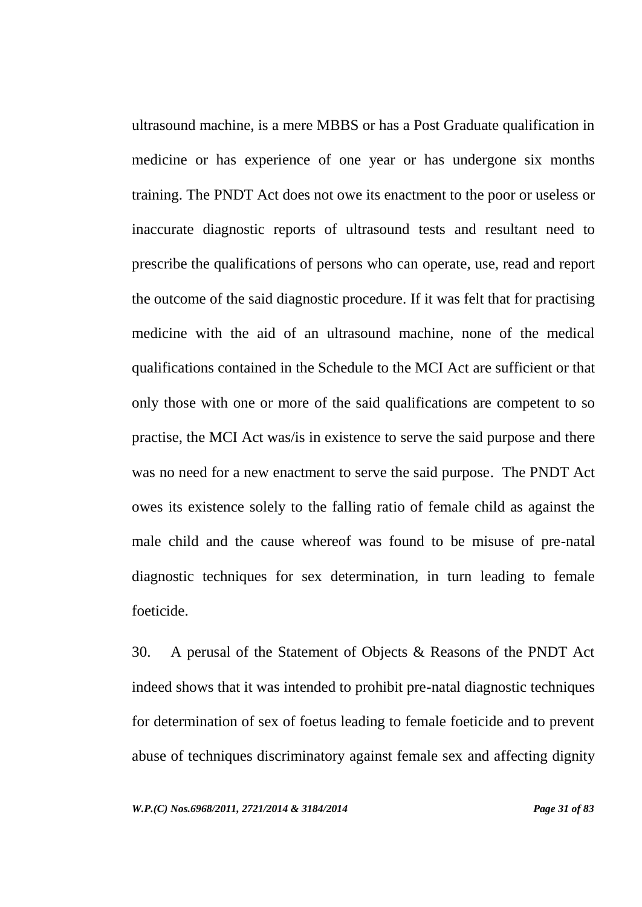ultrasound machine, is a mere MBBS or has a Post Graduate qualification in medicine or has experience of one year or has undergone six months training. The PNDT Act does not owe its enactment to the poor or useless or inaccurate diagnostic reports of ultrasound tests and resultant need to prescribe the qualifications of persons who can operate, use, read and report the outcome of the said diagnostic procedure. If it was felt that for practising medicine with the aid of an ultrasound machine, none of the medical qualifications contained in the Schedule to the MCI Act are sufficient or that only those with one or more of the said qualifications are competent to so practise, the MCI Act was/is in existence to serve the said purpose and there was no need for a new enactment to serve the said purpose. The PNDT Act owes its existence solely to the falling ratio of female child as against the male child and the cause whereof was found to be misuse of pre-natal diagnostic techniques for sex determination, in turn leading to female foeticide.

30. A perusal of the Statement of Objects & Reasons of the PNDT Act indeed shows that it was intended to prohibit pre-natal diagnostic techniques for determination of sex of foetus leading to female foeticide and to prevent abuse of techniques discriminatory against female sex and affecting dignity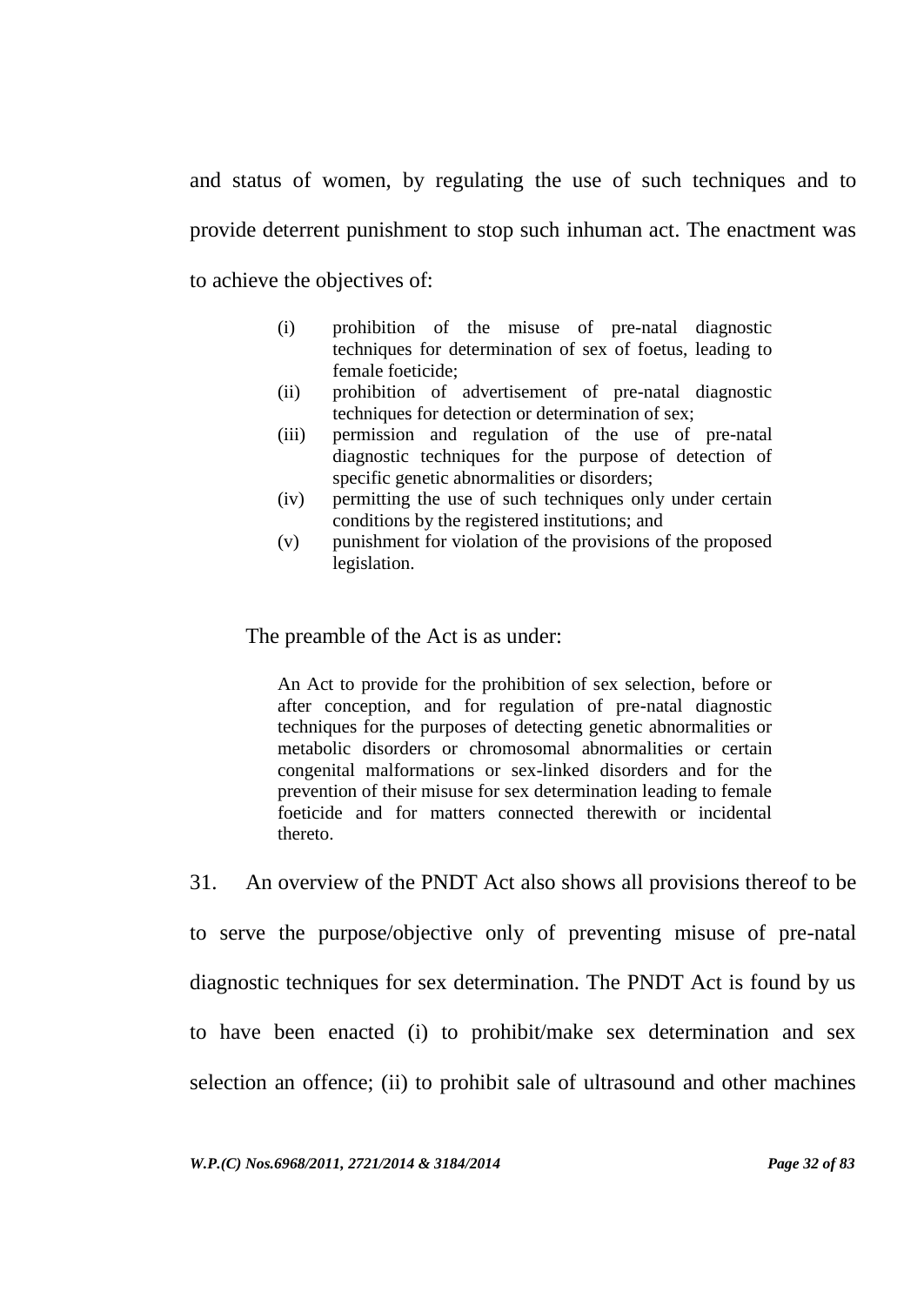and status of women, by regulating the use of such techniques and to provide deterrent punishment to stop such inhuman act. The enactment was to achieve the objectives of:

> (i) prohibition of the misuse of pre-natal diagnostic techniques for determination of sex of foetus, leading to female foeticide;
> (ii) prohibition of advertisement of pre-natal diagnostic techniques for detection or determination of sex;
> (iii) permission and regulation of the use of pre-natal diagnostic techniques for the purpose of detection of specific genetic abnormalities or disorders;
> (iv) permitting the use of such techniques only under certain conditions by the registered institutions; and
> (v) punishment for violation of the provisions of the proposed legislation.

The preamble of the Act is as under:

> An Act to provide for the prohibition of sex selection, before or after conception, and for regulation of pre-natal diagnostic techniques for the purposes of detecting genetic abnormalities or metabolic disorders or chromosomal abnormalities or certain congenital malformations or sex-linked disorders and for the prevention of their misuse for sex determination leading to female foeticide and for matters connected therewith or incidental thereto.

31. An overview of the PNDT Act also shows all provisions thereof to be to serve the purpose/objective only of preventing misuse of pre-natal diagnostic techniques for sex determination. The PNDT Act is found by us to have been enacted (i) to prohibit/make sex determination and sex selection an offence; (ii) to prohibit sale of ultrasound and other machines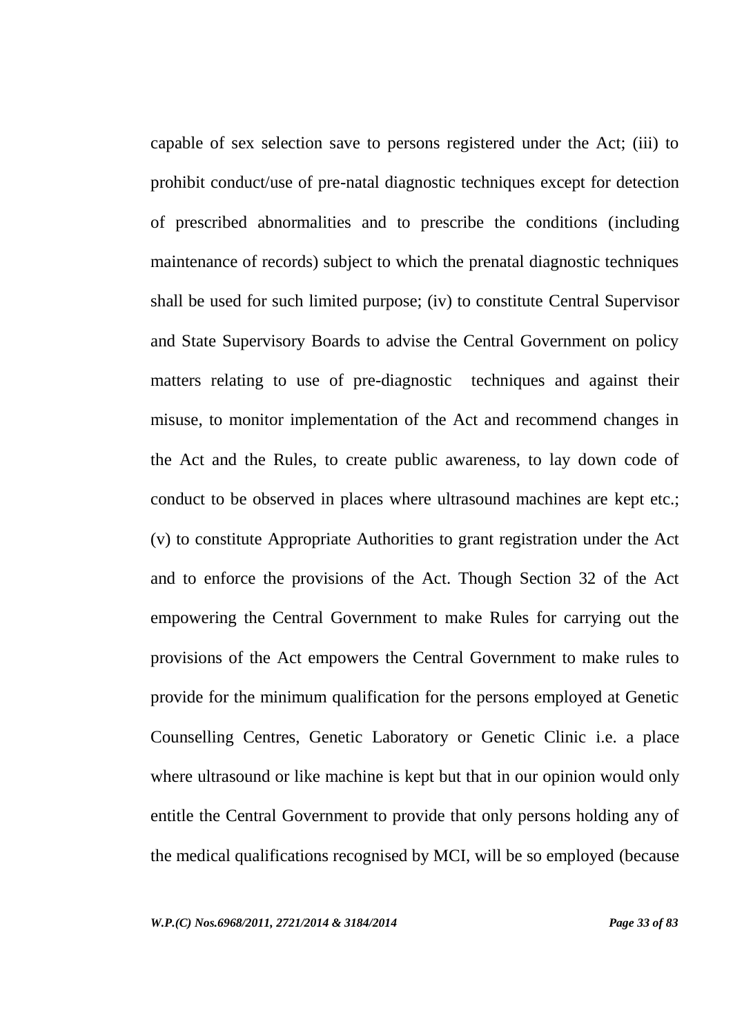capable of sex selection save to persons registered under the Act; (iii) to prohibit conduct/use of pre-natal diagnostic techniques except for detection of prescribed abnormalities and to prescribe the conditions (including maintenance of records) subject to which the prenatal diagnostic techniques shall be used for such limited purpose; (iv) to constitute Central Supervisor and State Supervisory Boards to advise the Central Government on policy matters relating to use of pre-diagnostic techniques and against their misuse, to monitor implementation of the Act and recommend changes in the Act and the Rules, to create public awareness, to lay down code of conduct to be observed in places where ultrasound machines are kept etc.; (v) to constitute Appropriate Authorities to grant registration under the Act and to enforce the provisions of the Act. Though Section 32 of the Act empowering the Central Government to make Rules for carrying out the provisions of the Act empowers the Central Government to make rules to provide for the minimum qualification for the persons employed at Genetic Counselling Centres, Genetic Laboratory or Genetic Clinic i.e. a place where ultrasound or like machine is kept but that in our opinion would only entitle the Central Government to provide that only persons holding any of the medical qualifications recognised by MCI, will be so employed (because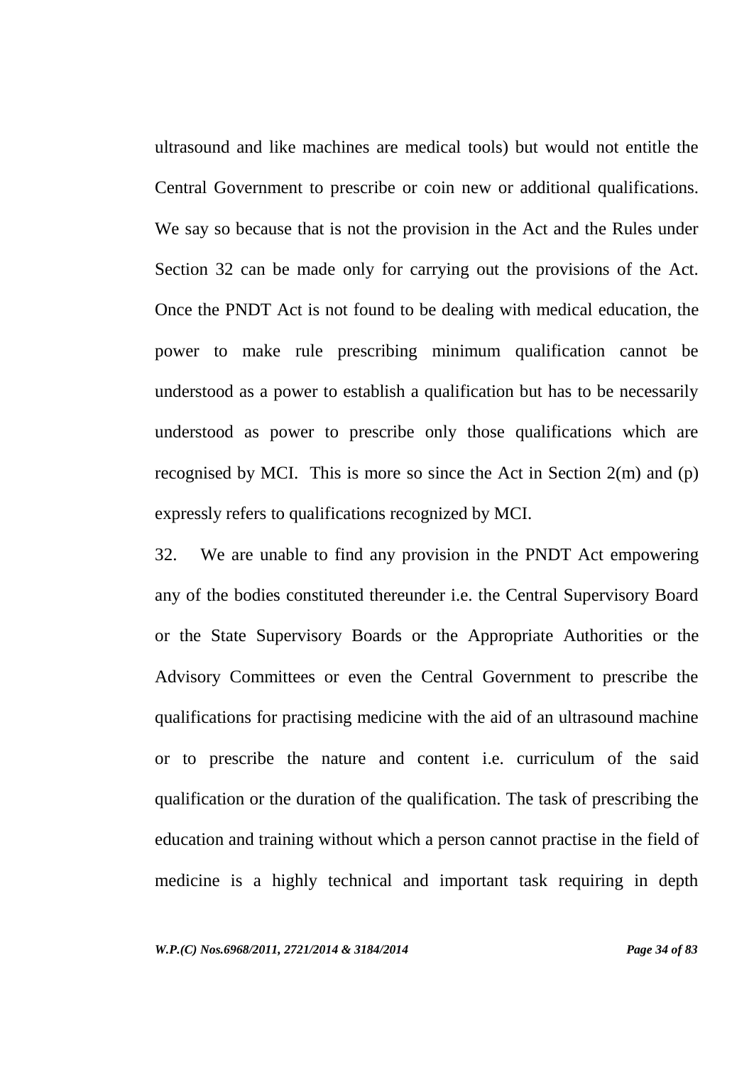ultrasound and like machines are medical tools) but would not entitle the Central Government to prescribe or coin new or additional qualifications. We say so because that is not the provision in the Act and the Rules under Section 32 can be made only for carrying out the provisions of the Act. Once the PNDT Act is not found to be dealing with medical education, the power to make rule prescribing minimum qualification cannot be understood as a power to establish a qualification but has to be necessarily understood as power to prescribe only those qualifications which are recognised by MCI. This is more so since the Act in Section 2(m) and (p) expressly refers to qualifications recognized by MCI.

32. We are unable to find any provision in the PNDT Act empowering any of the bodies constituted thereunder i.e. the Central Supervisory Board or the State Supervisory Boards or the Appropriate Authorities or the Advisory Committees or even the Central Government to prescribe the qualifications for practising medicine with the aid of an ultrasound machine or to prescribe the nature and content i.e. curriculum of the said qualification or the duration of the qualification. The task of prescribing the education and training without which a person cannot practise in the field of medicine is a highly technical and important task requiring in depth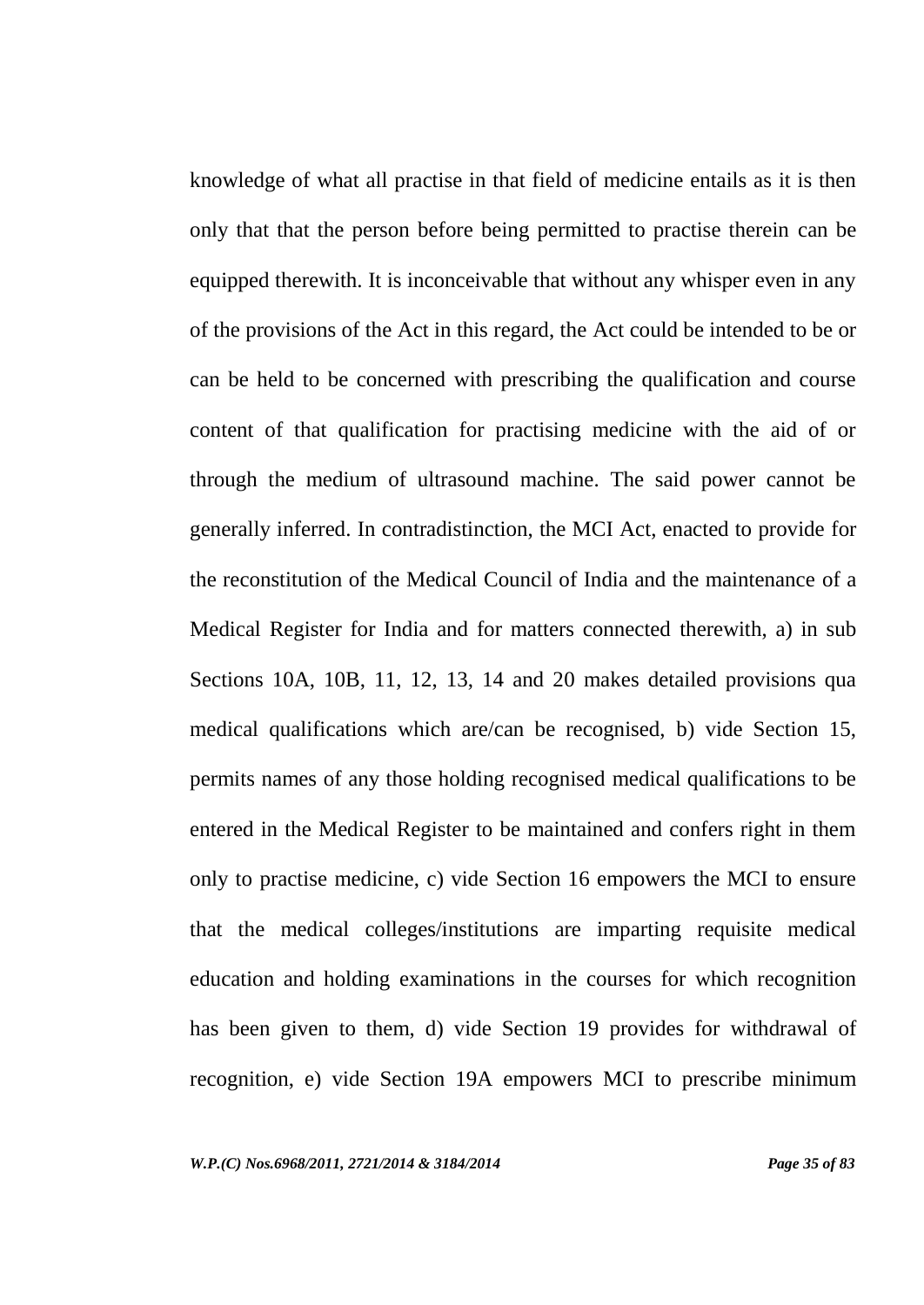knowledge of what all practise in that field of medicine entails as it is then only that that the person before being permitted to practise therein can be equipped therewith. It is inconceivable that without any whisper even in any of the provisions of the Act in this regard, the Act could be intended to be or can be held to be concerned with prescribing the qualification and course content of that qualification for practising medicine with the aid of or through the medium of ultrasound machine. The said power cannot be generally inferred. In contradistinction, the MCI Act, enacted to provide for the reconstitution of the Medical Council of India and the maintenance of a Medical Register for India and for matters connected therewith, a) in sub Sections 10A, 10B, 11, 12, 13, 14 and 20 makes detailed provisions qua medical qualifications which are/can be recognised, b) vide Section 15, permits names of any those holding recognised medical qualifications to be entered in the Medical Register to be maintained and confers right in them only to practise medicine, c) vide Section 16 empowers the MCI to ensure that the medical colleges/institutions are imparting requisite medical education and holding examinations in the courses for which recognition has been given to them, d) vide Section 19 provides for withdrawal of recognition, e) vide Section 19A empowers MCI to prescribe minimum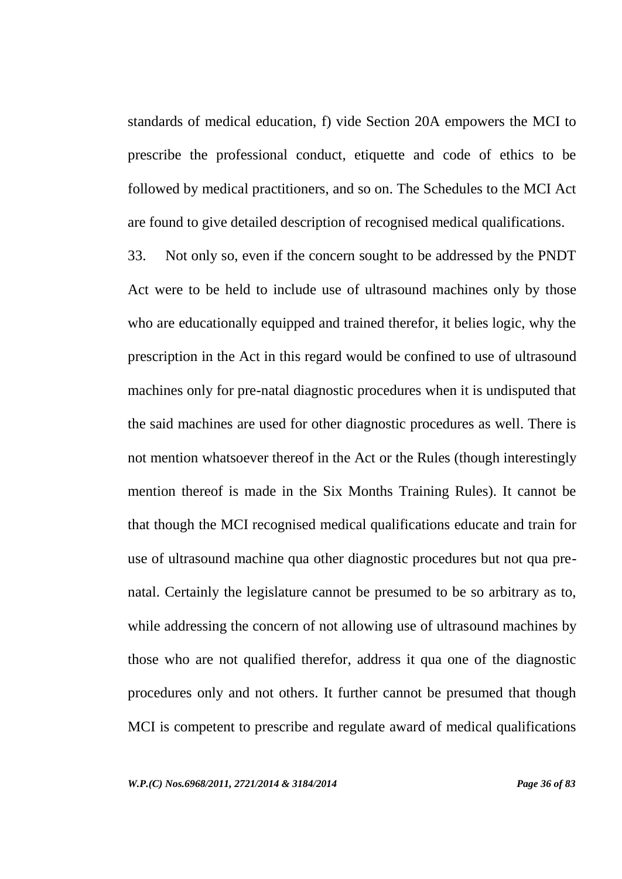standards of medical education, f) vide Section 20A empowers the MCI to prescribe the professional conduct, etiquette and code of ethics to be followed by medical practitioners, and so on. The Schedules to the MCI Act are found to give detailed description of recognised medical qualifications.

33. Not only so, even if the concern sought to be addressed by the PNDT Act were to be held to include use of ultrasound machines only by those who are educationally equipped and trained therefor, it belies logic, why the prescription in the Act in this regard would be confined to use of ultrasound machines only for pre-natal diagnostic procedures when it is undisputed that the said machines are used for other diagnostic procedures as well. There is not mention whatsoever thereof in the Act or the Rules (though interestingly mention thereof is made in the Six Months Training Rules). It cannot be that though the MCI recognised medical qualifications educate and train for use of ultrasound machine qua other diagnostic procedures but not qua pre-natal. Certainly the legislature cannot be presumed to be so arbitrary as to, while addressing the concern of not allowing use of ultrasound machines by those who are not qualified therefor, address it qua one of the diagnostic procedures only and not others. It further cannot be presumed that though MCI is competent to prescribe and regulate award of medical qualifications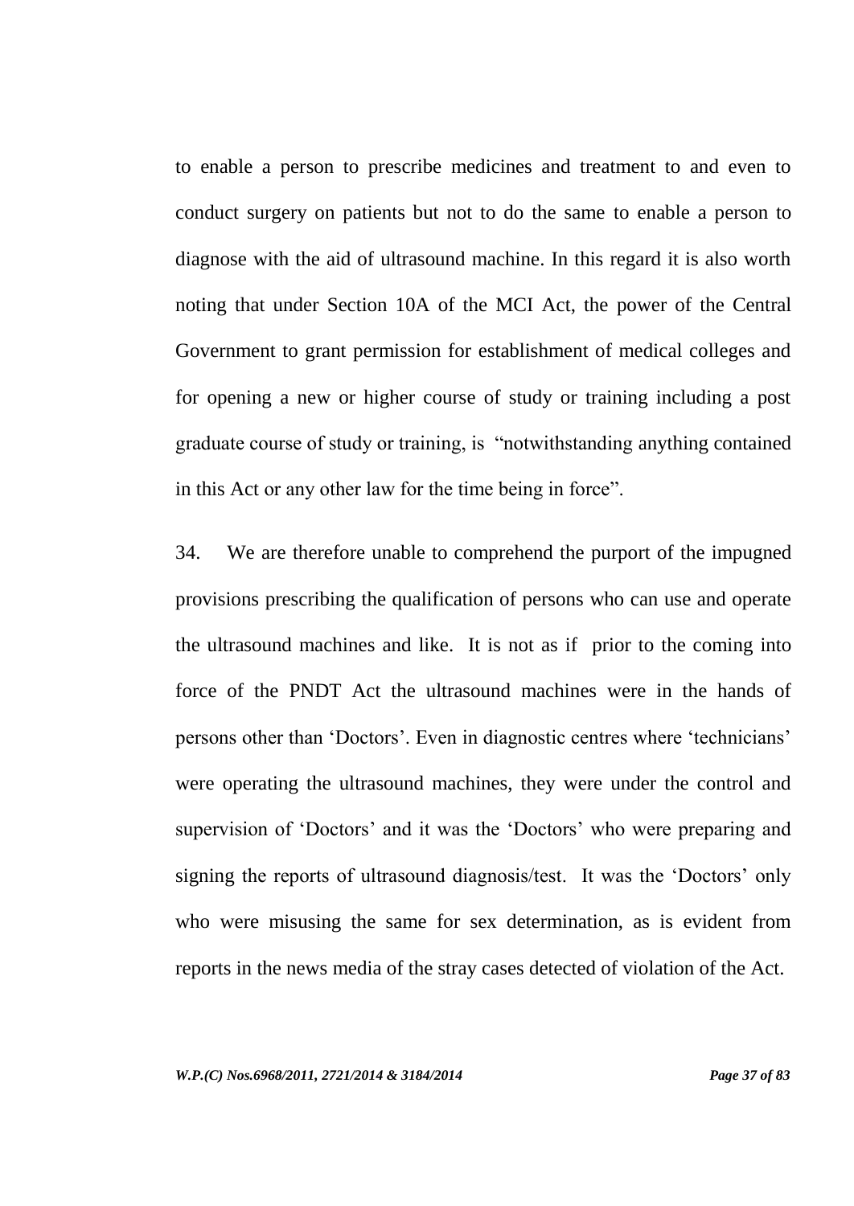to enable a person to prescribe medicines and treatment to and even to conduct surgery on patients but not to do the same to enable a person to diagnose with the aid of ultrasound machine. In this regard it is also worth noting that under Section 10A of the MCI Act, the power of the Central Government to grant permission for establishment of medical colleges and for opening a new or higher course of study or training including a post graduate course of study or training, is "notwithstanding anything contained in this Act or any other law for the time being in force".

34. We are therefore unable to comprehend the purport of the impugned provisions prescribing the qualification of persons who can use and operate the ultrasound machines and like. It is not as if prior to the coming into force of the PNDT Act the ultrasound machines were in the hands of persons other than 'Doctors'. Even in diagnostic centres where 'technicians' were operating the ultrasound machines, they were under the control and supervision of 'Doctors' and it was the 'Doctors' who were preparing and signing the reports of ultrasound diagnosis/test. It was the 'Doctors' only who were misusing the same for sex determination, as is evident from reports in the news media of the stray cases detected of violation of the Act.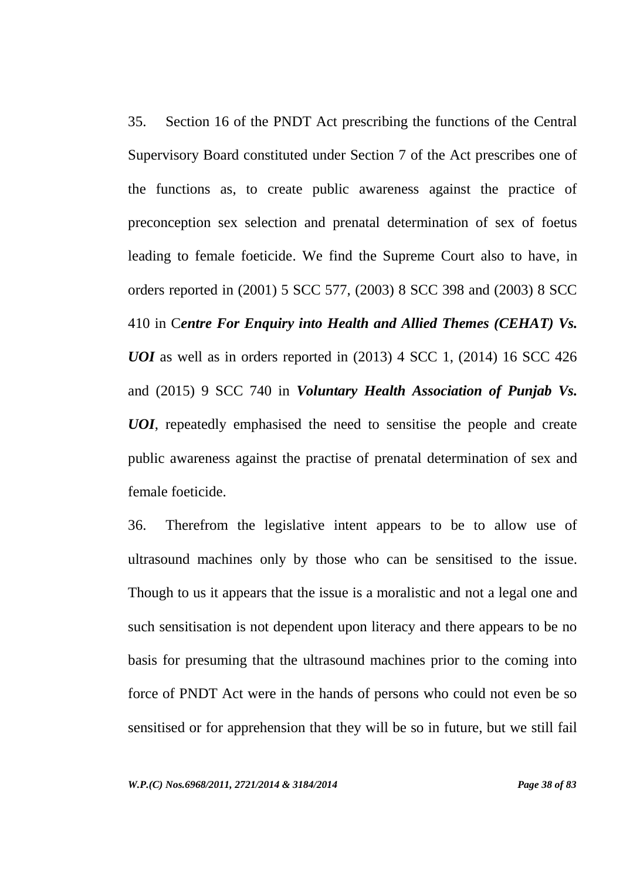35. Section 16 of the PNDT Act prescribing the functions of the Central Supervisory Board constituted under Section 7 of the Act prescribes one of the functions as, to create public awareness against the practice of preconception sex selection and prenatal determination of sex of foetus leading to female foeticide. We find the Supreme Court also to have, in orders reported in (2001) 5 SCC 577, (2003) 8 SCC 398 and (2003) 8 SCC 410 in C***entre For Enquiry into Health and Allied Themes (CEHAT) Vs. UOI*** as well as in orders reported in (2013) 4 SCC 1, (2014) 16 SCC 426 and (2015) 9 SCC 740 in ***Voluntary Health Association of Punjab Vs. UOI***, repeatedly emphasised the need to sensitise the people and create public awareness against the practise of prenatal determination of sex and female foeticide.

36. Therefrom the legislative intent appears to be to allow use of ultrasound machines only by those who can be sensitised to the issue. Though to us it appears that the issue is a moralistic and not a legal one and such sensitisation is not dependent upon literacy and there appears to be no basis for presuming that the ultrasound machines prior to the coming into force of PNDT Act were in the hands of persons who could not even be so sensitised or for apprehension that they will be so in future, but we still fail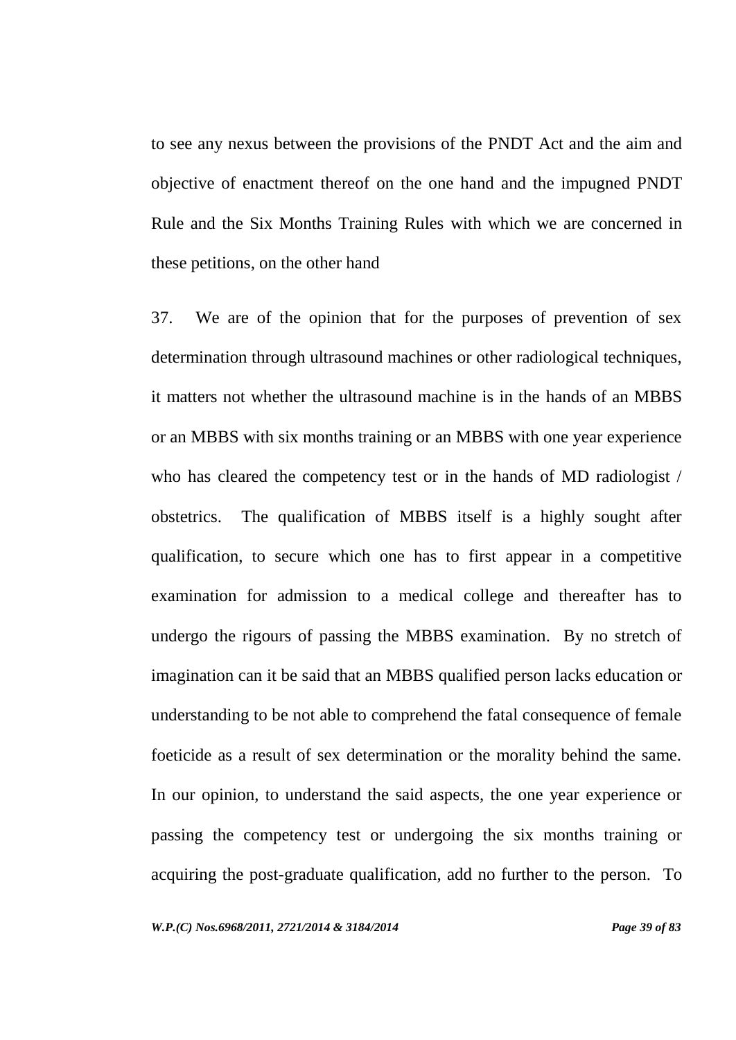to see any nexus between the provisions of the PNDT Act and the aim and objective of enactment thereof on the one hand and the impugned PNDT Rule and the Six Months Training Rules with which we are concerned in these petitions, on the other hand

37. We are of the opinion that for the purposes of prevention of sex determination through ultrasound machines or other radiological techniques, it matters not whether the ultrasound machine is in the hands of an MBBS or an MBBS with six months training or an MBBS with one year experience who has cleared the competency test or in the hands of MD radiologist / obstetrics. The qualification of MBBS itself is a highly sought after qualification, to secure which one has to first appear in a competitive examination for admission to a medical college and thereafter has to undergo the rigours of passing the MBBS examination. By no stretch of imagination can it be said that an MBBS qualified person lacks education or understanding to be not able to comprehend the fatal consequence of female foeticide as a result of sex determination or the morality behind the same. In our opinion, to understand the said aspects, the one year experience or passing the competency test or undergoing the six months training or acquiring the post-graduate qualification, add no further to the person. To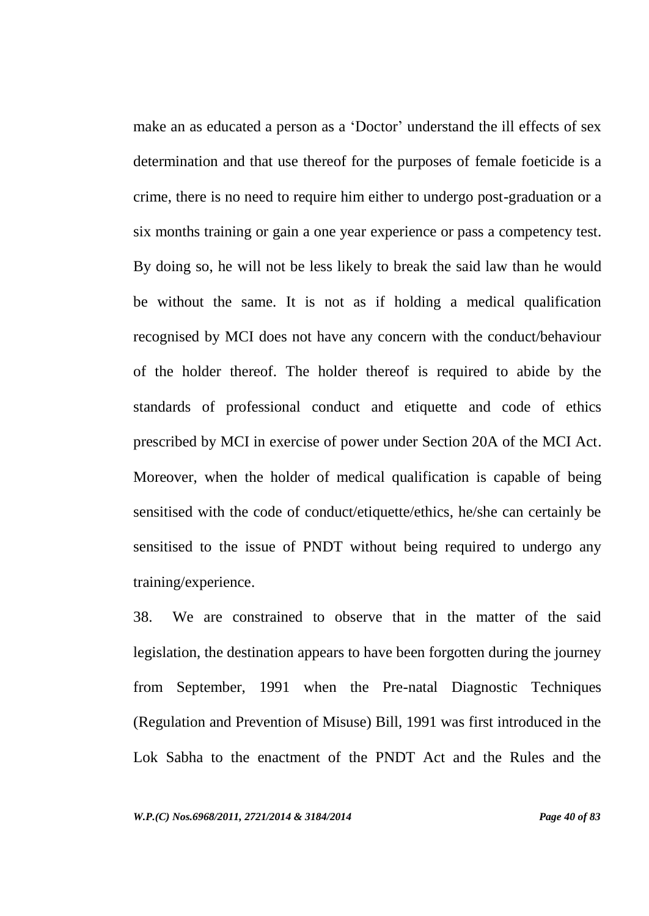make an as educated a person as a 'Doctor' understand the ill effects of sex determination and that use thereof for the purposes of female foeticide is a crime, there is no need to require him either to undergo post-graduation or a six months training or gain a one year experience or pass a competency test. By doing so, he will not be less likely to break the said law than he would be without the same. It is not as if holding a medical qualification recognised by MCI does not have any concern with the conduct/behaviour of the holder thereof. The holder thereof is required to abide by the standards of professional conduct and etiquette and code of ethics prescribed by MCI in exercise of power under Section 20A of the MCI Act. Moreover, when the holder of medical qualification is capable of being sensitised with the code of conduct/etiquette/ethics, he/she can certainly be sensitised to the issue of PNDT without being required to undergo any training/experience.

38. We are constrained to observe that in the matter of the said legislation, the destination appears to have been forgotten during the journey from September, 1991 when the Pre-natal Diagnostic Techniques (Regulation and Prevention of Misuse) Bill, 1991 was first introduced in the Lok Sabha to the enactment of the PNDT Act and the Rules and the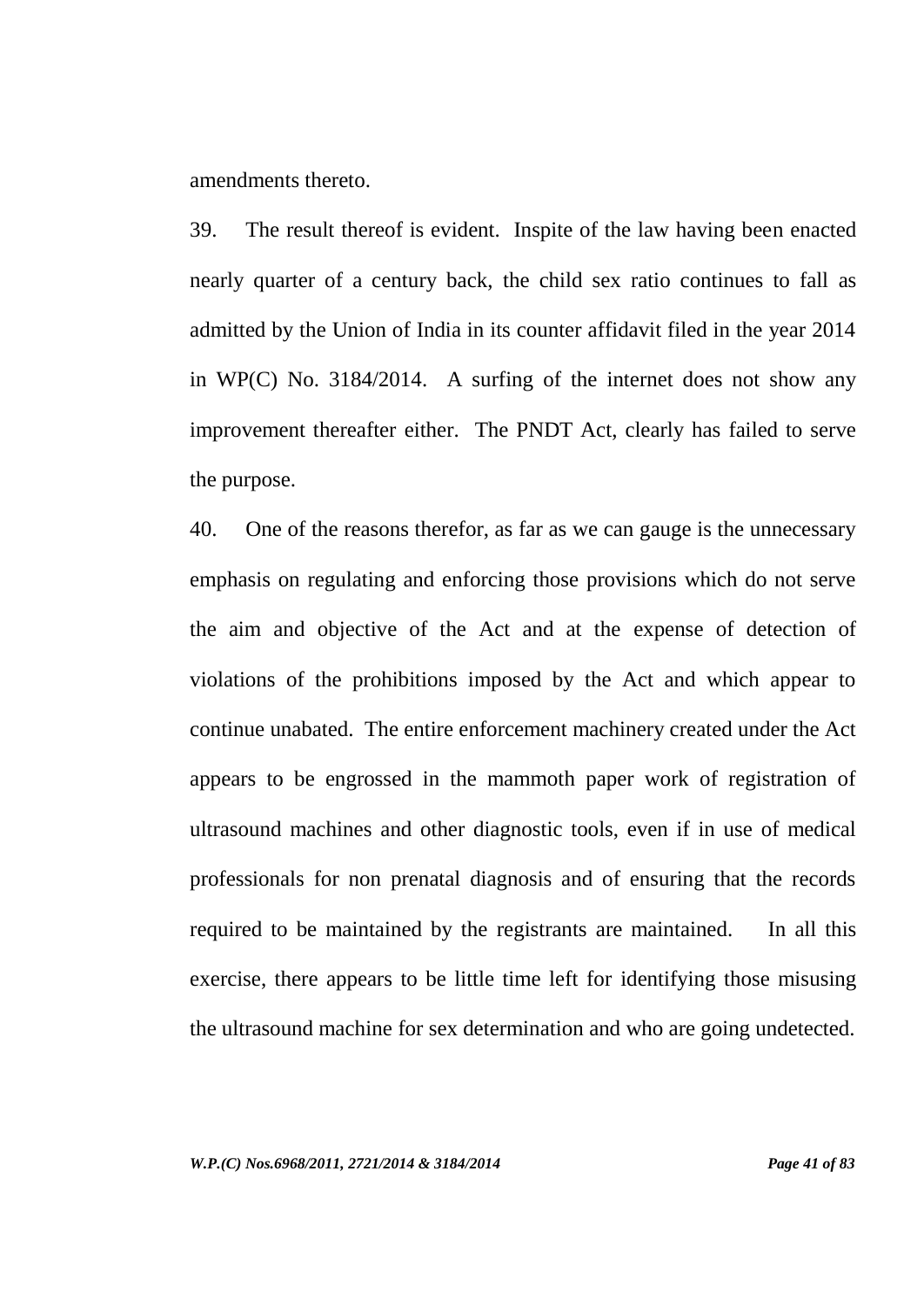amendments thereto.

39. The result thereof is evident. Inspite of the law having been enacted nearly quarter of a century back, the child sex ratio continues to fall as admitted by the Union of India in its counter affidavit filed in the year 2014 in WP(C) No. 3184/2014. A surfing of the internet does not show any improvement thereafter either. The PNDT Act, clearly has failed to serve the purpose.

40. One of the reasons therefor, as far as we can gauge is the unnecessary emphasis on regulating and enforcing those provisions which do not serve the aim and objective of the Act and at the expense of detection of violations of the prohibitions imposed by the Act and which appear to continue unabated. The entire enforcement machinery created under the Act appears to be engrossed in the mammoth paper work of registration of ultrasound machines and other diagnostic tools, even if in use of medical professionals for non prenatal diagnosis and of ensuring that the records required to be maintained by the registrants are maintained. In all this exercise, there appears to be little time left for identifying those misusing the ultrasound machine for sex determination and who are going undetected.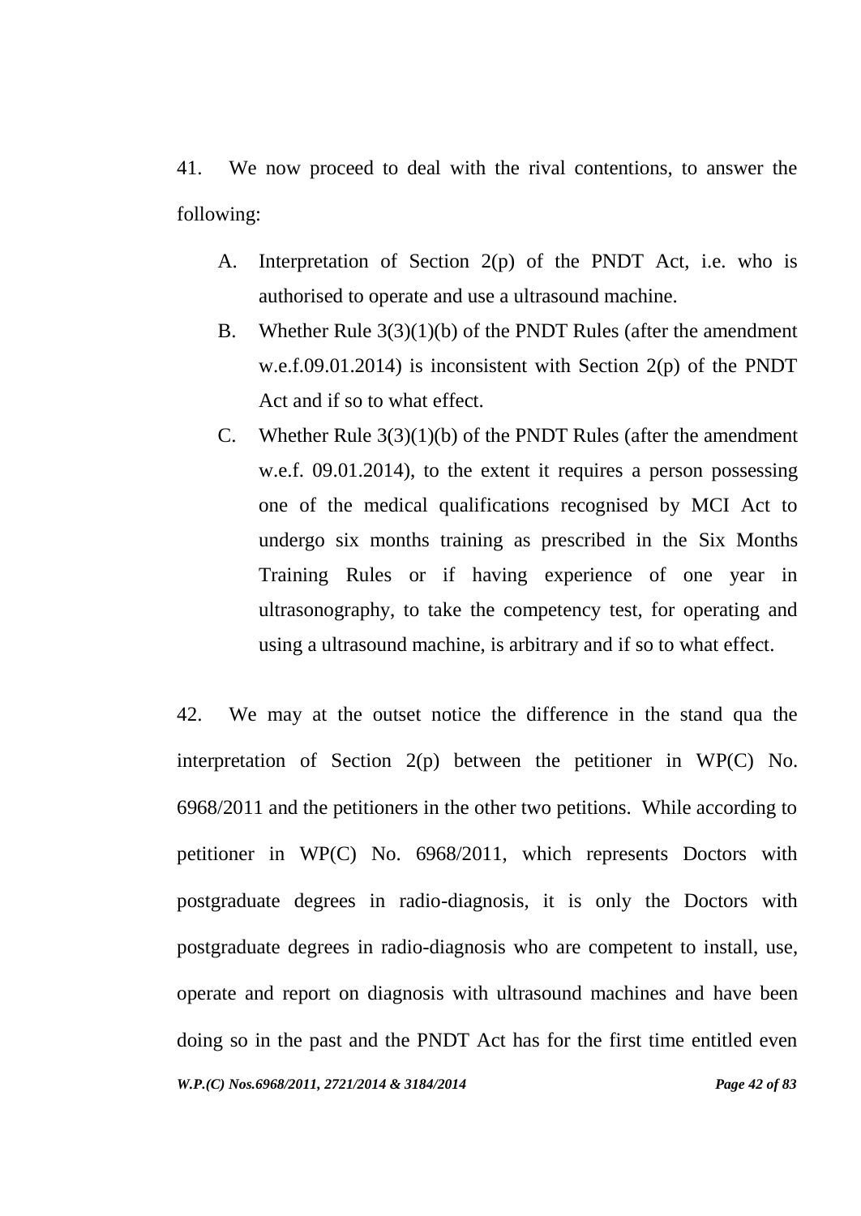41. We now proceed to deal with the rival contentions, to answer the following:

A. Interpretation of Section 2(p) of the PNDT Act, i.e. who is authorised to operate and use a ultrasound machine.

B. Whether Rule 3(3)(1)(b) of the PNDT Rules (after the amendment w.e.f.09.01.2014) is inconsistent with Section 2(p) of the PNDT Act and if so to what effect.

C. Whether Rule 3(3)(1)(b) of the PNDT Rules (after the amendment w.e.f. 09.01.2014), to the extent it requires a person possessing one of the medical qualifications recognised by MCI Act to undergo six months training as prescribed in the Six Months Training Rules or if having experience of one year in ultrasonography, to take the competency test, for operating and using a ultrasound machine, is arbitrary and if so to what effect.

42. We may at the outset notice the difference in the stand qua the interpretation of Section 2(p) between the petitioner in WP(C) No. 6968/2011 and the petitioners in the other two petitions. While according to petitioner in WP(C) No. 6968/2011, which represents Doctors with postgraduate degrees in radio-diagnosis, it is only the Doctors with postgraduate degrees in radio-diagnosis who are competent to install, use, operate and report on diagnosis with ultrasound machines and have been doing so in the past and the PNDT Act has for the first time entitled even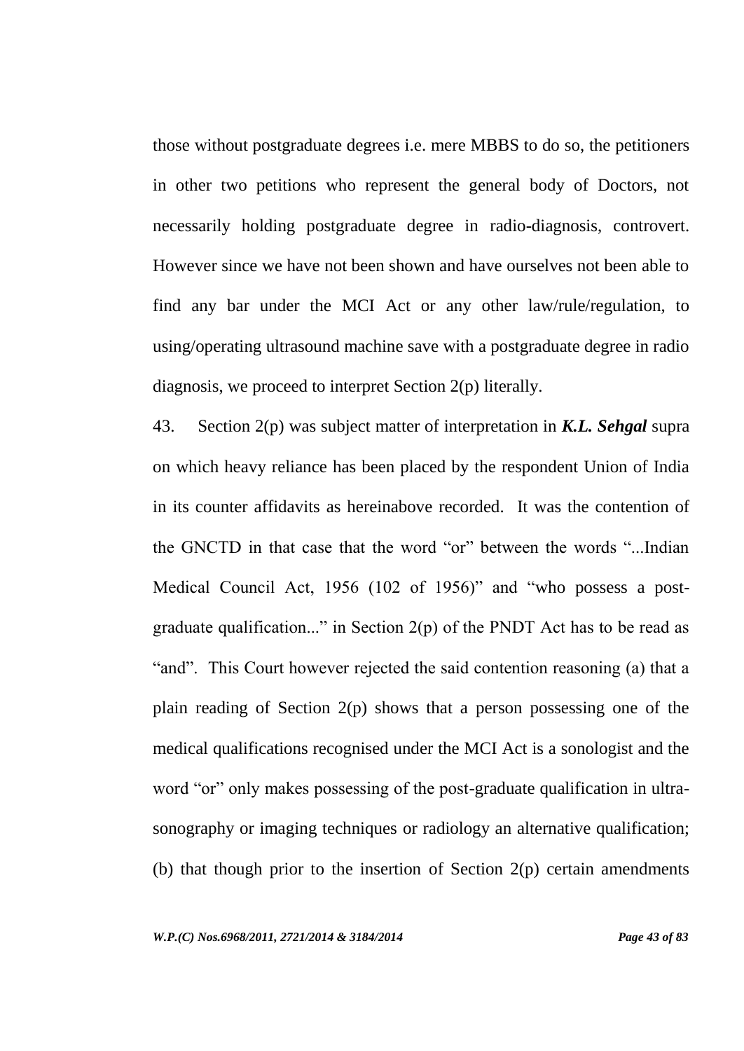those without postgraduate degrees i.e. mere MBBS to do so, the petitioners in other two petitions who represent the general body of Doctors, not necessarily holding postgraduate degree in radio-diagnosis, controvert. However since we have not been shown and have ourselves not been able to find any bar under the MCI Act or any other law/rule/regulation, to using/operating ultrasound machine save with a postgraduate degree in radio diagnosis, we proceed to interpret Section 2(p) literally.

43. Section 2(p) was subject matter of interpretation in ***K.L. Sehgal*** supra on which heavy reliance has been placed by the respondent Union of India in its counter affidavits as hereinabove recorded. It was the contention of the GNCTD in that case that the word "or" between the words "...Indian Medical Council Act, 1956 (102 of 1956)" and "who possess a post-graduate qualification..." in Section 2(p) of the PNDT Act has to be read as "and". This Court however rejected the said contention reasoning (a) that a plain reading of Section 2(p) shows that a person possessing one of the medical qualifications recognised under the MCI Act is a sonologist and the word "or" only makes possessing of the post-graduate qualification in ultra-sonography or imaging techniques or radiology an alternative qualification; (b) that though prior to the insertion of Section 2(p) certain amendments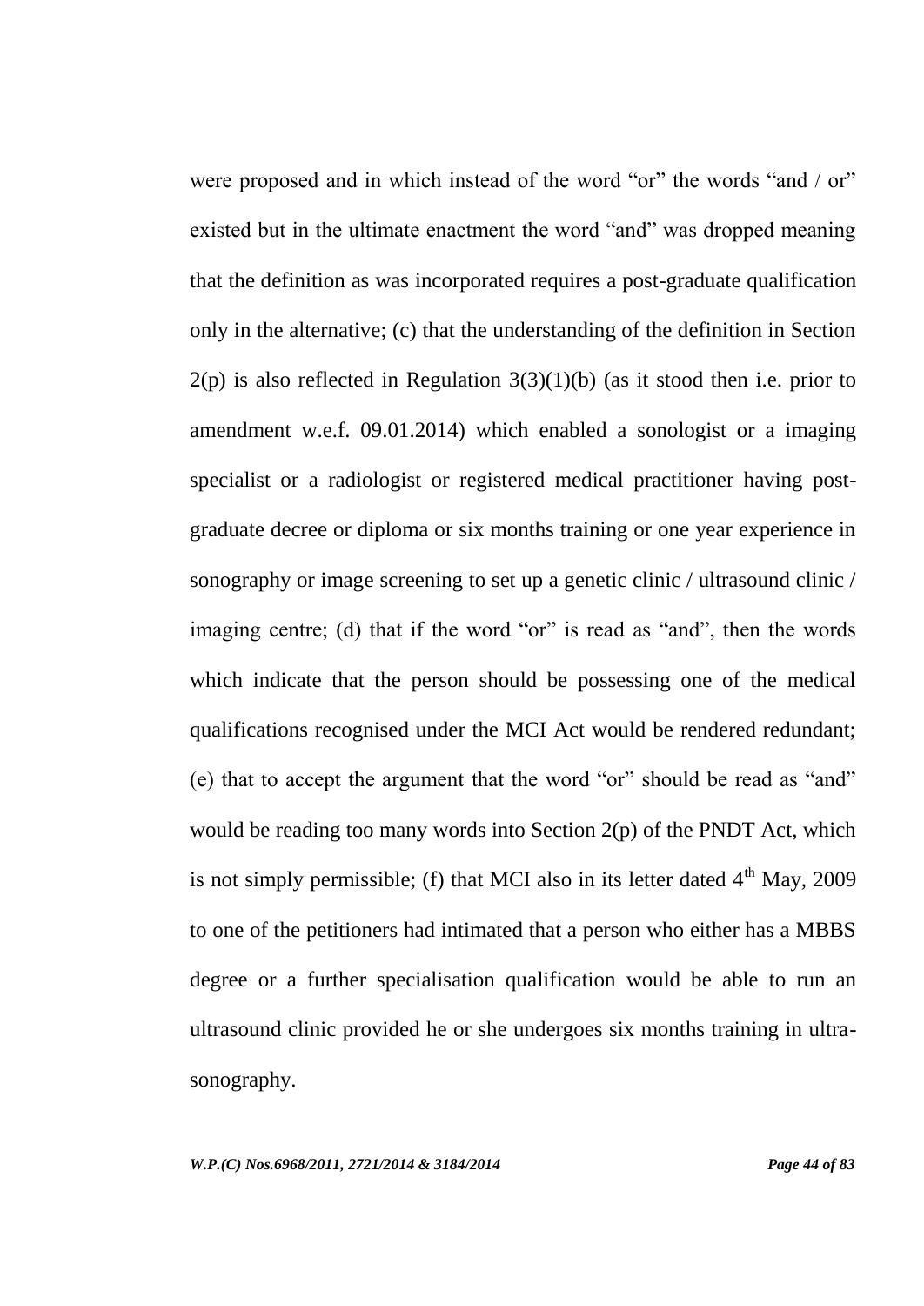were proposed and in which instead of the word "or" the words "and / or" existed but in the ultimate enactment the word "and" was dropped meaning that the definition as was incorporated requires a post-graduate qualification only in the alternative; (c) that the understanding of the definition in Section 2(p) is also reflected in Regulation 3(3)(1)(b) (as it stood then i.e. prior to amendment w.e.f. 09.01.2014) which enabled a sonologist or a imaging specialist or a radiologist or registered medical practitioner having post-graduate decree or diploma or six months training or one year experience in sonography or image screening to set up a genetic clinic / ultrasound clinic / imaging centre; (d) that if the word "or" is read as "and", then the words which indicate that the person should be possessing one of the medical qualifications recognised under the MCI Act would be rendered redundant; (e) that to accept the argument that the word "or" should be read as "and" would be reading too many words into Section 2(p) of the PNDT Act, which is not simply permissible; (f) that MCI also in its letter dated 4th May, 2009 to one of the petitioners had intimated that a person who either has a MBBS degree or a further specialisation qualification would be able to run an ultrasound clinic provided he or she undergoes six months training in ultra-sonography.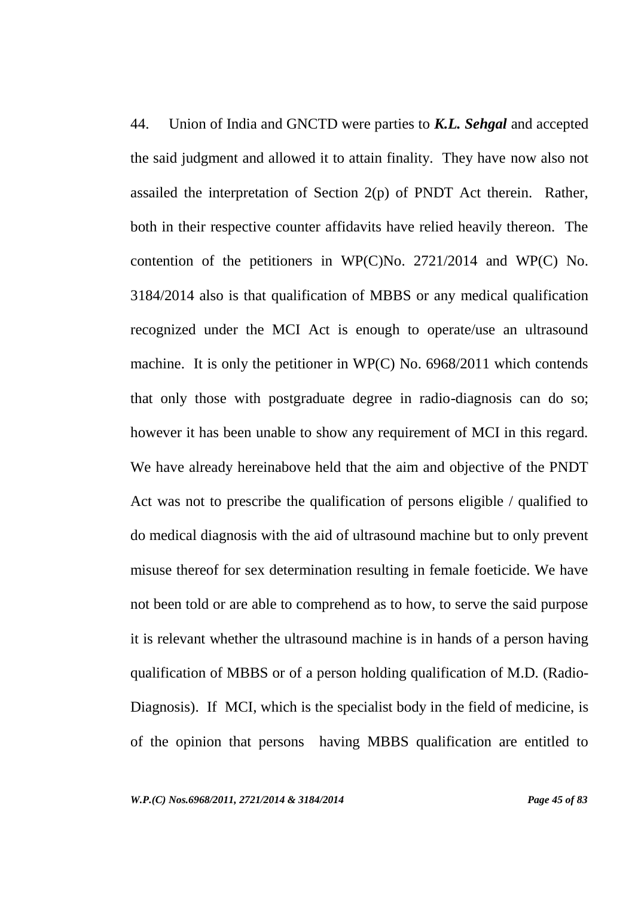44. Union of India and GNCTD were parties to ***K.L. Sehgal*** and accepted the said judgment and allowed it to attain finality. They have now also not assailed the interpretation of Section 2(p) of PNDT Act therein. Rather, both in their respective counter affidavits have relied heavily thereon. The contention of the petitioners in WP(C)No. 2721/2014 and WP(C) No. 3184/2014 also is that qualification of MBBS or any medical qualification recognized under the MCI Act is enough to operate/use an ultrasound machine. It is only the petitioner in WP(C) No. 6968/2011 which contends that only those with postgraduate degree in radio-diagnosis can do so; however it has been unable to show any requirement of MCI in this regard. We have already hereinabove held that the aim and objective of the PNDT Act was not to prescribe the qualification of persons eligible / qualified to do medical diagnosis with the aid of ultrasound machine but to only prevent misuse thereof for sex determination resulting in female foeticide. We have not been told or are able to comprehend as to how, to serve the said purpose it is relevant whether the ultrasound machine is in hands of a person having qualification of MBBS or of a person holding qualification of M.D. (Radio-Diagnosis). If MCI, which is the specialist body in the field of medicine, is of the opinion that persons having MBBS qualification are entitled to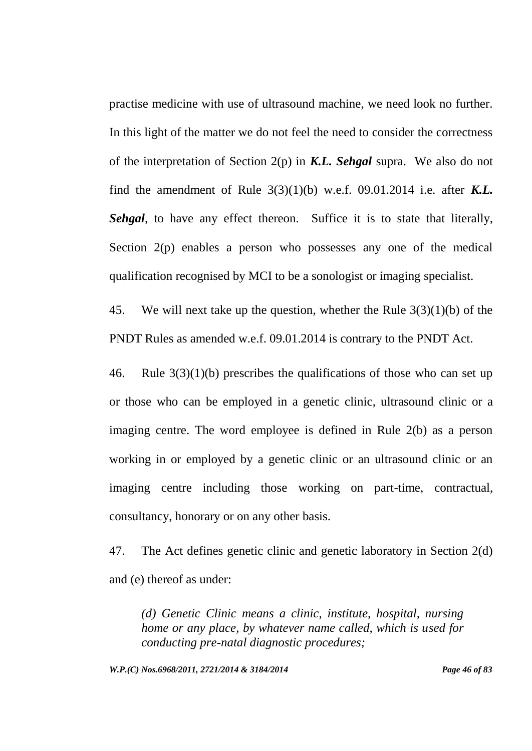practise medicine with use of ultrasound machine, we need look no further. In this light of the matter we do not feel the need to consider the correctness of the interpretation of Section 2(p) in ***K.L. Sehgal*** supra. We also do not find the amendment of Rule 3(3)(1)(b) w.e.f. 09.01.2014 i.e. after ***K.L. Sehgal***, to have any effect thereon. Suffice it is to state that literally, Section 2(p) enables a person who possesses any one of the medical qualification recognised by MCI to be a sonologist or imaging specialist.

45. We will next take up the question, whether the Rule 3(3)(1)(b) of the PNDT Rules as amended w.e.f. 09.01.2014 is contrary to the PNDT Act.

46. Rule 3(3)(1)(b) prescribes the qualifications of those who can set up or those who can be employed in a genetic clinic, ultrasound clinic or a imaging centre. The word employee is defined in Rule 2(b) as a person working in or employed by a genetic clinic or an ultrasound clinic or an imaging centre including those working on part-time, contractual, consultancy, honorary or on any other basis.

47. The Act defines genetic clinic and genetic laboratory in Section 2(d) and (e) thereof as under:

> *(d) Genetic Clinic means a clinic, institute, hospital, nursing home or any place, by whatever name called, which is used for conducting pre-natal diagnostic procedures;*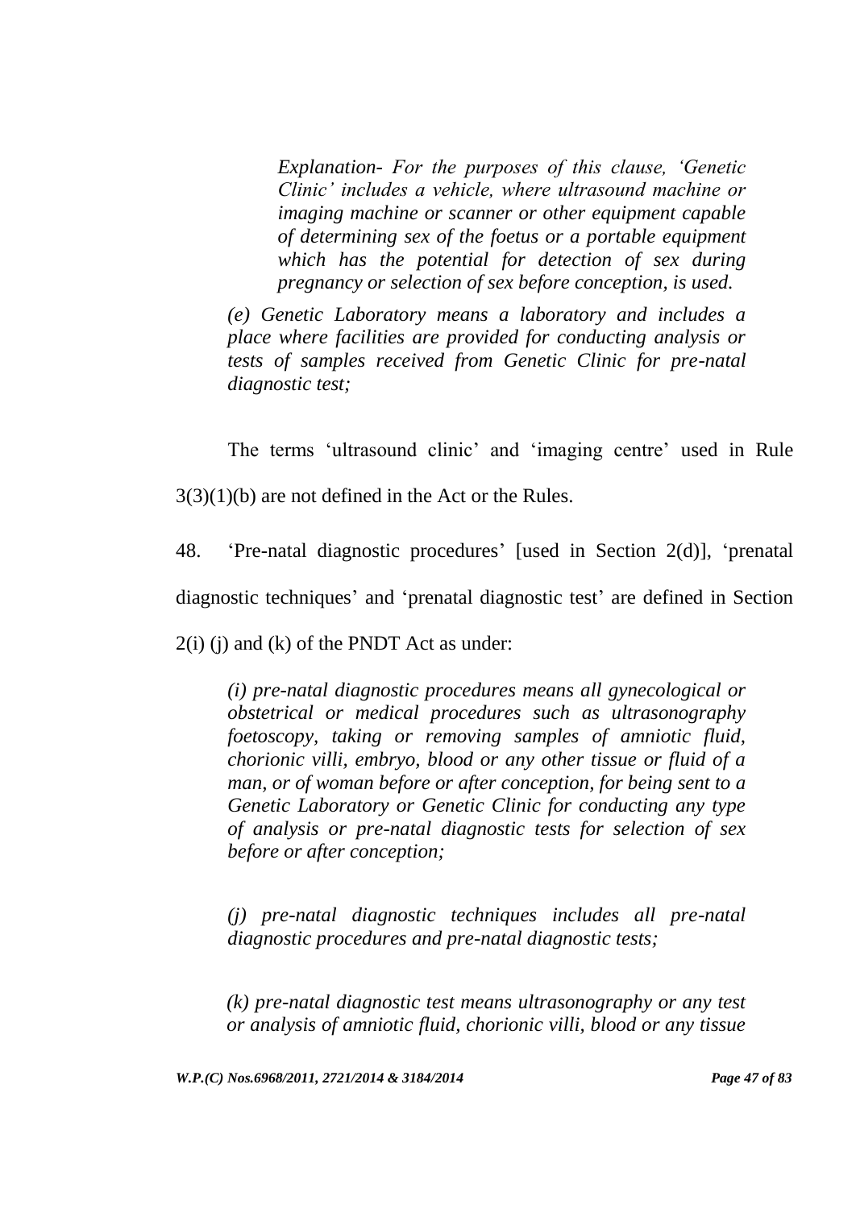> *Explanation- For the purposes of this clause, 'Genetic Clinic' includes a vehicle, where ultrasound machine or imaging machine or scanner or other equipment capable of determining sex of the foetus or a portable equipment which has the potential for detection of sex during pregnancy or selection of sex before conception, is used.*

> *(e) Genetic Laboratory means a laboratory and includes a place where facilities are provided for conducting analysis or tests of samples received from Genetic Clinic for pre-natal diagnostic test;*

The terms 'ultrasound clinic' and 'imaging centre' used in Rule 3(3)(1)(b) are not defined in the Act or the Rules.

48. 'Pre-natal diagnostic procedures' [used in Section 2(d)], 'prenatal diagnostic techniques' and 'prenatal diagnostic test' are defined in Section 2(i) (j) and (k) of the PNDT Act as under:

> *(i) pre-natal diagnostic procedures means all gynecological or obstetrical or medical procedures such as ultrasonography foetoscopy, taking or removing samples of amniotic fluid, chorionic villi, embryo, blood or any other tissue or fluid of a man, or of woman before or after conception, for being sent to a Genetic Laboratory or Genetic Clinic for conducting any type of analysis or pre-natal diagnostic tests for selection of sex before or after conception;*

> *(j) pre-natal diagnostic techniques includes all pre-natal diagnostic procedures and pre-natal diagnostic tests;*

> *(k) pre-natal diagnostic test means ultrasonography or any test or analysis of amniotic fluid, chorionic villi, blood or any tissue*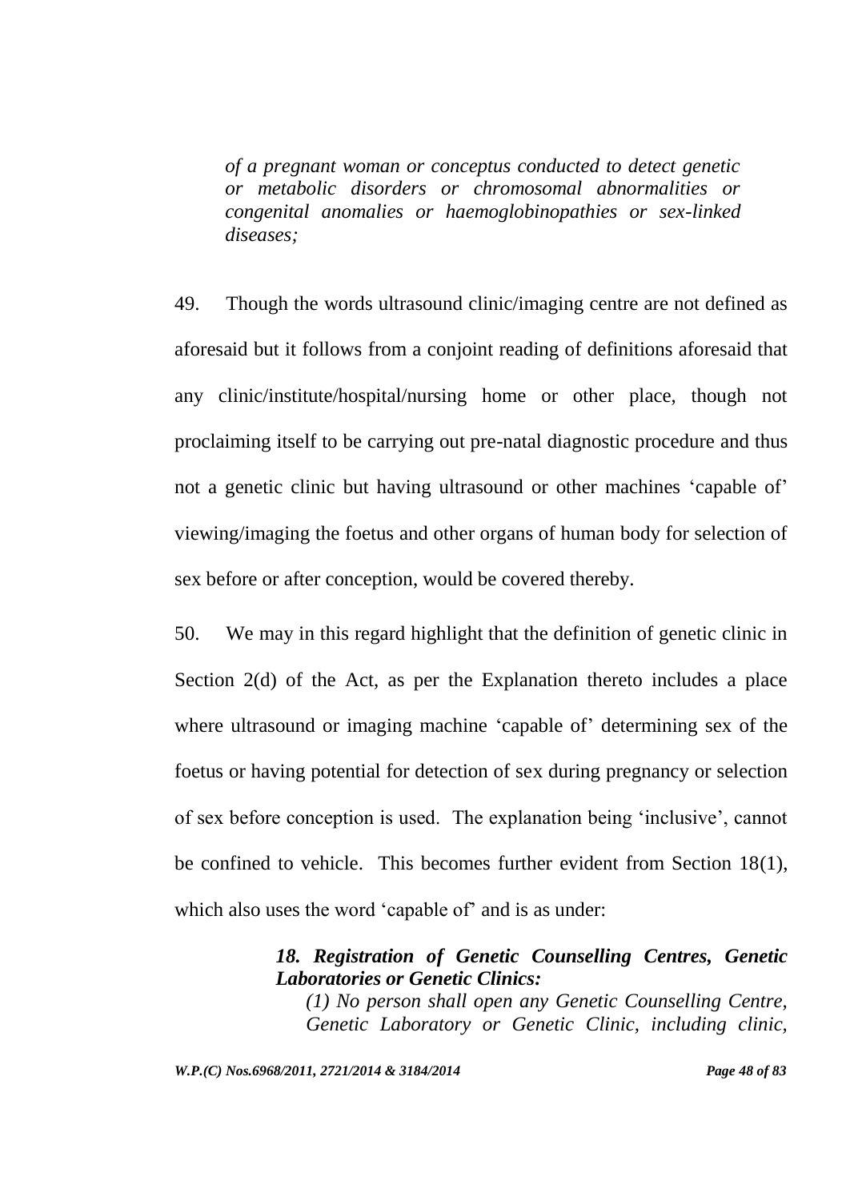*of a pregnant woman or conceptus conducted to detect genetic or metabolic disorders or chromosomal abnormalities or congenital anomalies or haemoglobinopathies or sex-linked diseases;*

49. Though the words ultrasound clinic/imaging centre are not defined as aforesaid but it follows from a conjoint reading of definitions aforesaid that any clinic/institute/hospital/nursing home or other place, though not proclaiming itself to be carrying out pre-natal diagnostic procedure and thus not a genetic clinic but having ultrasound or other machines 'capable of' viewing/imaging the foetus and other organs of human body for selection of sex before or after conception, would be covered thereby.

50. We may in this regard highlight that the definition of genetic clinic in Section 2(d) of the Act, as per the Explanation thereto includes a place where ultrasound or imaging machine 'capable of' determining sex of the foetus or having potential for detection of sex during pregnancy or selection of sex before conception is used. The explanation being 'inclusive', cannot be confined to vehicle. This becomes further evident from Section 18(1), which also uses the word 'capable of' and is as under:

> ***18. Registration of Genetic Counselling Centres, Genetic Laboratories or Genetic Clinics:***
>
> *(1) No person shall open any Genetic Counselling Centre, Genetic Laboratory or Genetic Clinic, including clinic,*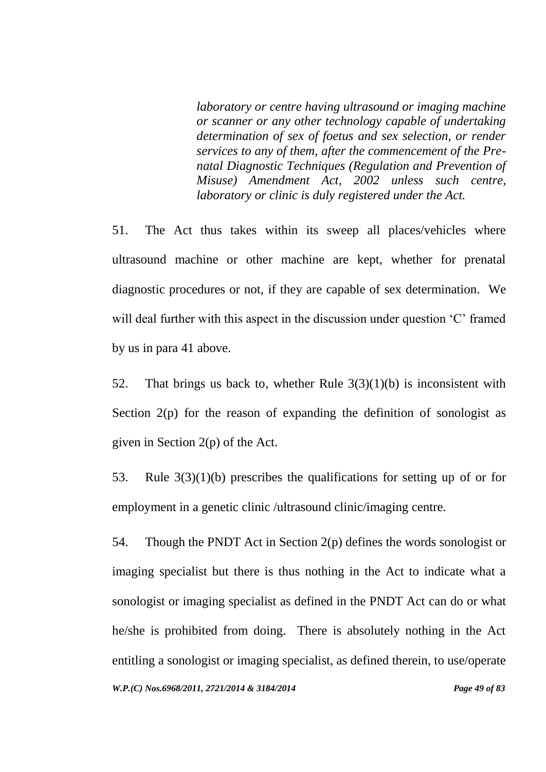> *laboratory or centre having ultrasound or imaging machine or scanner or any other technology capable of undertaking determination of sex of foetus and sex selection, or render services to any of them, after the commencement of the Pre-natal Diagnostic Techniques (Regulation and Prevention of Misuse) Amendment Act, 2002 unless such centre, laboratory or clinic is duly registered under the Act.*

51. The Act thus takes within its sweep all places/vehicles where ultrasound machine or other machine are kept, whether for prenatal diagnostic procedures or not, if they are capable of sex determination. We will deal further with this aspect in the discussion under question 'C' framed by us in para 41 above.

52. That brings us back to, whether Rule 3(3)(1)(b) is inconsistent with Section 2(p) for the reason of expanding the definition of sonologist as given in Section 2(p) of the Act.

53. Rule 3(3)(1)(b) prescribes the qualifications for setting up of or for employment in a genetic clinic /ultrasound clinic/imaging centre.

54. Though the PNDT Act in Section 2(p) defines the words sonologist or imaging specialist but there is thus nothing in the Act to indicate what a sonologist or imaging specialist as defined in the PNDT Act can do or what he/she is prohibited from doing. There is absolutely nothing in the Act entitling a sonologist or imaging specialist, as defined therein, to use/operate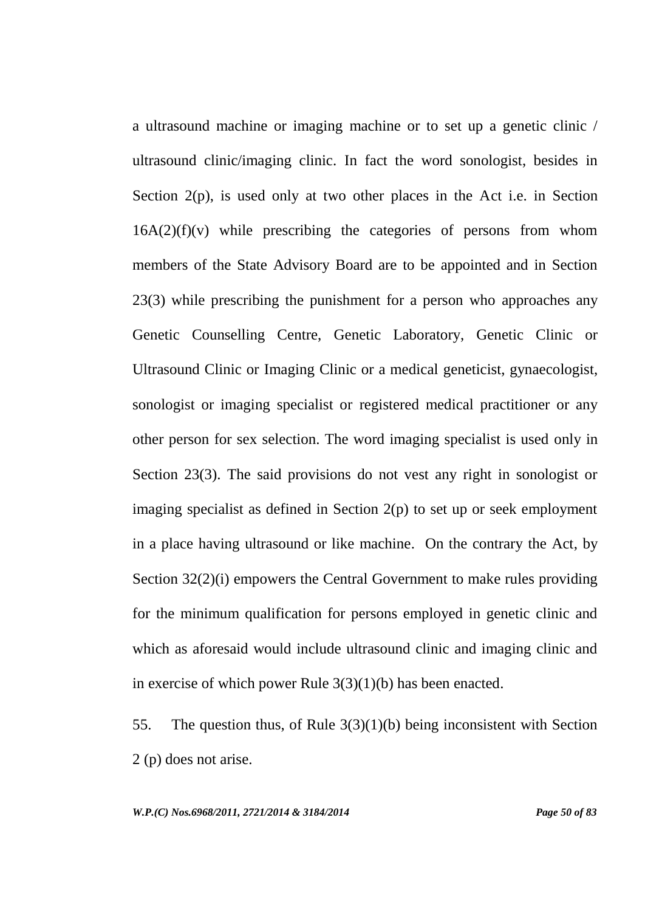a ultrasound machine or imaging machine or to set up a genetic clinic / ultrasound clinic/imaging clinic. In fact the word sonologist, besides in Section 2(p), is used only at two other places in the Act i.e. in Section 16A(2)(f)(v) while prescribing the categories of persons from whom members of the State Advisory Board are to be appointed and in Section 23(3) while prescribing the punishment for a person who approaches any Genetic Counselling Centre, Genetic Laboratory, Genetic Clinic or Ultrasound Clinic or Imaging Clinic or a medical geneticist, gynaecologist, sonologist or imaging specialist or registered medical practitioner or any other person for sex selection. The word imaging specialist is used only in Section 23(3). The said provisions do not vest any right in sonologist or imaging specialist as defined in Section 2(p) to set up or seek employment in a place having ultrasound or like machine. On the contrary the Act, by Section 32(2)(i) empowers the Central Government to make rules providing for the minimum qualification for persons employed in genetic clinic and which as aforesaid would include ultrasound clinic and imaging clinic and in exercise of which power Rule 3(3)(1)(b) has been enacted.

55. The question thus, of Rule 3(3)(1)(b) being inconsistent with Section 2 (p) does not arise.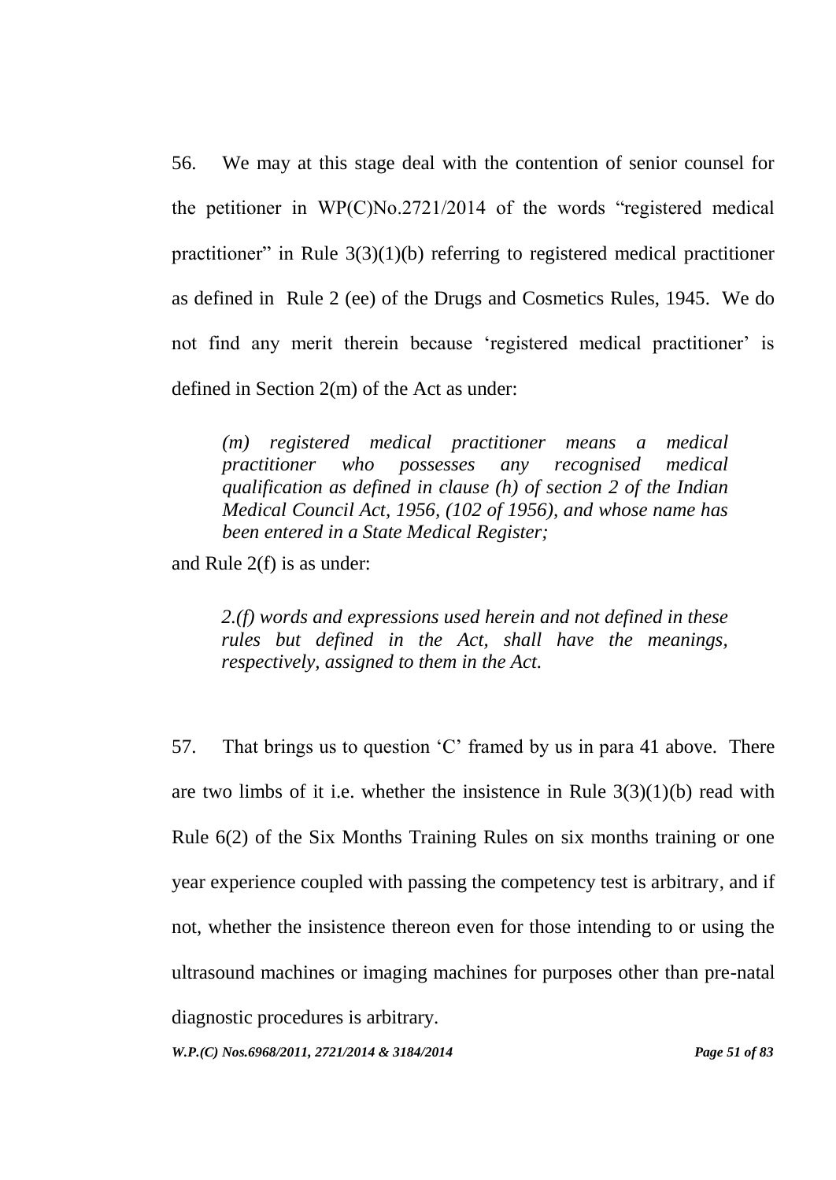56. We may at this stage deal with the contention of senior counsel for the petitioner in WP(C)No.2721/2014 of the words "registered medical practitioner" in Rule 3(3)(1)(b) referring to registered medical practitioner as defined in Rule 2 (ee) of the Drugs and Cosmetics Rules, 1945. We do not find any merit therein because 'registered medical practitioner' is defined in Section 2(m) of the Act as under:

> *(m) registered medical practitioner means a medical practitioner who possesses any recognised medical qualification as defined in clause (h) of section 2 of the Indian Medical Council Act, 1956, (102 of 1956), and whose name has been entered in a State Medical Register;*

and Rule 2(f) is as under:

> *2.(f) words and expressions used herein and not defined in these rules but defined in the Act, shall have the meanings, respectively, assigned to them in the Act.*

57. That brings us to question 'C' framed by us in para 41 above. There are two limbs of it i.e. whether the insistence in Rule 3(3)(1)(b) read with Rule 6(2) of the Six Months Training Rules on six months training or one year experience coupled with passing the competency test is arbitrary, and if not, whether the insistence thereon even for those intending to or using the ultrasound machines or imaging machines for purposes other than pre-natal diagnostic procedures is arbitrary.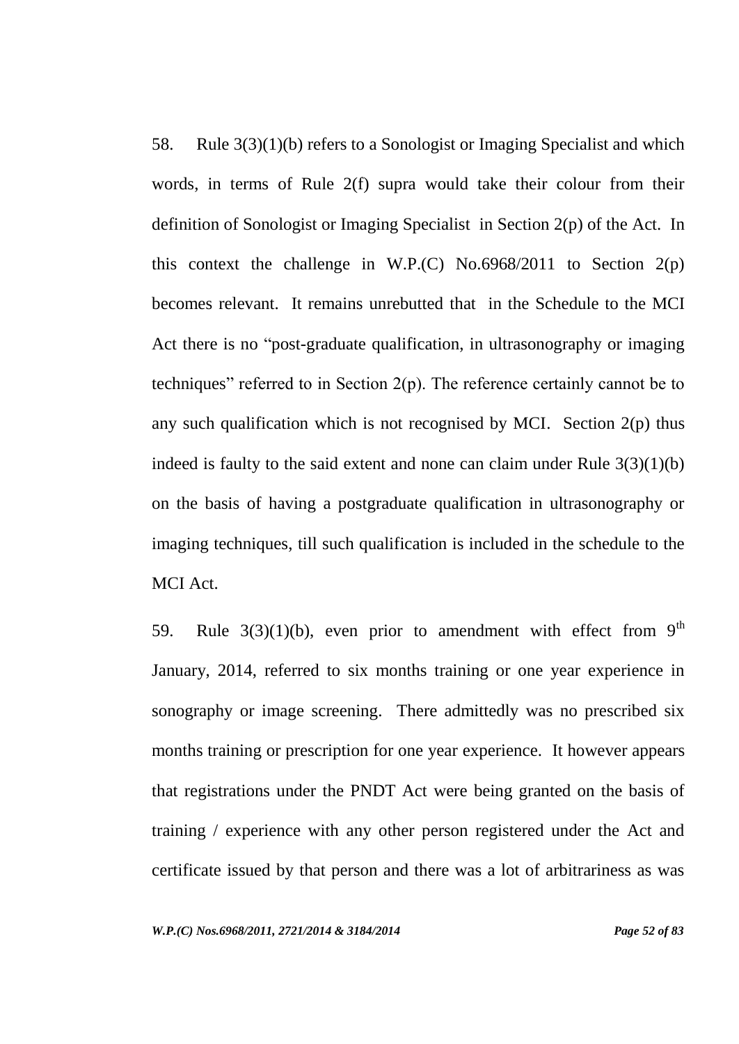58. Rule 3(3)(1)(b) refers to a Sonologist or Imaging Specialist and which words, in terms of Rule 2(f) supra would take their colour from their definition of Sonologist or Imaging Specialist in Section 2(p) of the Act. In this context the challenge in W.P.(C) No.6968/2011 to Section 2(p) becomes relevant. It remains unrebutted that in the Schedule to the MCI Act there is no "post-graduate qualification, in ultrasonography or imaging techniques" referred to in Section 2(p). The reference certainly cannot be to any such qualification which is not recognised by MCI. Section 2(p) thus indeed is faulty to the said extent and none can claim under Rule 3(3)(1)(b) on the basis of having a postgraduate qualification in ultrasonography or imaging techniques, till such qualification is included in the schedule to the MCI Act.

59. Rule 3(3)(1)(b), even prior to amendment with effect from 9th January, 2014, referred to six months training or one year experience in sonography or image screening. There admittedly was no prescribed six months training or prescription for one year experience. It however appears that registrations under the PNDT Act were being granted on the basis of training / experience with any other person registered under the Act and certificate issued by that person and there was a lot of arbitrariness as was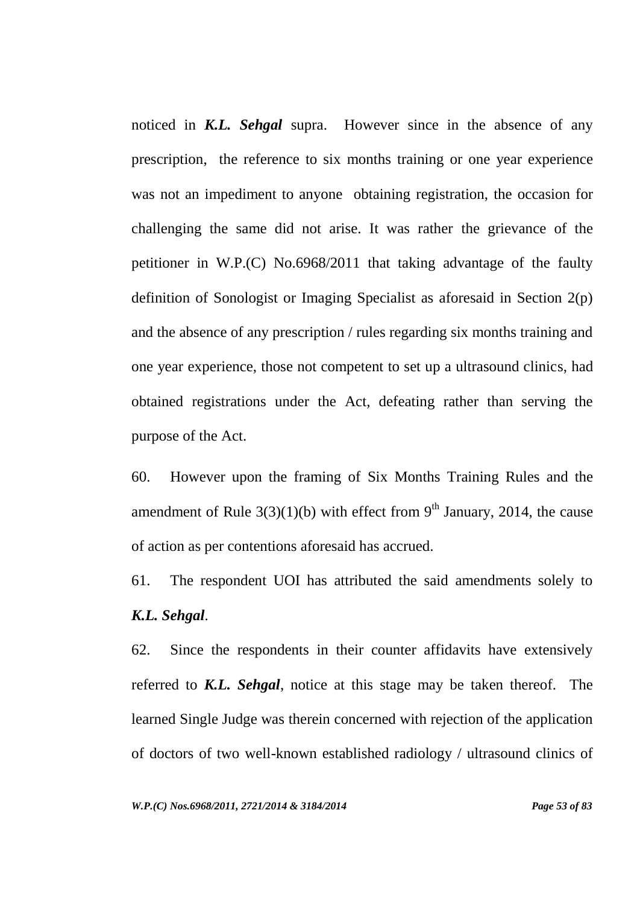noticed in ***K.L. Sehgal*** supra. However since in the absence of any prescription, the reference to six months training or one year experience was not an impediment to anyone obtaining registration, the occasion for challenging the same did not arise. It was rather the grievance of the petitioner in W.P.(C) No.6968/2011 that taking advantage of the faulty definition of Sonologist or Imaging Specialist as aforesaid in Section 2(p) and the absence of any prescription / rules regarding six months training and one year experience, those not competent to set up a ultrasound clinics, had obtained registrations under the Act, defeating rather than serving the purpose of the Act.

60. However upon the framing of Six Months Training Rules and the amendment of Rule 3(3)(1)(b) with effect from 9th January, 2014, the cause of action as per contentions aforesaid has accrued.

61. The respondent UOI has attributed the said amendments solely to ***K.L. Sehgal***.

62. Since the respondents in their counter affidavits have extensively referred to ***K.L. Sehgal***, notice at this stage may be taken thereof. The learned Single Judge was therein concerned with rejection of the application of doctors of two well-known established radiology / ultrasound clinics of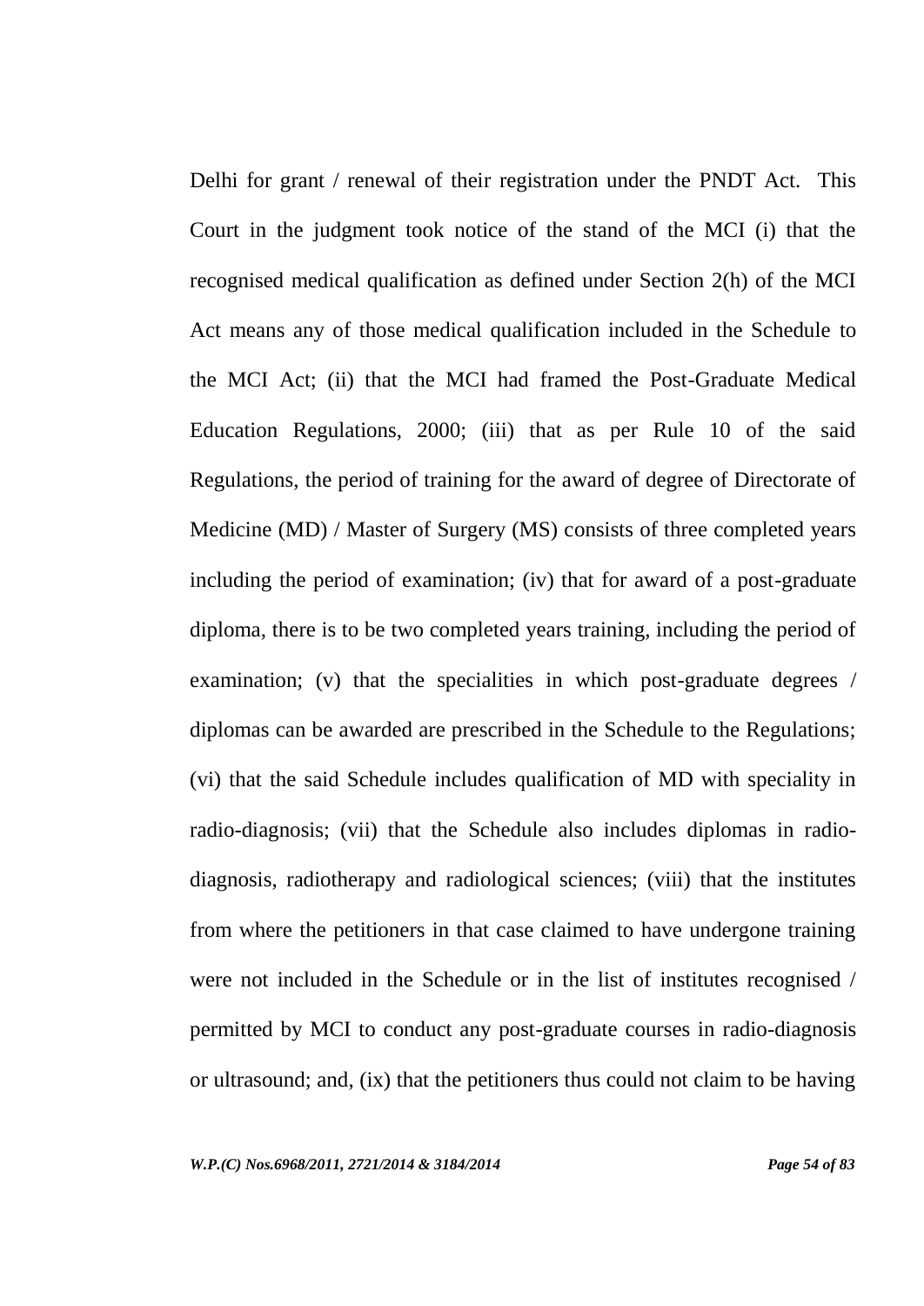Delhi for grant / renewal of their registration under the PNDT Act. This Court in the judgment took notice of the stand of the MCI (i) that the recognised medical qualification as defined under Section 2(h) of the MCI Act means any of those medical qualification included in the Schedule to the MCI Act; (ii) that the MCI had framed the Post-Graduate Medical Education Regulations, 2000; (iii) that as per Rule 10 of the said Regulations, the period of training for the award of degree of Directorate of Medicine (MD) / Master of Surgery (MS) consists of three completed years including the period of examination; (iv) that for award of a post-graduate diploma, there is to be two completed years training, including the period of examination; (v) that the specialities in which post-graduate degrees / diplomas can be awarded are prescribed in the Schedule to the Regulations; (vi) that the said Schedule includes qualification of MD with speciality in radio-diagnosis; (vii) that the Schedule also includes diplomas in radio-diagnosis, radiotherapy and radiological sciences; (viii) that the institutes from where the petitioners in that case claimed to have undergone training were not included in the Schedule or in the list of institutes recognised / permitted by MCI to conduct any post-graduate courses in radio-diagnosis or ultrasound; and, (ix) that the petitioners thus could not claim to be having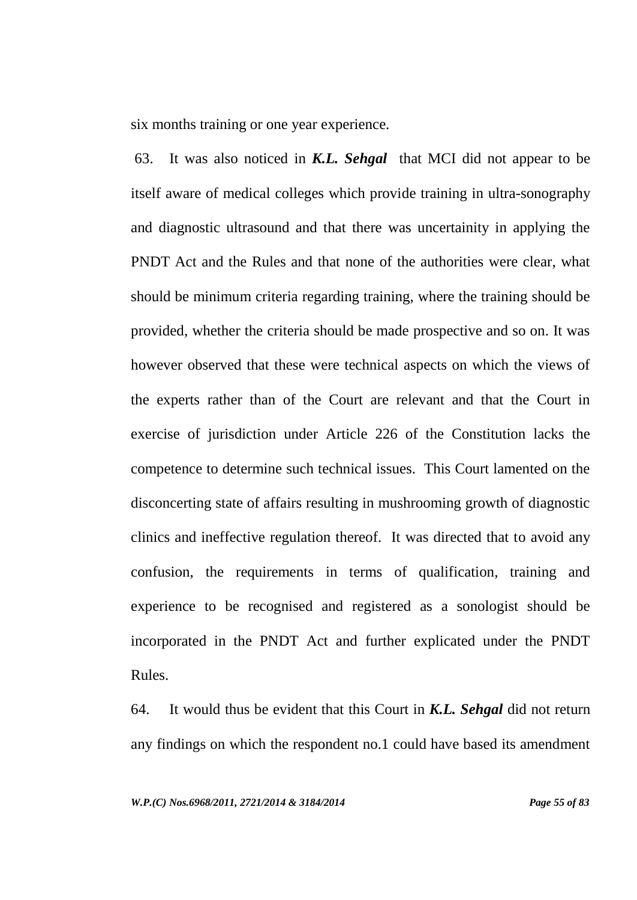six months training or one year experience.

63. It was also noticed in ***K.L. Sehgal*** that MCI did not appear to be itself aware of medical colleges which provide training in ultra-sonography and diagnostic ultrasound and that there was uncertainity in applying the PNDT Act and the Rules and that none of the authorities were clear, what should be minimum criteria regarding training, where the training should be provided, whether the criteria should be made prospective and so on. It was however observed that these were technical aspects on which the views of the experts rather than of the Court are relevant and that the Court in exercise of jurisdiction under Article 226 of the Constitution lacks the competence to determine such technical issues. This Court lamented on the disconcerting state of affairs resulting in mushrooming growth of diagnostic clinics and ineffective regulation thereof. It was directed that to avoid any confusion, the requirements in terms of qualification, training and experience to be recognised and registered as a sonologist should be incorporated in the PNDT Act and further explicated under the PNDT Rules.

64. It would thus be evident that this Court in ***K.L. Sehgal*** did not return any findings on which the respondent no.1 could have based its amendment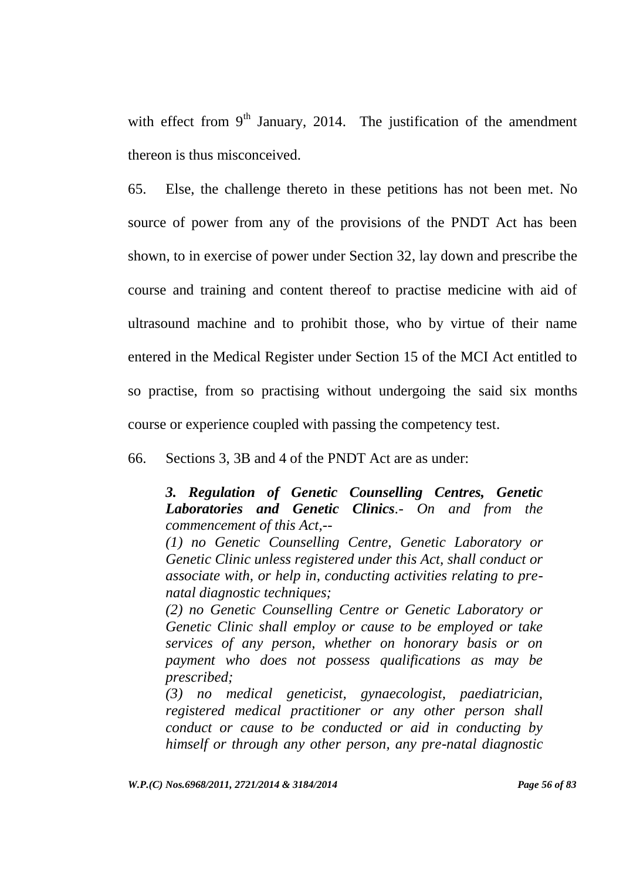with effect from 9th January, 2014. The justification of the amendment thereon is thus misconceived.

65. Else, the challenge thereto in these petitions has not been met. No source of power from any of the provisions of the PNDT Act has been shown, to in exercise of power under Section 32, lay down and prescribe the course and training and content thereof to practise medicine with aid of ultrasound machine and to prohibit those, who by virtue of their name entered in the Medical Register under Section 15 of the MCI Act entitled to so practise, from so practising without undergoing the said six months course or experience coupled with passing the competency test.

66. Sections 3, 3B and 4 of the PNDT Act are as under:

> ***3. Regulation of Genetic Counselling Centres, Genetic Laboratories and Genetic Clinics**.- On and from the commencement of this Act,--*
>
> *(1) no Genetic Counselling Centre, Genetic Laboratory or Genetic Clinic unless registered under this Act, shall conduct or associate with, or help in, conducting activities relating to pre-natal diagnostic techniques;*
>
> *(2) no Genetic Counselling Centre or Genetic Laboratory or Genetic Clinic shall employ or cause to be employed or take services of any person, whether on honorary basis or on payment who does not possess qualifications as may be prescribed;*
>
> *(3) no medical geneticist, gynaecologist, paediatrician, registered medical practitioner or any other person shall conduct or cause to be conducted or aid in conducting by himself or through any other person, any pre-natal diagnostic*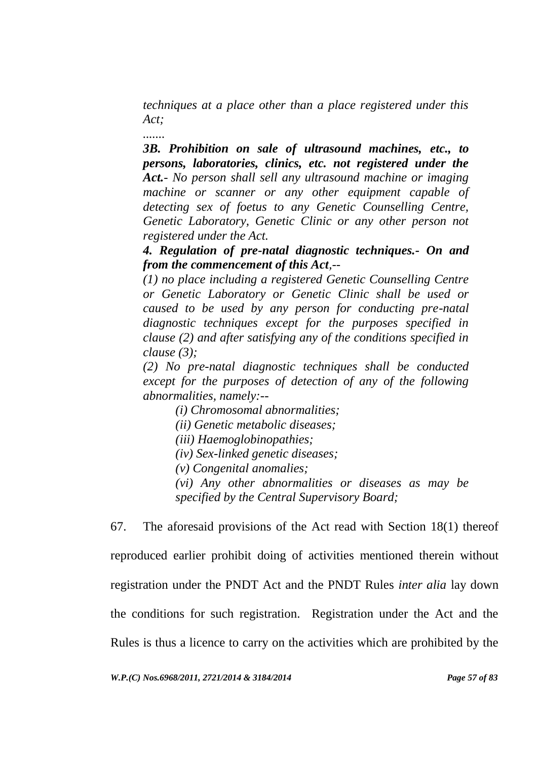*techniques at a place other than a place registered under this Act;*

*.......*

***3B. Prohibition on sale of ultrasound machines, etc., to persons, laboratories, clinics, etc. not registered under the Act.**- No person shall sell any ultrasound machine or imaging machine or scanner or any other equipment capable of detecting sex of foetus to any Genetic Counselling Centre, Genetic Laboratory, Genetic Clinic or any other person not registered under the Act.*

***4. Regulation of pre-natal diagnostic techniques.- On and from the commencement of this Act**,--*

*(1) no place including a registered Genetic Counselling Centre or Genetic Laboratory or Genetic Clinic shall be used or caused to be used by any person for conducting pre-natal diagnostic techniques except for the purposes specified in clause (2) and after satisfying any of the conditions specified in clause (3);*

*(2) No pre-natal diagnostic techniques shall be conducted except for the purposes of detection of any of the following abnormalities, namely:--*

> *(i) Chromosomal abnormalities;*
>
> *(ii) Genetic metabolic diseases;*
>
> *(iii) Haemoglobinopathies;*
>
> *(iv) Sex-linked genetic diseases;*
>
> *(v) Congenital anomalies;*
>
> *(vi) Any other abnormalities or diseases as may be specified by the Central Supervisory Board;*

67. The aforesaid provisions of the Act read with Section 18(1) thereof reproduced earlier prohibit doing of activities mentioned therein without registration under the PNDT Act and the PNDT Rules *inter alia* lay down the conditions for such registration. Registration under the Act and the Rules is thus a licence to carry on the activities which are prohibited by the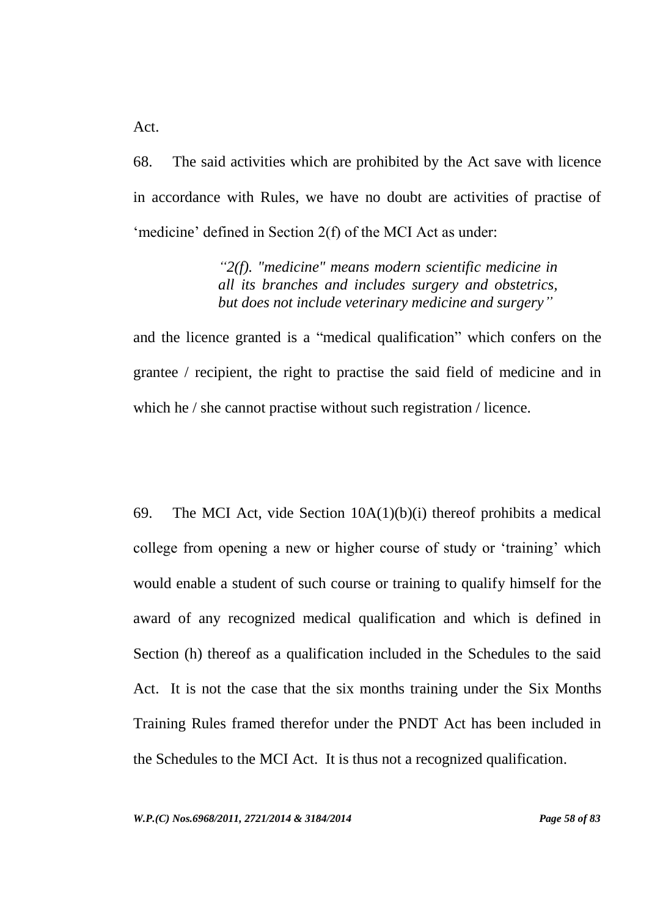Act.

68. The said activities which are prohibited by the Act save with licence in accordance with Rules, we have no doubt are activities of practise of 'medicine' defined in Section 2(f) of the MCI Act as under:

> *"2(f). "medicine" means modern scientific medicine in all its branches and includes surgery and obstetrics, but does not include veterinary medicine and surgery"*

and the licence granted is a "medical qualification" which confers on the grantee / recipient, the right to practise the said field of medicine and in which he / she cannot practise without such registration / licence.

69. The MCI Act, vide Section 10A(1)(b)(i) thereof prohibits a medical college from opening a new or higher course of study or 'training' which would enable a student of such course or training to qualify himself for the award of any recognized medical qualification and which is defined in Section (h) thereof as a qualification included in the Schedules to the said Act. It is not the case that the six months training under the Six Months Training Rules framed therefor under the PNDT Act has been included in the Schedules to the MCI Act. It is thus not a recognized qualification.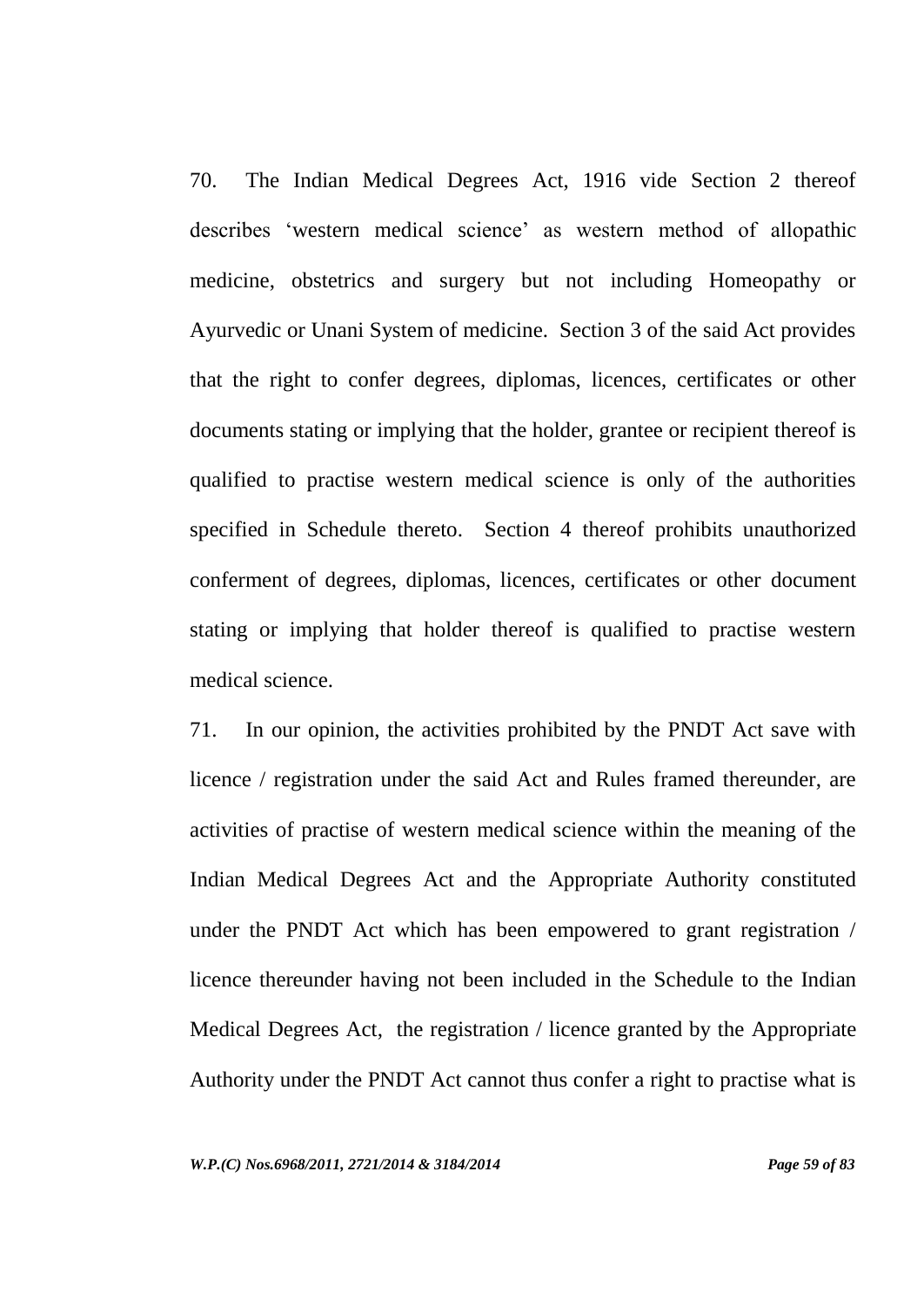70. The Indian Medical Degrees Act, 1916 vide Section 2 thereof describes 'western medical science' as western method of allopathic medicine, obstetrics and surgery but not including Homeopathy or Ayurvedic or Unani System of medicine. Section 3 of the said Act provides that the right to confer degrees, diplomas, licences, certificates or other documents stating or implying that the holder, grantee or recipient thereof is qualified to practise western medical science is only of the authorities specified in Schedule thereto. Section 4 thereof prohibits unauthorized conferment of degrees, diplomas, licences, certificates or other document stating or implying that holder thereof is qualified to practise western medical science.

71. In our opinion, the activities prohibited by the PNDT Act save with licence / registration under the said Act and Rules framed thereunder, are activities of practise of western medical science within the meaning of the Indian Medical Degrees Act and the Appropriate Authority constituted under the PNDT Act which has been empowered to grant registration / licence thereunder having not been included in the Schedule to the Indian Medical Degrees Act, the registration / licence granted by the Appropriate Authority under the PNDT Act cannot thus confer a right to practise what is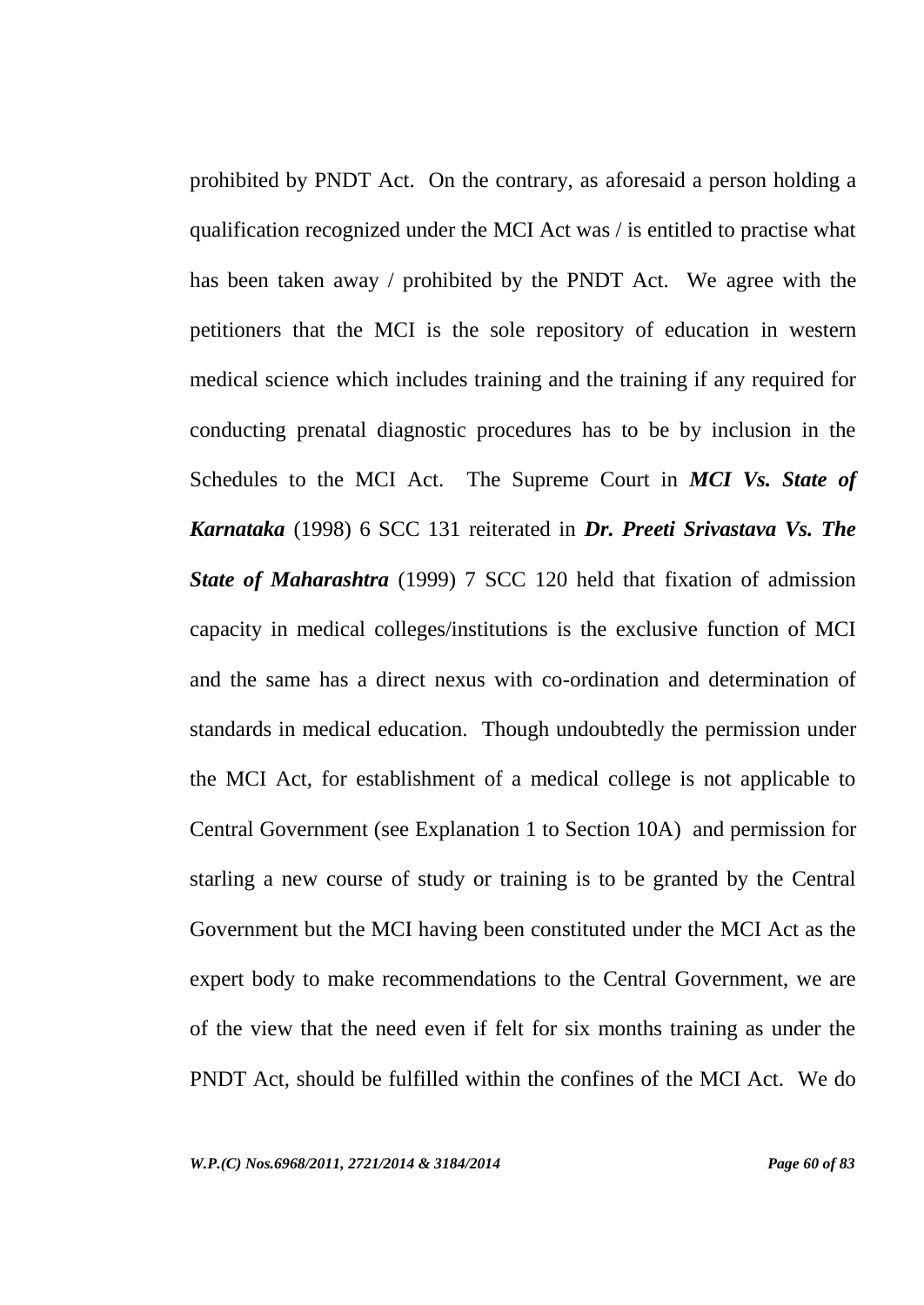prohibited by PNDT Act. On the contrary, as aforesaid a person holding a qualification recognized under the MCI Act was / is entitled to practise what has been taken away / prohibited by the PNDT Act. We agree with the petitioners that the MCI is the sole repository of education in western medical science which includes training and the training if any required for conducting prenatal diagnostic procedures has to be by inclusion in the Schedules to the MCI Act. The Supreme Court in ***MCI Vs. State of Karnataka*** (1998) 6 SCC 131 reiterated in ***Dr. Preeti Srivastava Vs. The State of Maharashtra*** (1999) 7 SCC 120 held that fixation of admission capacity in medical colleges/institutions is the exclusive function of MCI and the same has a direct nexus with co-ordination and determination of standards in medical education. Though undoubtedly the permission under the MCI Act, for establishment of a medical college is not applicable to Central Government (see Explanation 1 to Section 10A) and permission for starling a new course of study or training is to be granted by the Central Government but the MCI having been constituted under the MCI Act as the expert body to make recommendations to the Central Government, we are of the view that the need even if felt for six months training as under the PNDT Act, should be fulfilled within the confines of the MCI Act. We do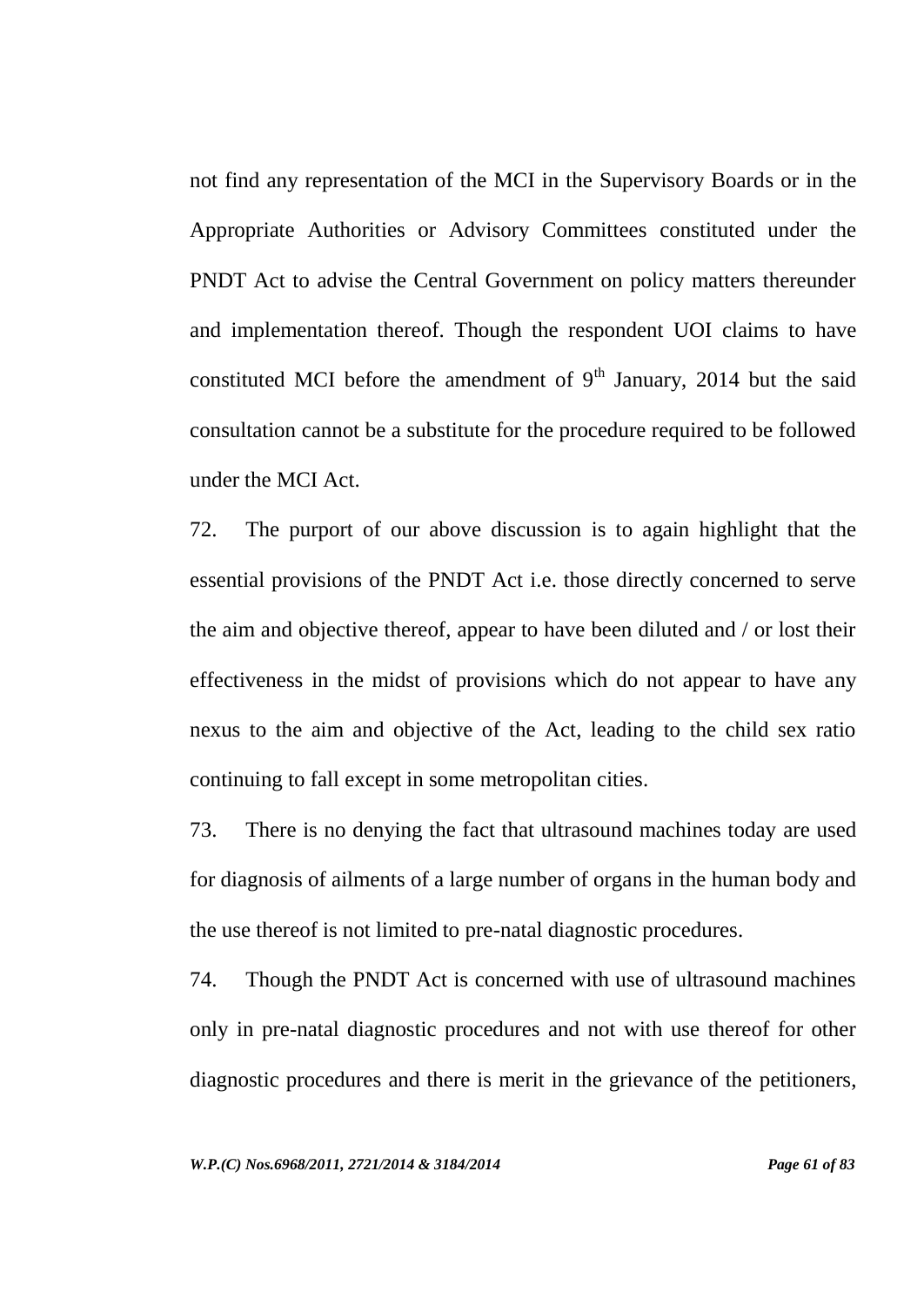not find any representation of the MCI in the Supervisory Boards or in the Appropriate Authorities or Advisory Committees constituted under the PNDT Act to advise the Central Government on policy matters thereunder and implementation thereof. Though the respondent UOI claims to have constituted MCI before the amendment of 9th January, 2014 but the said consultation cannot be a substitute for the procedure required to be followed under the MCI Act.

72. The purport of our above discussion is to again highlight that the essential provisions of the PNDT Act i.e. those directly concerned to serve the aim and objective thereof, appear to have been diluted and / or lost their effectiveness in the midst of provisions which do not appear to have any nexus to the aim and objective of the Act, leading to the child sex ratio continuing to fall except in some metropolitan cities.

73. There is no denying the fact that ultrasound machines today are used for diagnosis of ailments of a large number of organs in the human body and the use thereof is not limited to pre-natal diagnostic procedures.

74. Though the PNDT Act is concerned with use of ultrasound machines only in pre-natal diagnostic procedures and not with use thereof for other diagnostic procedures and there is merit in the grievance of the petitioners,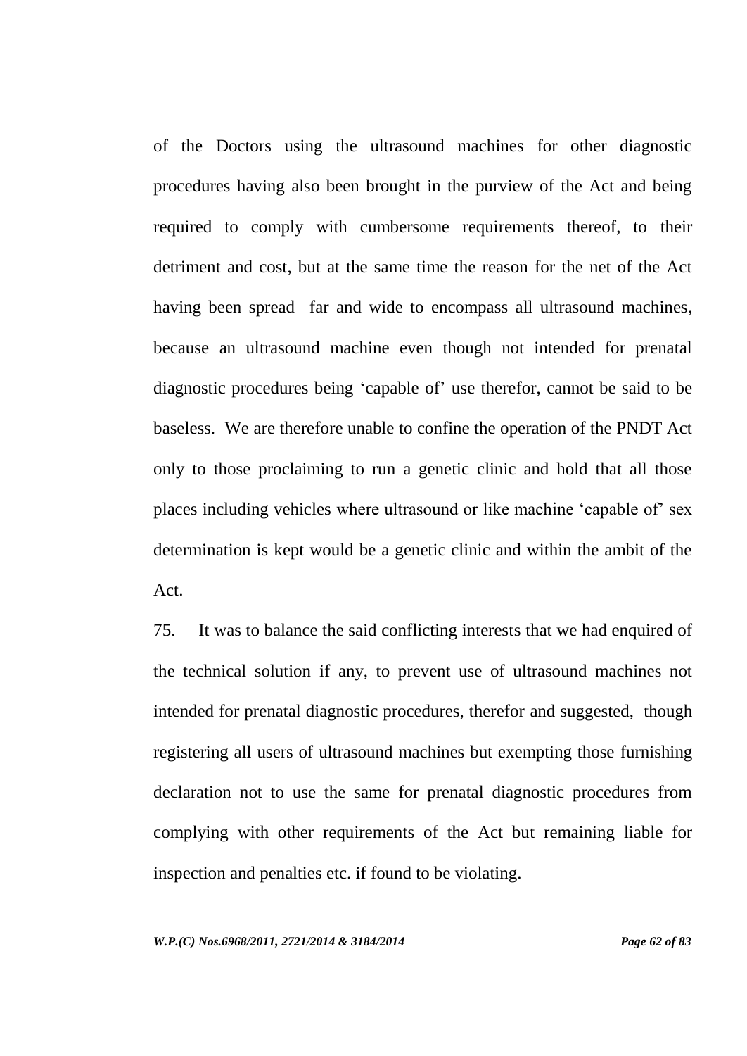of the Doctors using the ultrasound machines for other diagnostic procedures having also been brought in the purview of the Act and being required to comply with cumbersome requirements thereof, to their detriment and cost, but at the same time the reason for the net of the Act having been spread far and wide to encompass all ultrasound machines, because an ultrasound machine even though not intended for prenatal diagnostic procedures being 'capable of' use therefor, cannot be said to be baseless. We are therefore unable to confine the operation of the PNDT Act only to those proclaiming to run a genetic clinic and hold that all those places including vehicles where ultrasound or like machine 'capable of' sex determination is kept would be a genetic clinic and within the ambit of the Act.

75. It was to balance the said conflicting interests that we had enquired of the technical solution if any, to prevent use of ultrasound machines not intended for prenatal diagnostic procedures, therefor and suggested, though registering all users of ultrasound machines but exempting those furnishing declaration not to use the same for prenatal diagnostic procedures from complying with other requirements of the Act but remaining liable for inspection and penalties etc. if found to be violating.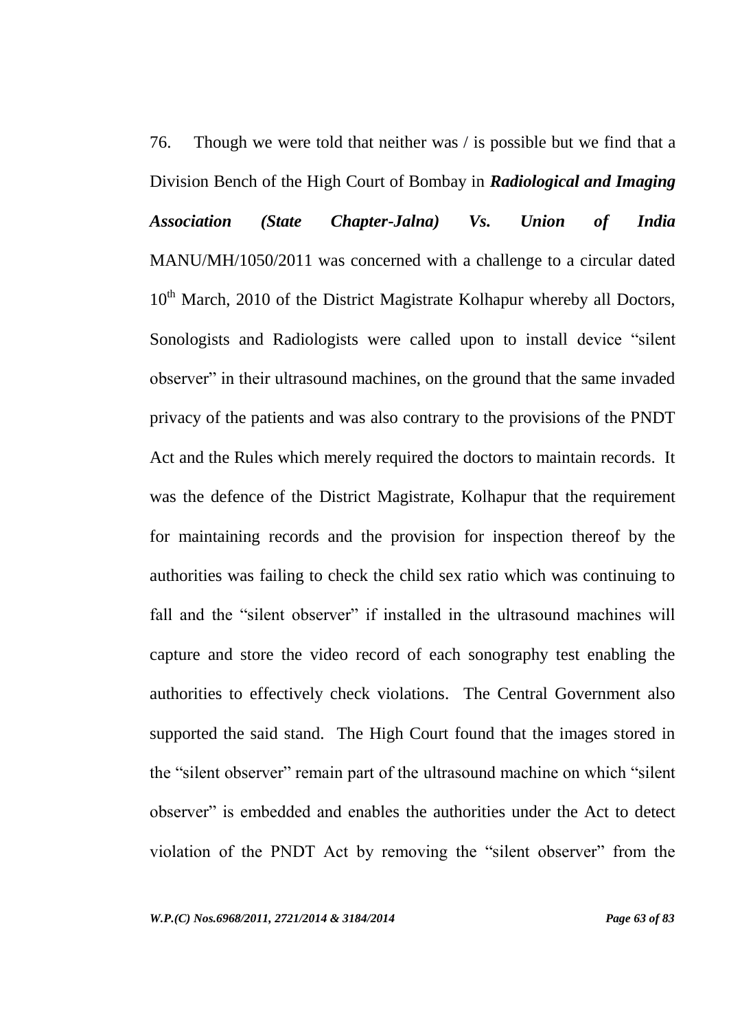76. Though we were told that neither was / is possible but we find that a Division Bench of the High Court of Bombay in ***Radiological and Imaging Association (State Chapter-Jalna) Vs. Union of India*** MANU/MH/1050/2011 was concerned with a challenge to a circular dated 10th March, 2010 of the District Magistrate Kolhapur whereby all Doctors, Sonologists and Radiologists were called upon to install device "silent observer" in their ultrasound machines, on the ground that the same invaded privacy of the patients and was also contrary to the provisions of the PNDT Act and the Rules which merely required the doctors to maintain records. It was the defence of the District Magistrate, Kolhapur that the requirement for maintaining records and the provision for inspection thereof by the authorities was failing to check the child sex ratio which was continuing to fall and the "silent observer" if installed in the ultrasound machines will capture and store the video record of each sonography test enabling the authorities to effectively check violations. The Central Government also supported the said stand. The High Court found that the images stored in the "silent observer" remain part of the ultrasound machine on which "silent observer" is embedded and enables the authorities under the Act to detect violation of the PNDT Act by removing the "silent observer" from the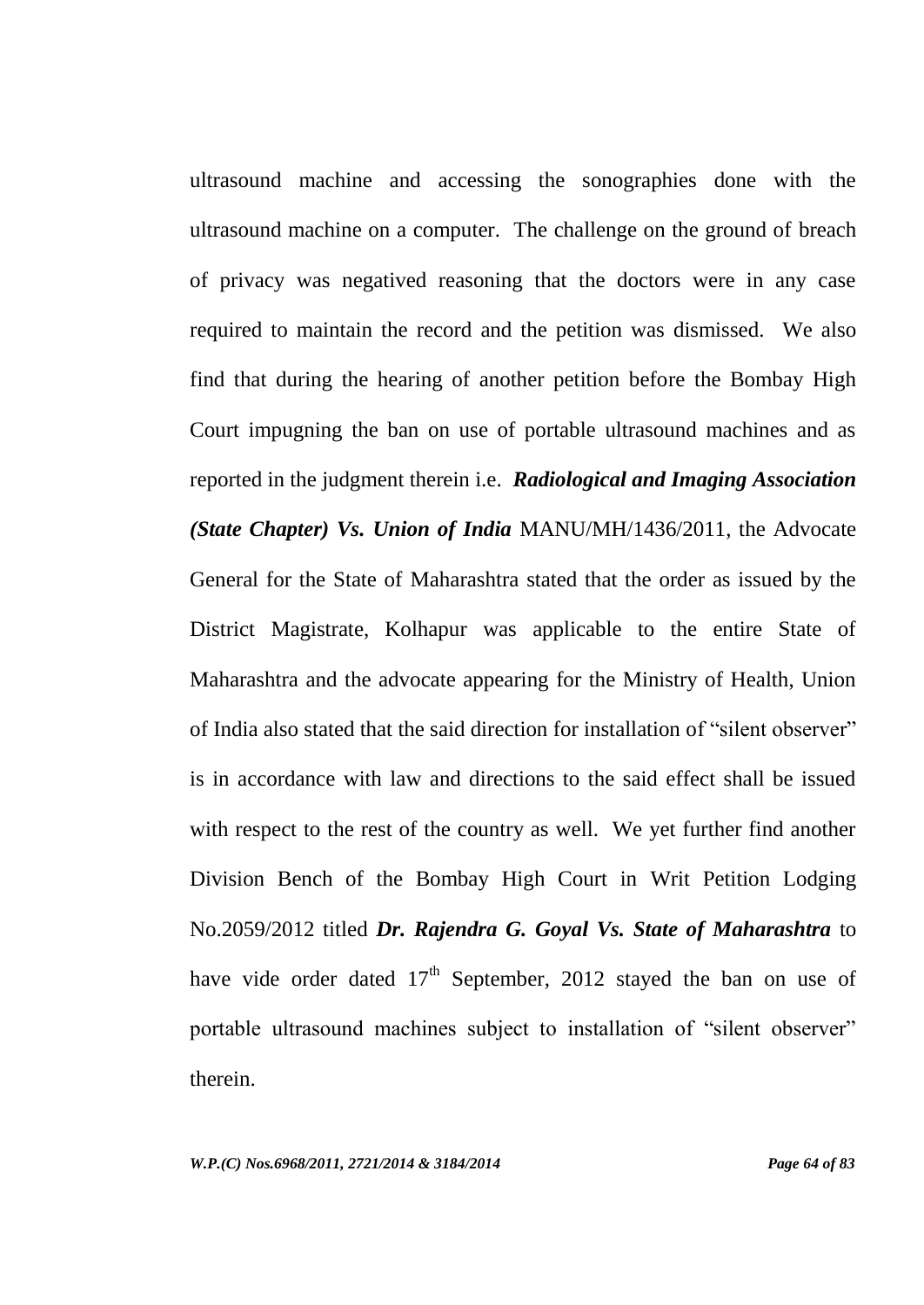ultrasound machine and accessing the sonographies done with the ultrasound machine on a computer. The challenge on the ground of breach of privacy was negatived reasoning that the doctors were in any case required to maintain the record and the petition was dismissed. We also find that during the hearing of another petition before the Bombay High Court impugning the ban on use of portable ultrasound machines and as reported in the judgment therein i.e. ***Radiological and Imaging Association (State Chapter) Vs. Union of India*** MANU/MH/1436/2011, the Advocate General for the State of Maharashtra stated that the order as issued by the District Magistrate, Kolhapur was applicable to the entire State of Maharashtra and the advocate appearing for the Ministry of Health, Union of India also stated that the said direction for installation of "silent observer" is in accordance with law and directions to the said effect shall be issued with respect to the rest of the country as well. We yet further find another Division Bench of the Bombay High Court in Writ Petition Lodging No.2059/2012 titled ***Dr. Rajendra G. Goyal Vs. State of Maharashtra*** to have vide order dated 17th September, 2012 stayed the ban on use of portable ultrasound machines subject to installation of "silent observer" therein.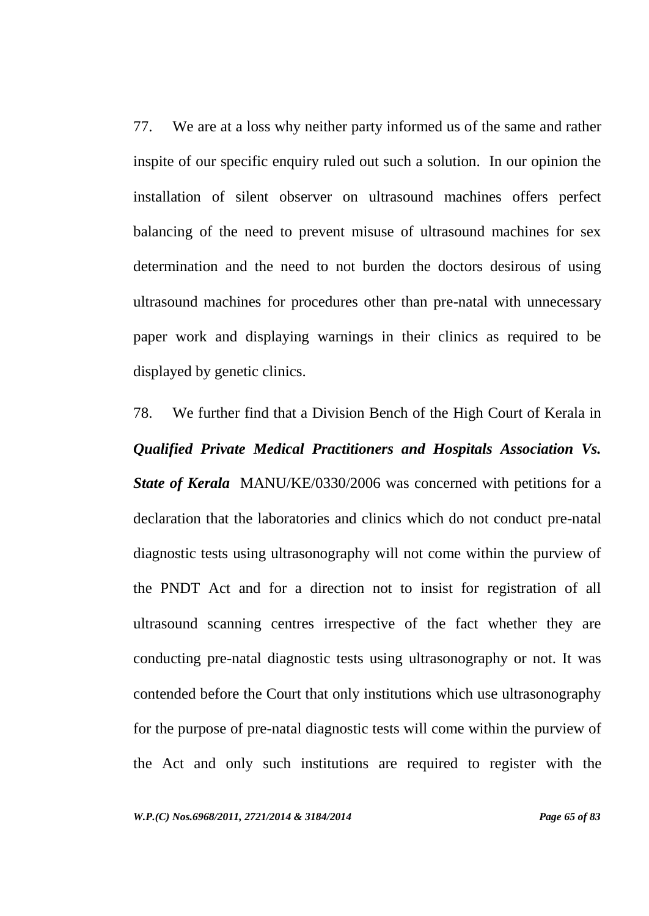77. We are at a loss why neither party informed us of the same and rather inspite of our specific enquiry ruled out such a solution. In our opinion the installation of silent observer on ultrasound machines offers perfect balancing of the need to prevent misuse of ultrasound machines for sex determination and the need to not burden the doctors desirous of using ultrasound machines for procedures other than pre-natal with unnecessary paper work and displaying warnings in their clinics as required to be displayed by genetic clinics.

78. We further find that a Division Bench of the High Court of Kerala in ***Qualified Private Medical Practitioners and Hospitals Association Vs. State of Kerala*** MANU/KE/0330/2006 was concerned with petitions for a declaration that the laboratories and clinics which do not conduct pre-natal diagnostic tests using ultrasonography will not come within the purview of the PNDT Act and for a direction not to insist for registration of all ultrasound scanning centres irrespective of the fact whether they are conducting pre-natal diagnostic tests using ultrasonography or not. It was contended before the Court that only institutions which use ultrasonography for the purpose of pre-natal diagnostic tests will come within the purview of the Act and only such institutions are required to register with the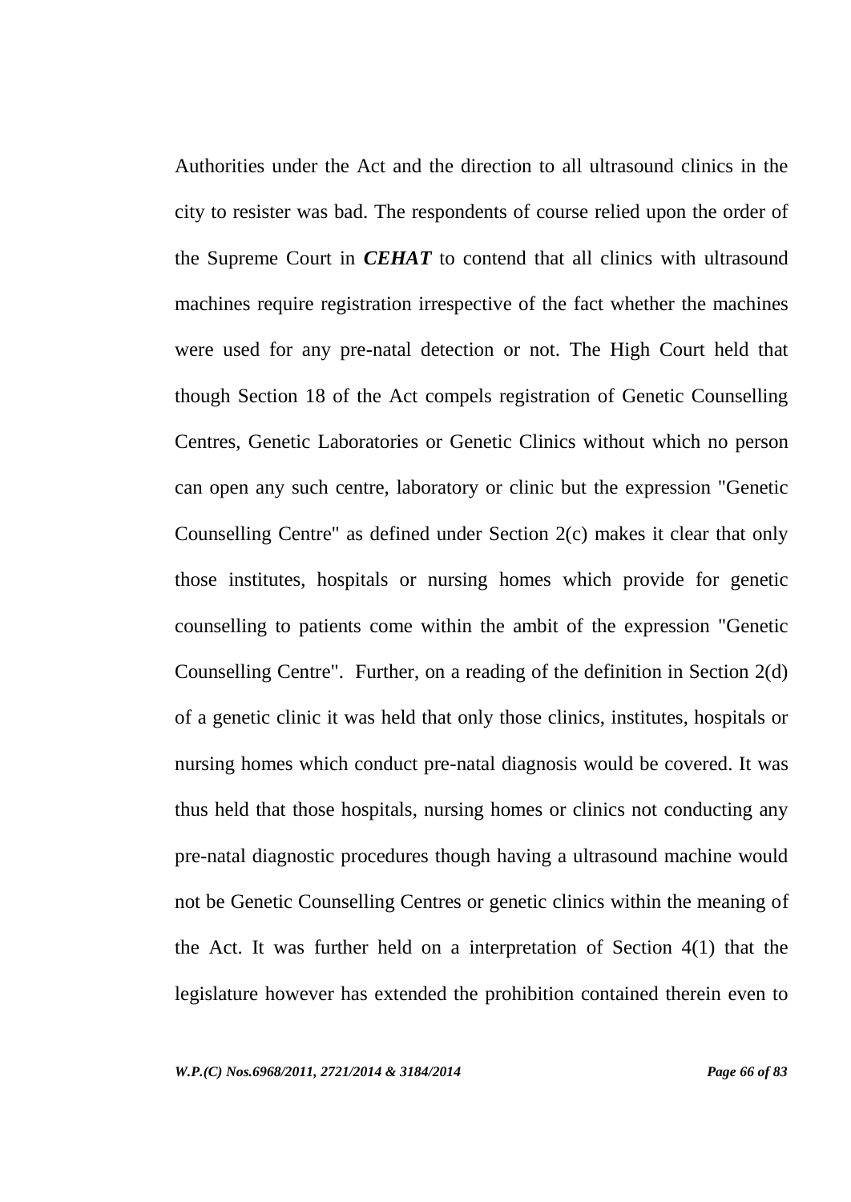Authorities under the Act and the direction to all ultrasound clinics in the city to resister was bad. The respondents of course relied upon the order of the Supreme Court in ***CEHAT*** to contend that all clinics with ultrasound machines require registration irrespective of the fact whether the machines were used for any pre-natal detection or not. The High Court held that though Section 18 of the Act compels registration of Genetic Counselling Centres, Genetic Laboratories or Genetic Clinics without which no person can open any such centre, laboratory or clinic but the expression "Genetic Counselling Centre" as defined under Section 2(c) makes it clear that only those institutes, hospitals or nursing homes which provide for genetic counselling to patients come within the ambit of the expression "Genetic Counselling Centre". Further, on a reading of the definition in Section 2(d) of a genetic clinic it was held that only those clinics, institutes, hospitals or nursing homes which conduct pre-natal diagnosis would be covered. It was thus held that those hospitals, nursing homes or clinics not conducting any pre-natal diagnostic procedures though having a ultrasound machine would not be Genetic Counselling Centres or genetic clinics within the meaning of the Act. It was further held on a interpretation of Section 4(1) that the legislature however has extended the prohibition contained therein even to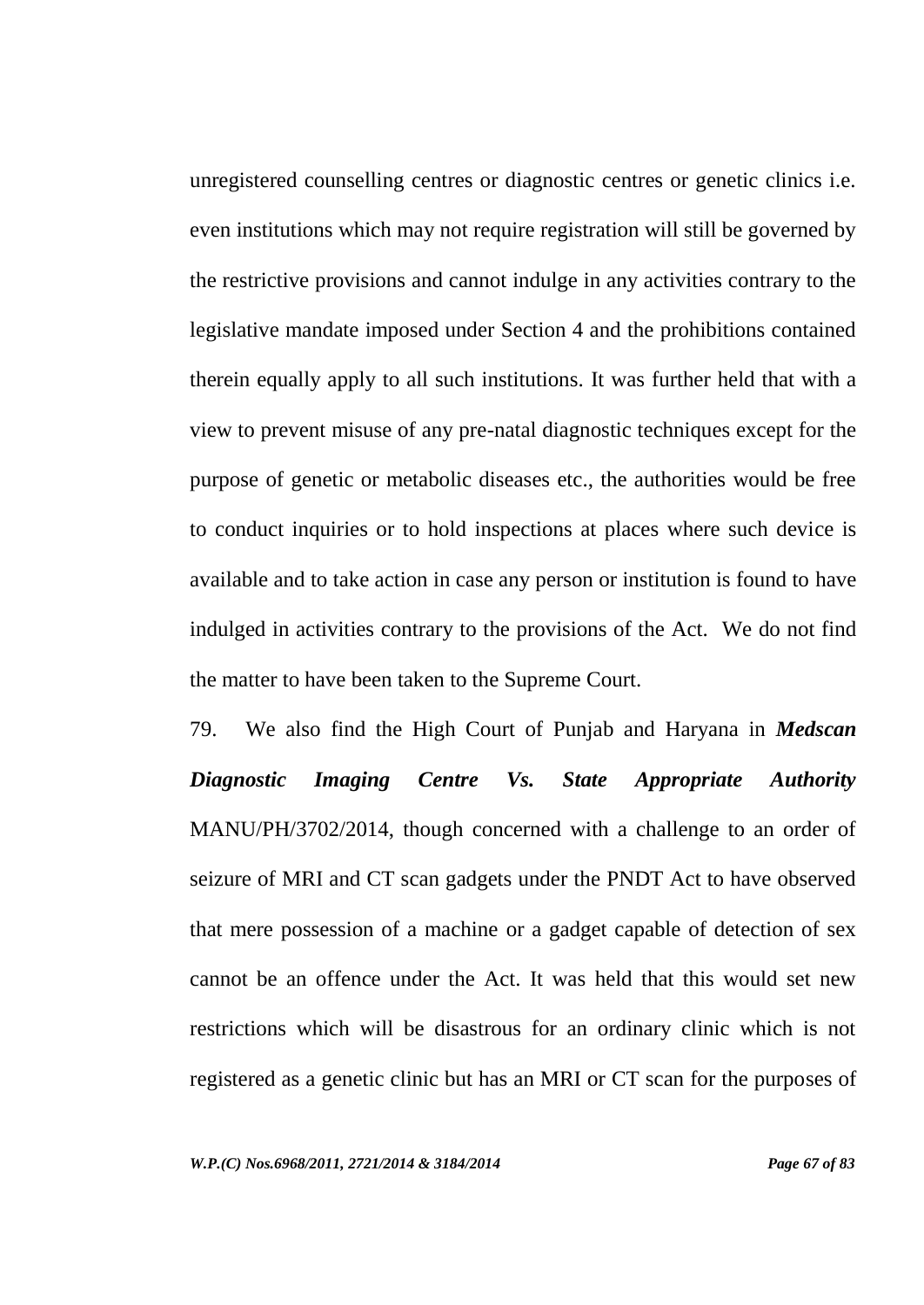unregistered counselling centres or diagnostic centres or genetic clinics i.e. even institutions which may not require registration will still be governed by the restrictive provisions and cannot indulge in any activities contrary to the legislative mandate imposed under Section 4 and the prohibitions contained therein equally apply to all such institutions. It was further held that with a view to prevent misuse of any pre-natal diagnostic techniques except for the purpose of genetic or metabolic diseases etc., the authorities would be free to conduct inquiries or to hold inspections at places where such device is available and to take action in case any person or institution is found to have indulged in activities contrary to the provisions of the Act. We do not find the matter to have been taken to the Supreme Court.

79. We also find the High Court of Punjab and Haryana in ***Medscan Diagnostic Imaging Centre Vs. State Appropriate Authority*** MANU/PH/3702/2014, though concerned with a challenge to an order of seizure of MRI and CT scan gadgets under the PNDT Act to have observed that mere possession of a machine or a gadget capable of detection of sex cannot be an offence under the Act. It was held that this would set new restrictions which will be disastrous for an ordinary clinic which is not registered as a genetic clinic but has an MRI or CT scan for the purposes of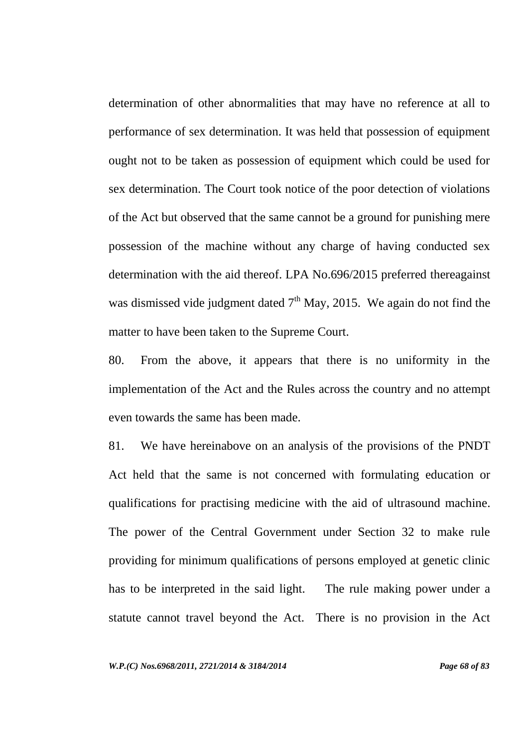determination of other abnormalities that may have no reference at all to performance of sex determination. It was held that possession of equipment ought not to be taken as possession of equipment which could be used for sex determination. The Court took notice of the poor detection of violations of the Act but observed that the same cannot be a ground for punishing mere possession of the machine without any charge of having conducted sex determination with the aid thereof. LPA No.696/2015 preferred thereagainst was dismissed vide judgment dated 7th May, 2015. We again do not find the matter to have been taken to the Supreme Court.

80. From the above, it appears that there is no uniformity in the implementation of the Act and the Rules across the country and no attempt even towards the same has been made.

81. We have hereinabove on an analysis of the provisions of the PNDT Act held that the same is not concerned with formulating education or qualifications for practising medicine with the aid of ultrasound machine. The power of the Central Government under Section 32 to make rule providing for minimum qualifications of persons employed at genetic clinic has to be interpreted in the said light. The rule making power under a statute cannot travel beyond the Act. There is no provision in the Act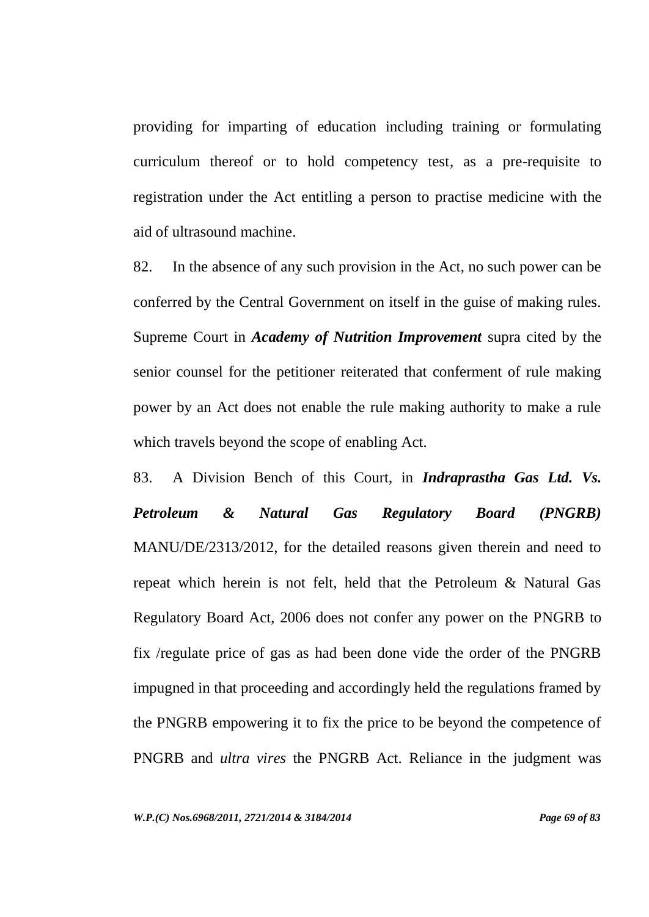providing for imparting of education including training or formulating curriculum thereof or to hold competency test, as a pre-requisite to registration under the Act entitling a person to practise medicine with the aid of ultrasound machine.

82. In the absence of any such provision in the Act, no such power can be conferred by the Central Government on itself in the guise of making rules. Supreme Court in ***Academy of Nutrition Improvement*** supra cited by the senior counsel for the petitioner reiterated that conferment of rule making power by an Act does not enable the rule making authority to make a rule which travels beyond the scope of enabling Act.

83. A Division Bench of this Court, in ***Indraprastha Gas Ltd. Vs. Petroleum & Natural Gas Regulatory Board (PNGRB)*** MANU/DE/2313/2012, for the detailed reasons given therein and need to repeat which herein is not felt, held that the Petroleum & Natural Gas Regulatory Board Act, 2006 does not confer any power on the PNGRB to fix /regulate price of gas as had been done vide the order of the PNGRB impugned in that proceeding and accordingly held the regulations framed by the PNGRB empowering it to fix the price to be beyond the competence of PNGRB and *ultra vires* the PNGRB Act. Reliance in the judgment was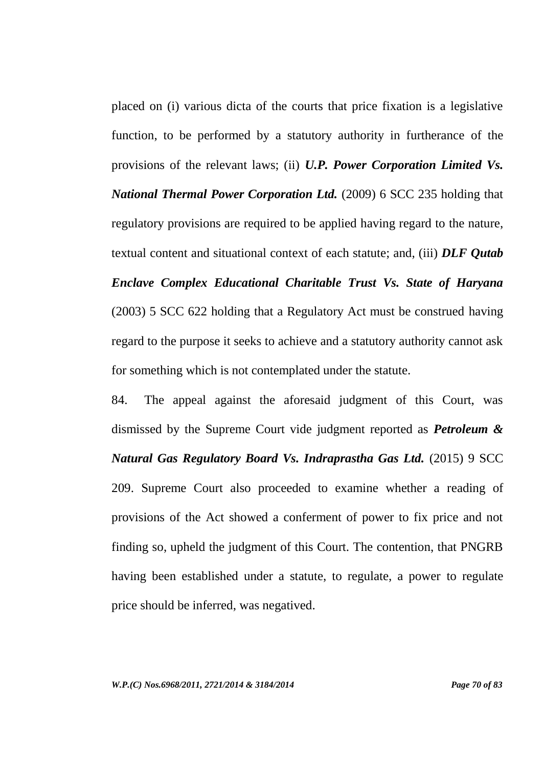placed on (i) various dicta of the courts that price fixation is a legislative function, to be performed by a statutory authority in furtherance of the provisions of the relevant laws; (ii) ***U.P. Power Corporation Limited Vs. National Thermal Power Corporation Ltd.*** (2009) 6 SCC 235 holding that regulatory provisions are required to be applied having regard to the nature, textual content and situational context of each statute; and, (iii) ***DLF Qutab Enclave Complex Educational Charitable Trust Vs. State of Haryana*** (2003) 5 SCC 622 holding that a Regulatory Act must be construed having regard to the purpose it seeks to achieve and a statutory authority cannot ask for something which is not contemplated under the statute.

84. The appeal against the aforesaid judgment of this Court, was dismissed by the Supreme Court vide judgment reported as ***Petroleum & Natural Gas Regulatory Board Vs. Indraprastha Gas Ltd.*** (2015) 9 SCC 209. Supreme Court also proceeded to examine whether a reading of provisions of the Act showed a conferment of power to fix price and not finding so, upheld the judgment of this Court. The contention, that PNGRB having been established under a statute, to regulate, a power to regulate price should be inferred, was negatived.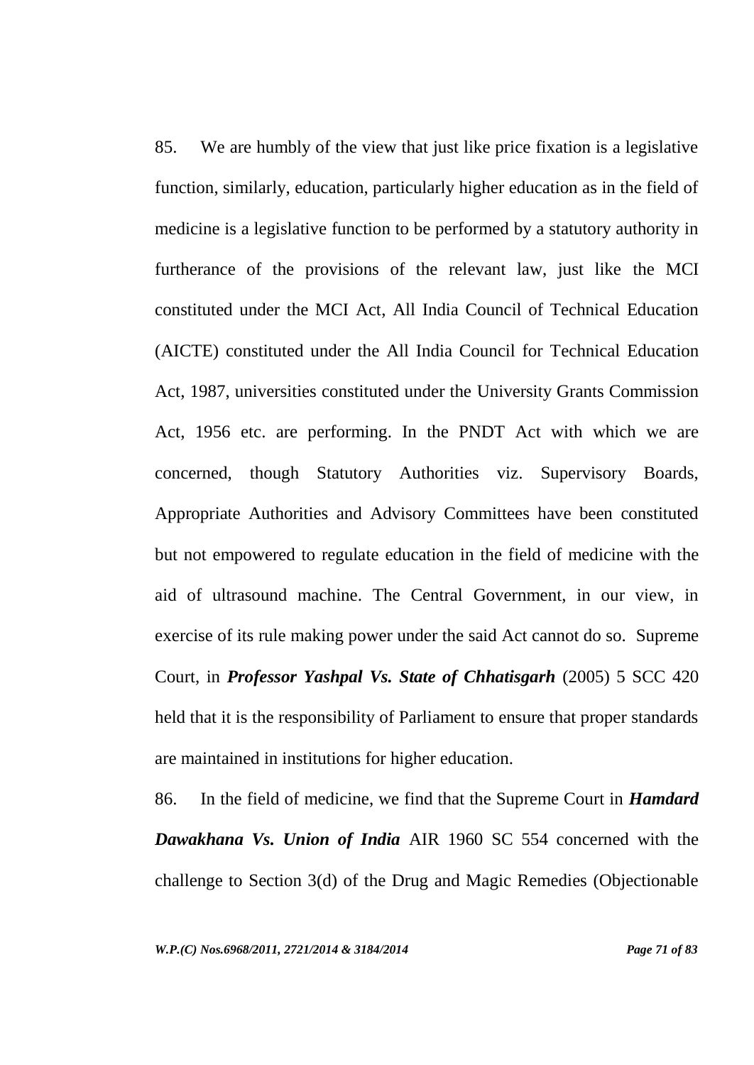85. We are humbly of the view that just like price fixation is a legislative function, similarly, education, particularly higher education as in the field of medicine is a legislative function to be performed by a statutory authority in furtherance of the provisions of the relevant law, just like the MCI constituted under the MCI Act, All India Council of Technical Education (AICTE) constituted under the All India Council for Technical Education Act, 1987, universities constituted under the University Grants Commission Act, 1956 etc. are performing. In the PNDT Act with which we are concerned, though Statutory Authorities viz. Supervisory Boards, Appropriate Authorities and Advisory Committees have been constituted but not empowered to regulate education in the field of medicine with the aid of ultrasound machine. The Central Government, in our view, in exercise of its rule making power under the said Act cannot do so. Supreme Court, in ***Professor Yashpal Vs. State of Chhatisgarh*** (2005) 5 SCC 420 held that it is the responsibility of Parliament to ensure that proper standards are maintained in institutions for higher education.

86. In the field of medicine, we find that the Supreme Court in ***Hamdard Dawakhana Vs. Union of India*** AIR 1960 SC 554 concerned with the challenge to Section 3(d) of the Drug and Magic Remedies (Objectionable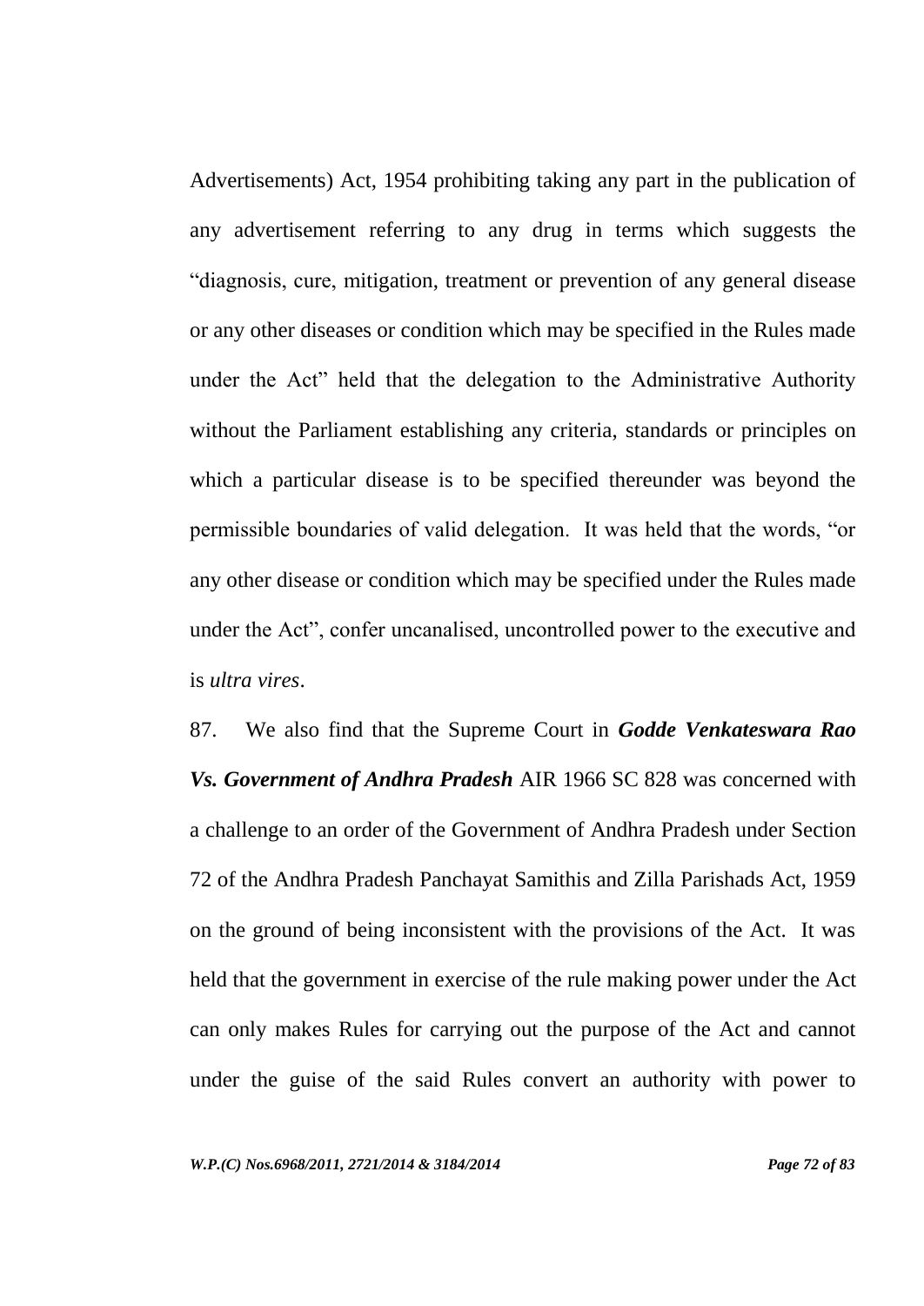Advertisements) Act, 1954 prohibiting taking any part in the publication of any advertisement referring to any drug in terms which suggests the “diagnosis, cure, mitigation, treatment or prevention of any general disease or any other diseases or condition which may be specified in the Rules made under the Act” held that the delegation to the Administrative Authority without the Parliament establishing any criteria, standards or principles on which a particular disease is to be specified thereunder was beyond the permissible boundaries of valid delegation. It was held that the words, “or any other disease or condition which may be specified under the Rules made under the Act”, confer uncanalised, uncontrolled power to the executive and is *ultra vires*.

87. We also find that the Supreme Court in ***Godde Venkateswara Rao Vs. Government of Andhra Pradesh*** AIR 1966 SC 828 was concerned with a challenge to an order of the Government of Andhra Pradesh under Section 72 of the Andhra Pradesh Panchayat Samithis and Zilla Parishads Act, 1959 on the ground of being inconsistent with the provisions of the Act. It was held that the government in exercise of the rule making power under the Act can only makes Rules for carrying out the purpose of the Act and cannot under the guise of the said Rules convert an authority with power to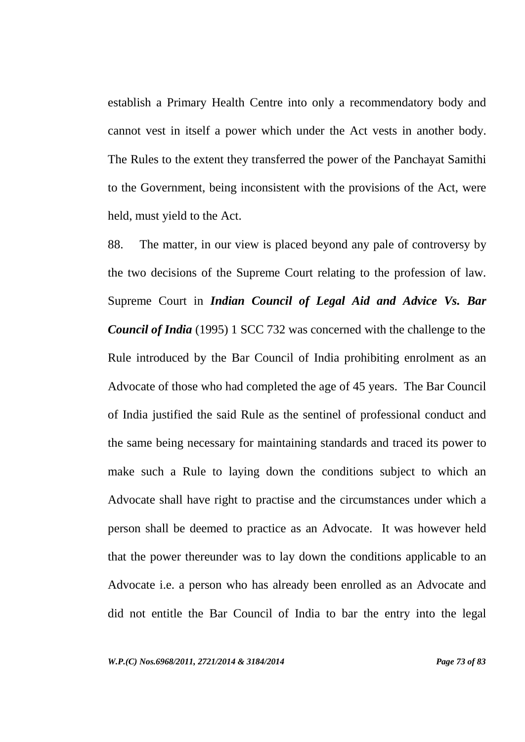establish a Primary Health Centre into only a recommendatory body and cannot vest in itself a power which under the Act vests in another body. The Rules to the extent they transferred the power of the Panchayat Samithi to the Government, being inconsistent with the provisions of the Act, were held, must yield to the Act.

88. The matter, in our view is placed beyond any pale of controversy by the two decisions of the Supreme Court relating to the profession of law. Supreme Court in ***Indian Council of Legal Aid and Advice Vs. Bar Council of India*** (1995) 1 SCC 732 was concerned with the challenge to the Rule introduced by the Bar Council of India prohibiting enrolment as an Advocate of those who had completed the age of 45 years. The Bar Council of India justified the said Rule as the sentinel of professional conduct and the same being necessary for maintaining standards and traced its power to make such a Rule to laying down the conditions subject to which an Advocate shall have right to practise and the circumstances under which a person shall be deemed to practice as an Advocate. It was however held that the power thereunder was to lay down the conditions applicable to an Advocate i.e. a person who has already been enrolled as an Advocate and did not entitle the Bar Council of India to bar the entry into the legal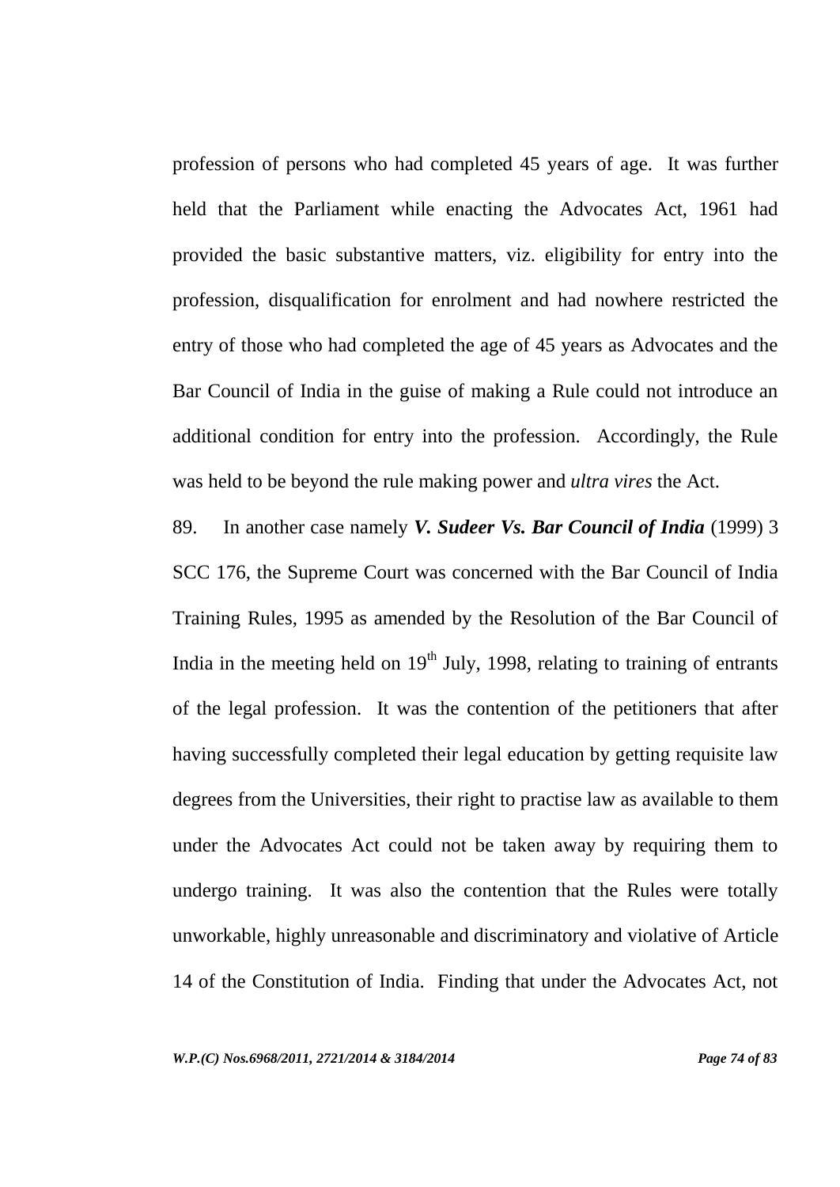profession of persons who had completed 45 years of age. It was further held that the Parliament while enacting the Advocates Act, 1961 had provided the basic substantive matters, viz. eligibility for entry into the profession, disqualification for enrolment and had nowhere restricted the entry of those who had completed the age of 45 years as Advocates and the Bar Council of India in the guise of making a Rule could not introduce an additional condition for entry into the profession. Accordingly, the Rule was held to be beyond the rule making power and *ultra vires* the Act.

89. In another case namely ***V. Sudeer Vs. Bar Council of India*** (1999) 3 SCC 176, the Supreme Court was concerned with the Bar Council of India Training Rules, 1995 as amended by the Resolution of the Bar Council of India in the meeting held on 19th July, 1998, relating to training of entrants of the legal profession. It was the contention of the petitioners that after having successfully completed their legal education by getting requisite law degrees from the Universities, their right to practise law as available to them under the Advocates Act could not be taken away by requiring them to undergo training. It was also the contention that the Rules were totally unworkable, highly unreasonable and discriminatory and violative of Article 14 of the Constitution of India. Finding that under the Advocates Act, not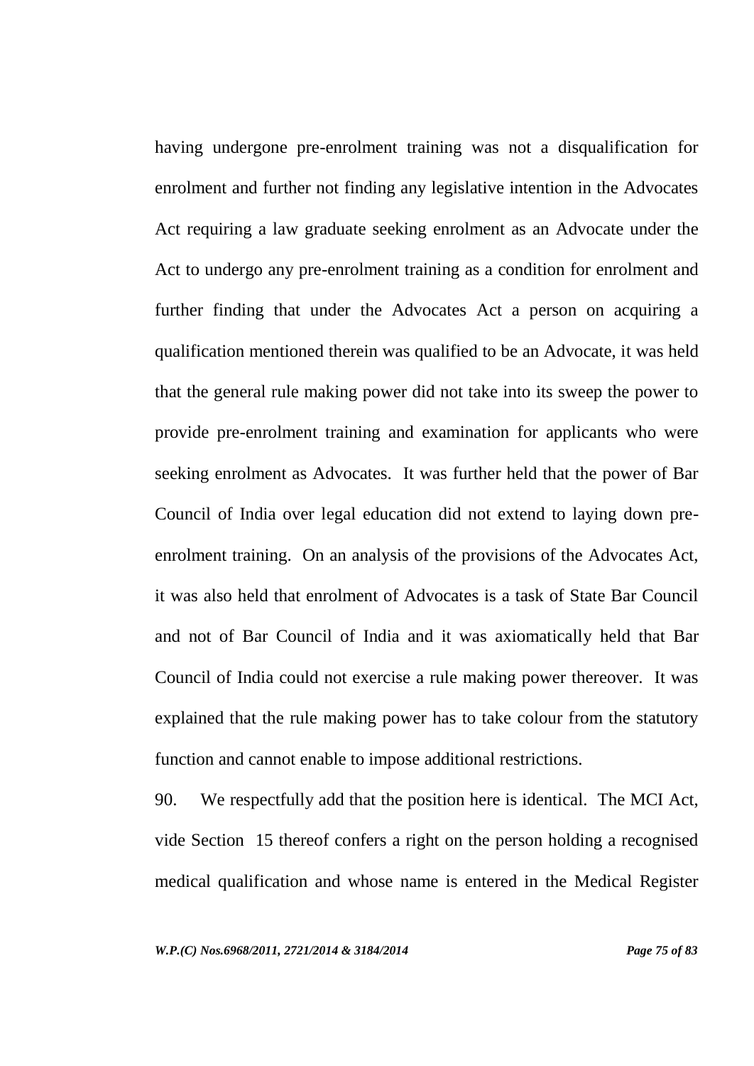having undergone pre-enrolment training was not a disqualification for enrolment and further not finding any legislative intention in the Advocates Act requiring a law graduate seeking enrolment as an Advocate under the Act to undergo any pre-enrolment training as a condition for enrolment and further finding that under the Advocates Act a person on acquiring a qualification mentioned therein was qualified to be an Advocate, it was held that the general rule making power did not take into its sweep the power to provide pre-enrolment training and examination for applicants who were seeking enrolment as Advocates. It was further held that the power of Bar Council of India over legal education did not extend to laying down pre-enrolment training. On an analysis of the provisions of the Advocates Act, it was also held that enrolment of Advocates is a task of State Bar Council and not of Bar Council of India and it was axiomatically held that Bar Council of India could not exercise a rule making power thereover. It was explained that the rule making power has to take colour from the statutory function and cannot enable to impose additional restrictions.

90. We respectfully add that the position here is identical. The MCI Act, vide Section 15 thereof confers a right on the person holding a recognised medical qualification and whose name is entered in the Medical Register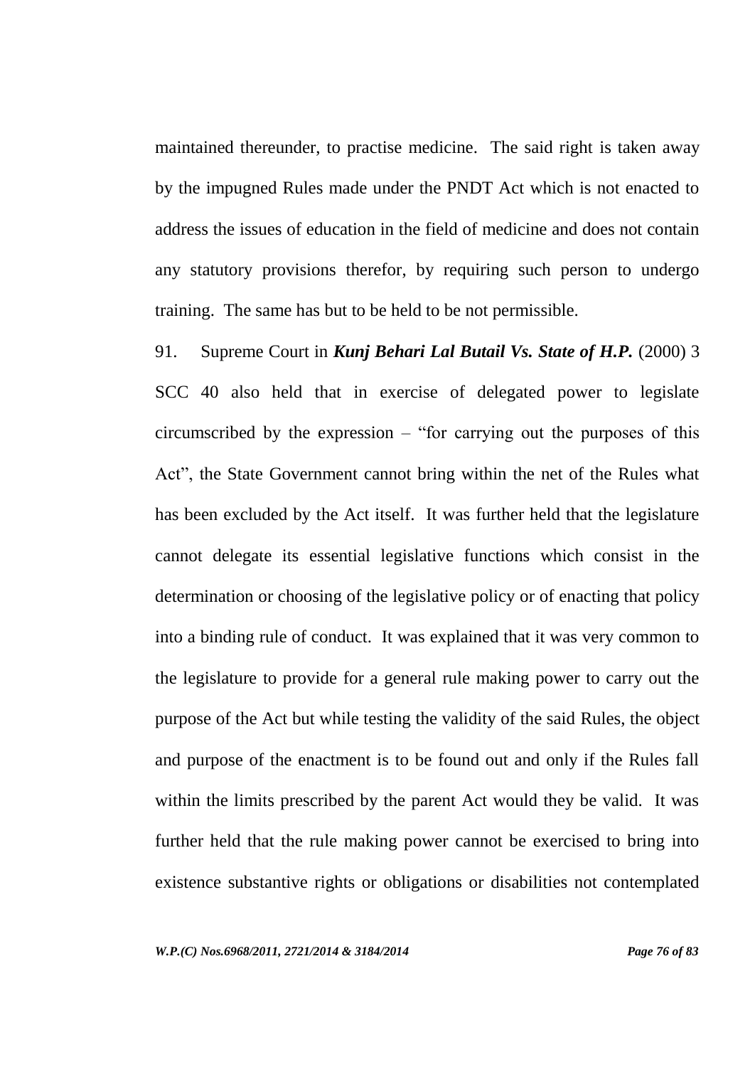maintained thereunder, to practise medicine. The said right is taken away by the impugned Rules made under the PNDT Act which is not enacted to address the issues of education in the field of medicine and does not contain any statutory provisions therefor, by requiring such person to undergo training. The same has but to be held to be not permissible.

91. Supreme Court in ***Kunj Behari Lal Butail Vs. State of H.P.*** (2000) 3 SCC 40 also held that in exercise of delegated power to legislate circumscribed by the expression – "for carrying out the purposes of this Act", the State Government cannot bring within the net of the Rules what has been excluded by the Act itself. It was further held that the legislature cannot delegate its essential legislative functions which consist in the determination or choosing of the legislative policy or of enacting that policy into a binding rule of conduct. It was explained that it was very common to the legislature to provide for a general rule making power to carry out the purpose of the Act but while testing the validity of the said Rules, the object and purpose of the enactment is to be found out and only if the Rules fall within the limits prescribed by the parent Act would they be valid. It was further held that the rule making power cannot be exercised to bring into existence substantive rights or obligations or disabilities not contemplated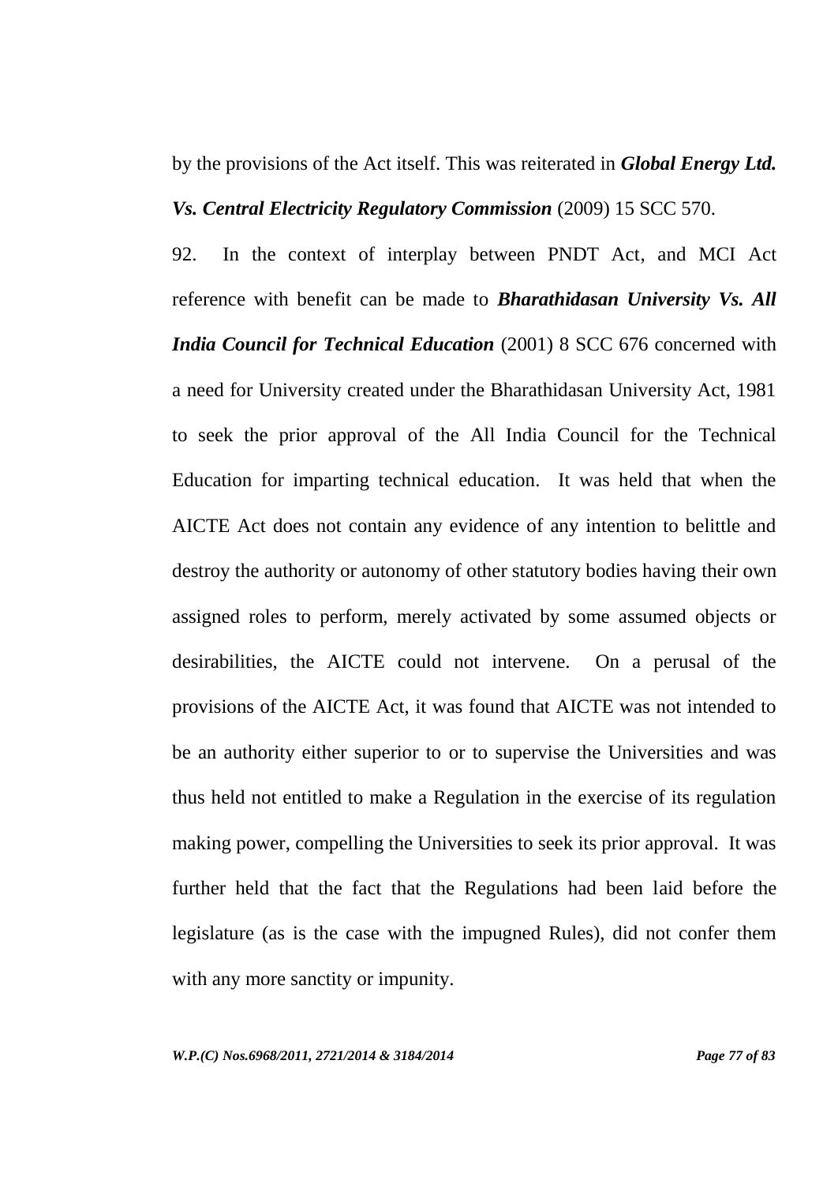by the provisions of the Act itself. This was reiterated in ***Global Energy Ltd. Vs. Central Electricity Regulatory Commission*** (2009) 15 SCC 570.

92. In the context of interplay between PNDT Act, and MCI Act reference with benefit can be made to ***Bharathidasan University Vs. All India Council for Technical Education*** (2001) 8 SCC 676 concerned with a need for University created under the Bharathidasan University Act, 1981 to seek the prior approval of the All India Council for the Technical Education for imparting technical education. It was held that when the AICTE Act does not contain any evidence of any intention to belittle and destroy the authority or autonomy of other statutory bodies having their own assigned roles to perform, merely activated by some assumed objects or desirabilities, the AICTE could not intervene. On a perusal of the provisions of the AICTE Act, it was found that AICTE was not intended to be an authority either superior to or to supervise the Universities and was thus held not entitled to make a Regulation in the exercise of its regulation making power, compelling the Universities to seek its prior approval. It was further held that the fact that the Regulations had been laid before the legislature (as is the case with the impugned Rules), did not confer them with any more sanctity or impunity.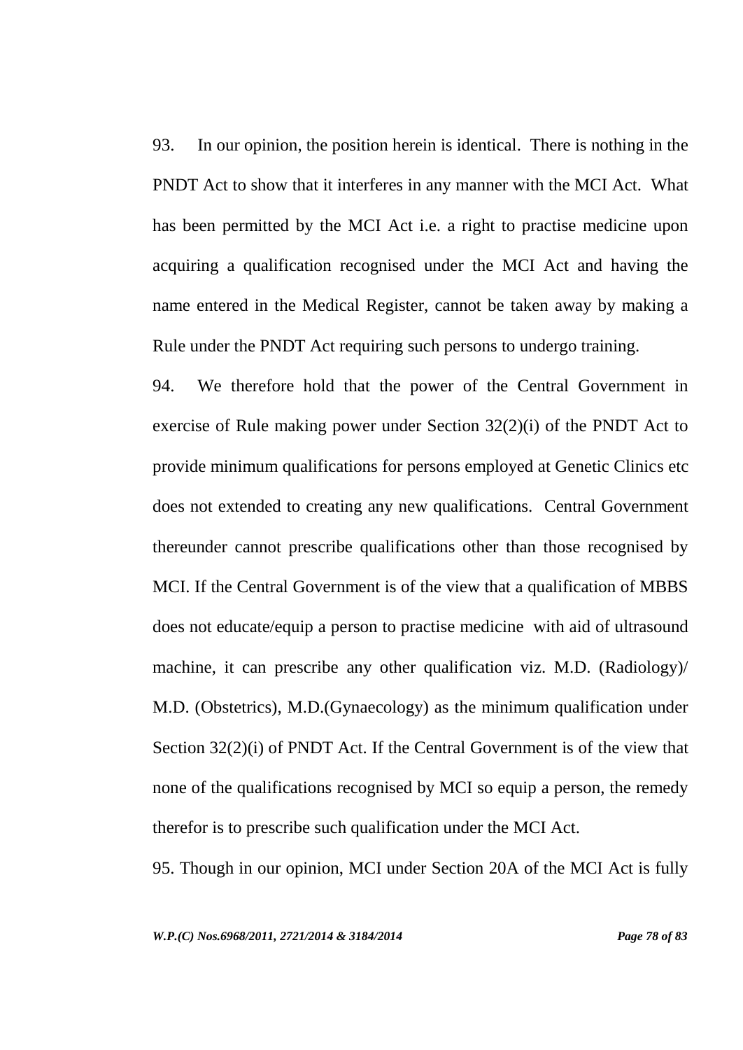93. In our opinion, the position herein is identical. There is nothing in the PNDT Act to show that it interferes in any manner with the MCI Act. What has been permitted by the MCI Act i.e. a right to practise medicine upon acquiring a qualification recognised under the MCI Act and having the name entered in the Medical Register, cannot be taken away by making a Rule under the PNDT Act requiring such persons to undergo training.

94. We therefore hold that the power of the Central Government in exercise of Rule making power under Section 32(2)(i) of the PNDT Act to provide minimum qualifications for persons employed at Genetic Clinics etc does not extended to creating any new qualifications. Central Government thereunder cannot prescribe qualifications other than those recognised by MCI. If the Central Government is of the view that a qualification of MBBS does not educate/equip a person to practise medicine with aid of ultrasound machine, it can prescribe any other qualification viz. M.D. (Radiology)/ M.D. (Obstetrics), M.D.(Gynaecology) as the minimum qualification under Section 32(2)(i) of PNDT Act. If the Central Government is of the view that none of the qualifications recognised by MCI so equip a person, the remedy therefor is to prescribe such qualification under the MCI Act.

95. Though in our opinion, MCI under Section 20A of the MCI Act is fully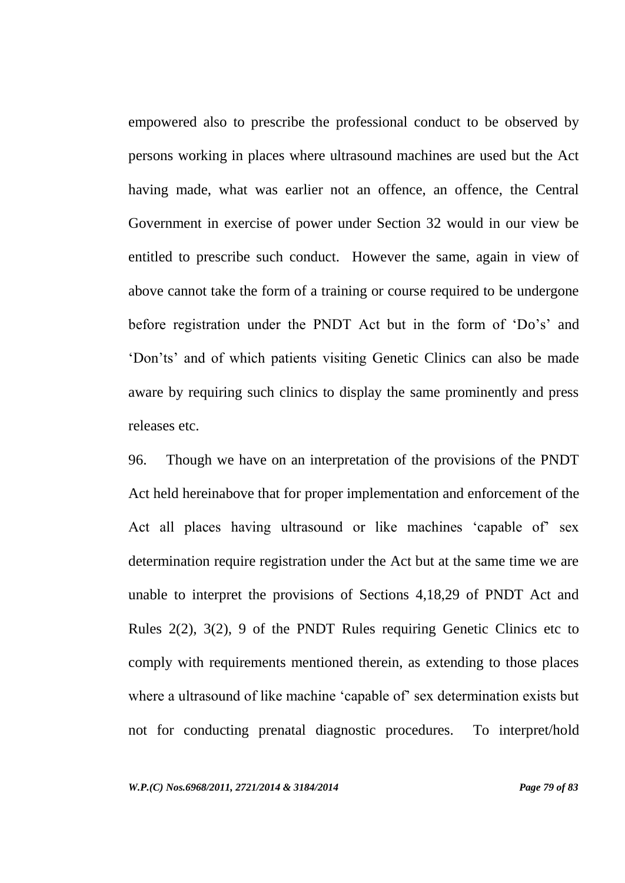empowered also to prescribe the professional conduct to be observed by persons working in places where ultrasound machines are used but the Act having made, what was earlier not an offence, an offence, the Central Government in exercise of power under Section 32 would in our view be entitled to prescribe such conduct. However the same, again in view of above cannot take the form of a training or course required to be undergone before registration under the PNDT Act but in the form of 'Do's' and 'Don'ts' and of which patients visiting Genetic Clinics can also be made aware by requiring such clinics to display the same prominently and press releases etc.

96. Though we have on an interpretation of the provisions of the PNDT Act held hereinabove that for proper implementation and enforcement of the Act all places having ultrasound or like machines 'capable of' sex determination require registration under the Act but at the same time we are unable to interpret the provisions of Sections 4,18,29 of PNDT Act and Rules 2(2), 3(2), 9 of the PNDT Rules requiring Genetic Clinics etc to comply with requirements mentioned therein, as extending to those places where a ultrasound of like machine 'capable of' sex determination exists but not for conducting prenatal diagnostic procedures. To interpret/hold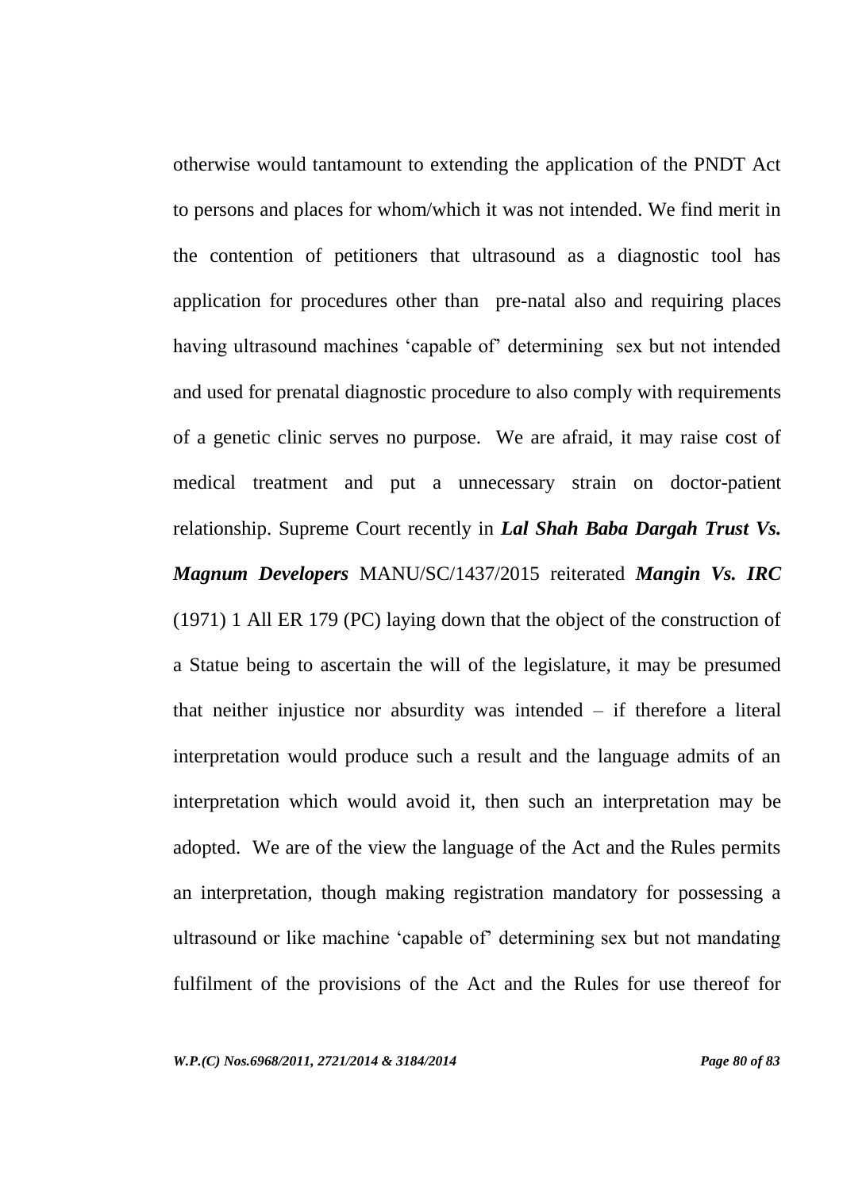otherwise would tantamount to extending the application of the PNDT Act to persons and places for whom/which it was not intended. We find merit in the contention of petitioners that ultrasound as a diagnostic tool has application for procedures other than pre-natal also and requiring places having ultrasound machines 'capable of' determining sex but not intended and used for prenatal diagnostic procedure to also comply with requirements of a genetic clinic serves no purpose. We are afraid, it may raise cost of medical treatment and put a unnecessary strain on doctor-patient relationship. Supreme Court recently in ***Lal Shah Baba Dargah Trust Vs. Magnum Developers*** MANU/SC/1437/2015 reiterated ***Mangin Vs. IRC*** (1971) 1 All ER 179 (PC) laying down that the object of the construction of a Statue being to ascertain the will of the legislature, it may be presumed that neither injustice nor absurdity was intended – if therefore a literal interpretation would produce such a result and the language admits of an interpretation which would avoid it, then such an interpretation may be adopted. We are of the view the language of the Act and the Rules permits an interpretation, though making registration mandatory for possessing a ultrasound or like machine 'capable of' determining sex but not mandating fulfilment of the provisions of the Act and the Rules for use thereof for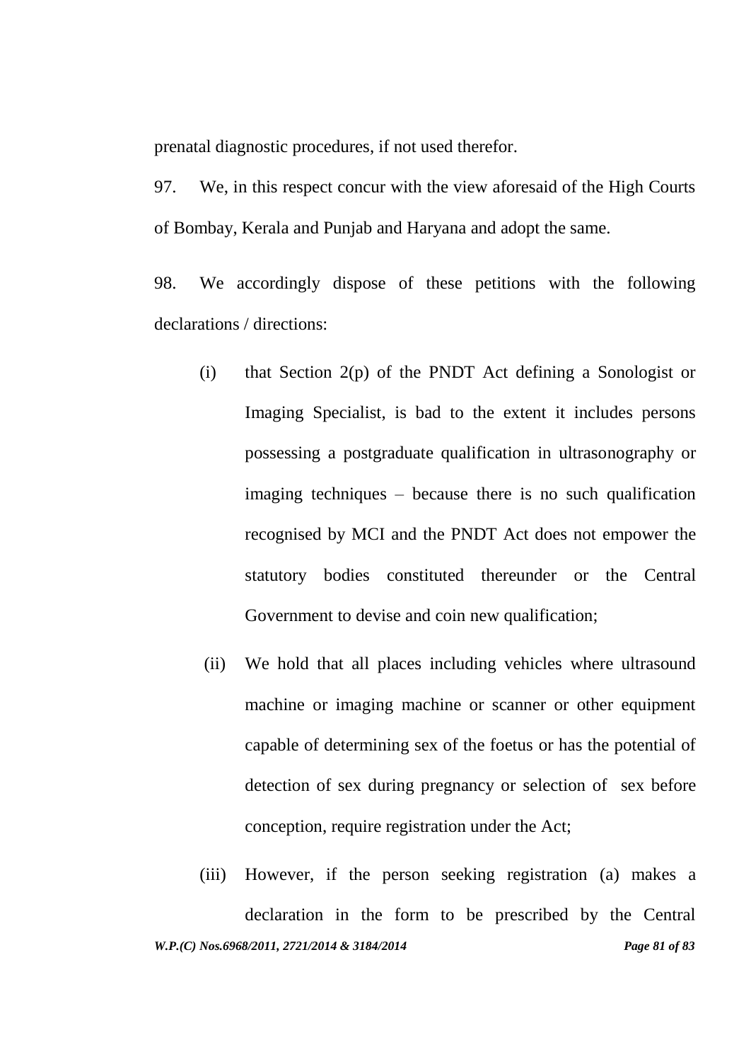prenatal diagnostic procedures, if not used therefor.

97. We, in this respect concur with the view aforesaid of the High Courts of Bombay, Kerala and Punjab and Haryana and adopt the same.

98. We accordingly dispose of these petitions with the following declarations / directions:

(i) that Section 2(p) of the PNDT Act defining a Sonologist or Imaging Specialist, is bad to the extent it includes persons possessing a postgraduate qualification in ultrasonography or imaging techniques – because there is no such qualification recognised by MCI and the PNDT Act does not empower the statutory bodies constituted thereunder or the Central Government to devise and coin new qualification;

(ii) We hold that all places including vehicles where ultrasound machine or imaging machine or scanner or other equipment capable of determining sex of the foetus or has the potential of detection of sex during pregnancy or selection of sex before conception, require registration under the Act;

(iii) However, if the person seeking registration (a) makes a declaration in the form to be prescribed by the Central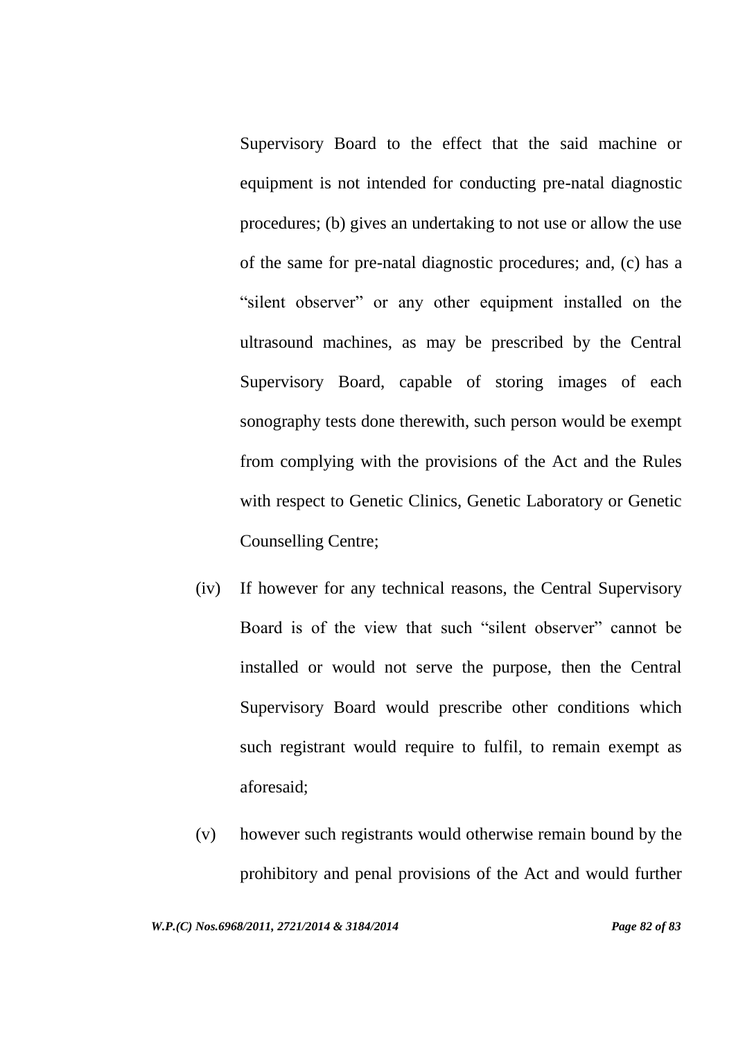Supervisory Board to the effect that the said machine or equipment is not intended for conducting pre-natal diagnostic procedures; (b) gives an undertaking to not use or allow the use of the same for pre-natal diagnostic procedures; and, (c) has a "silent observer" or any other equipment installed on the ultrasound machines, as may be prescribed by the Central Supervisory Board, capable of storing images of each sonography tests done therewith, such person would be exempt from complying with the provisions of the Act and the Rules with respect to Genetic Clinics, Genetic Laboratory or Genetic Counselling Centre;

(iv) If however for any technical reasons, the Central Supervisory Board is of the view that such "silent observer" cannot be installed or would not serve the purpose, then the Central Supervisory Board would prescribe other conditions which such registrant would require to fulfil, to remain exempt as aforesaid;

(v) however such registrants would otherwise remain bound by the prohibitory and penal provisions of the Act and would further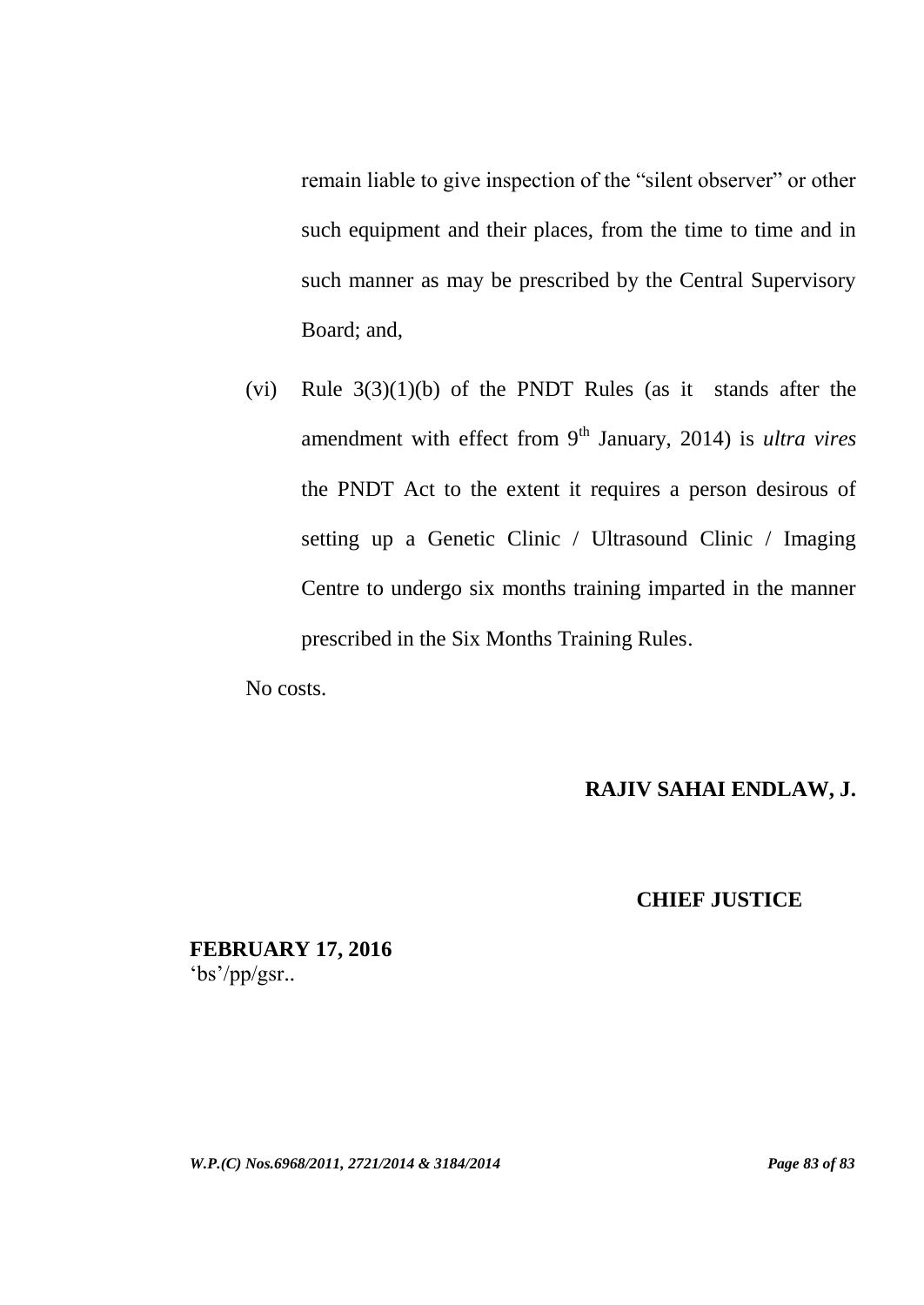remain liable to give inspection of the "silent observer" or other such equipment and their places, from the time to time and in such manner as may be prescribed by the Central Supervisory Board; and,

(vi) Rule 3(3)(1)(b) of the PNDT Rules (as it stands after the amendment with effect from 9th January, 2014) is *ultra vires* the PNDT Act to the extent it requires a person desirous of setting up a Genetic Clinic / Ultrasound Clinic / Imaging Centre to undergo six months training imparted in the manner prescribed in the Six Months Training Rules.

No costs.

**RAJIV SAHAI ENDLAW, J.**

**CHIEF JUSTICE**

**FEBRUARY 17, 2016**
'bs'/pp/gsr..